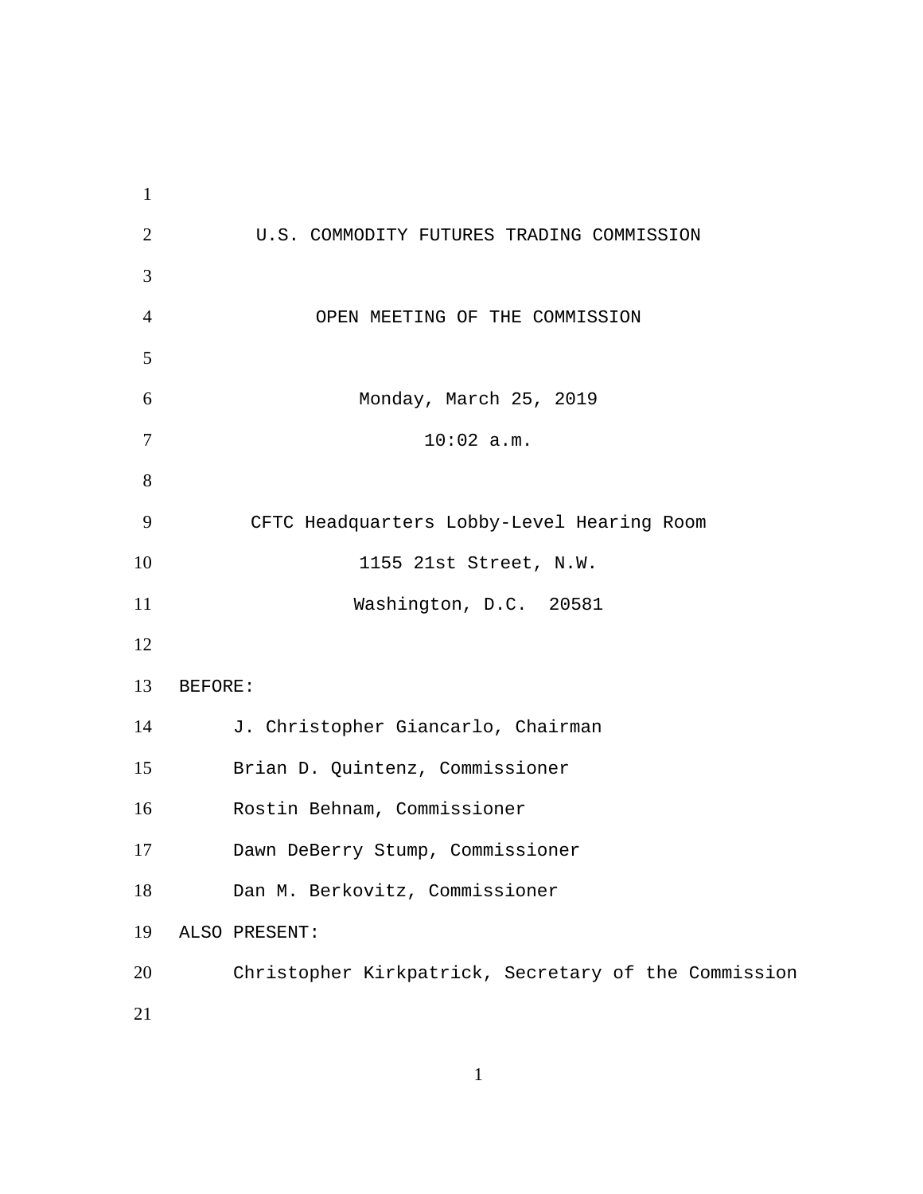# U.S. COMMODITY FUTURES TRADING COMMISSION

## OPEN MEETING OF THE COMMISSION

Monday, March 25, 2019

10:02 a.m.

CFTC Headquarters Lobby-Level Hearing Room

1155 21st Street, N.W.

Washington, D.C. 20581

BEFORE:

J. Christopher Giancarlo, Chairman

Brian D. Quintenz, Commissioner

Rostin Behnam, Commissioner

Dawn DeBerry Stump, Commissioner

Dan M. Berkovitz, Commissioner

ALSO PRESENT:

Christopher Kirkpatrick, Secretary of the Commission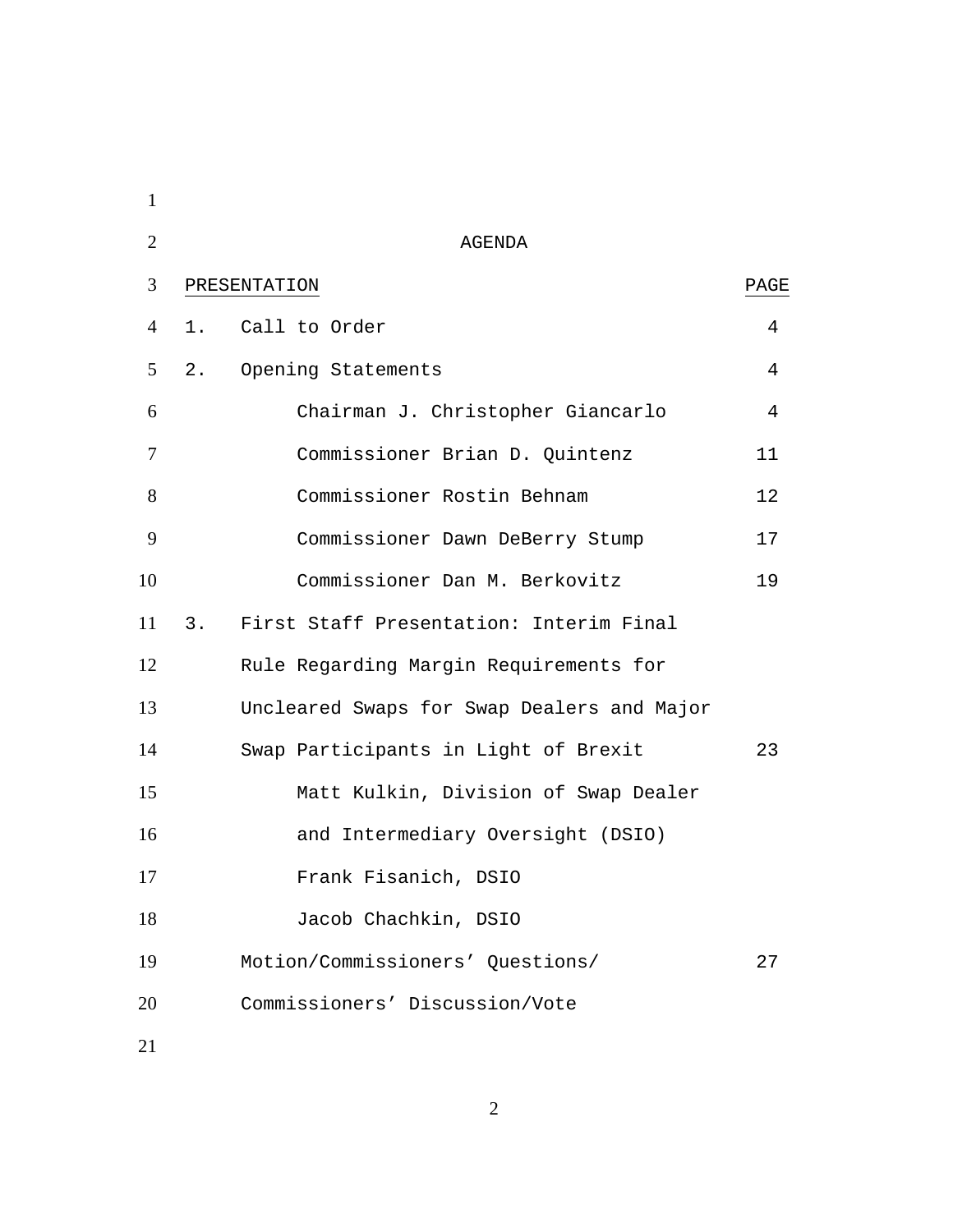## AGENDA

| PRESENTATION | PAGE |
|---|---|
| 1. Call to Order | 4 |
| 2. Opening Statements | 4 |
| Chairman J. Christopher Giancarlo | 4 |
| Commissioner Brian D. Quintenz | 11 |
| Commissioner Rostin Behnam | 12 |
| Commissioner Dawn DeBerry Stump | 17 |
| Commissioner Dan M. Berkovitz | 19 |
| 3. First Staff Presentation: Interim Final Rule Regarding Margin Requirements for Uncleared Swaps for Swap Dealers and Major Swap Participants in Light of Brexit | 23 |
| Matt Kulkin, Division of Swap Dealer and Intermediary Oversight (DSIO) | |
| Frank Fisanich, DSIO | |
| Jacob Chachkin, DSIO | |
| Motion/Commissioners' Questions/ Commissioners' Discussion/Vote | 27 |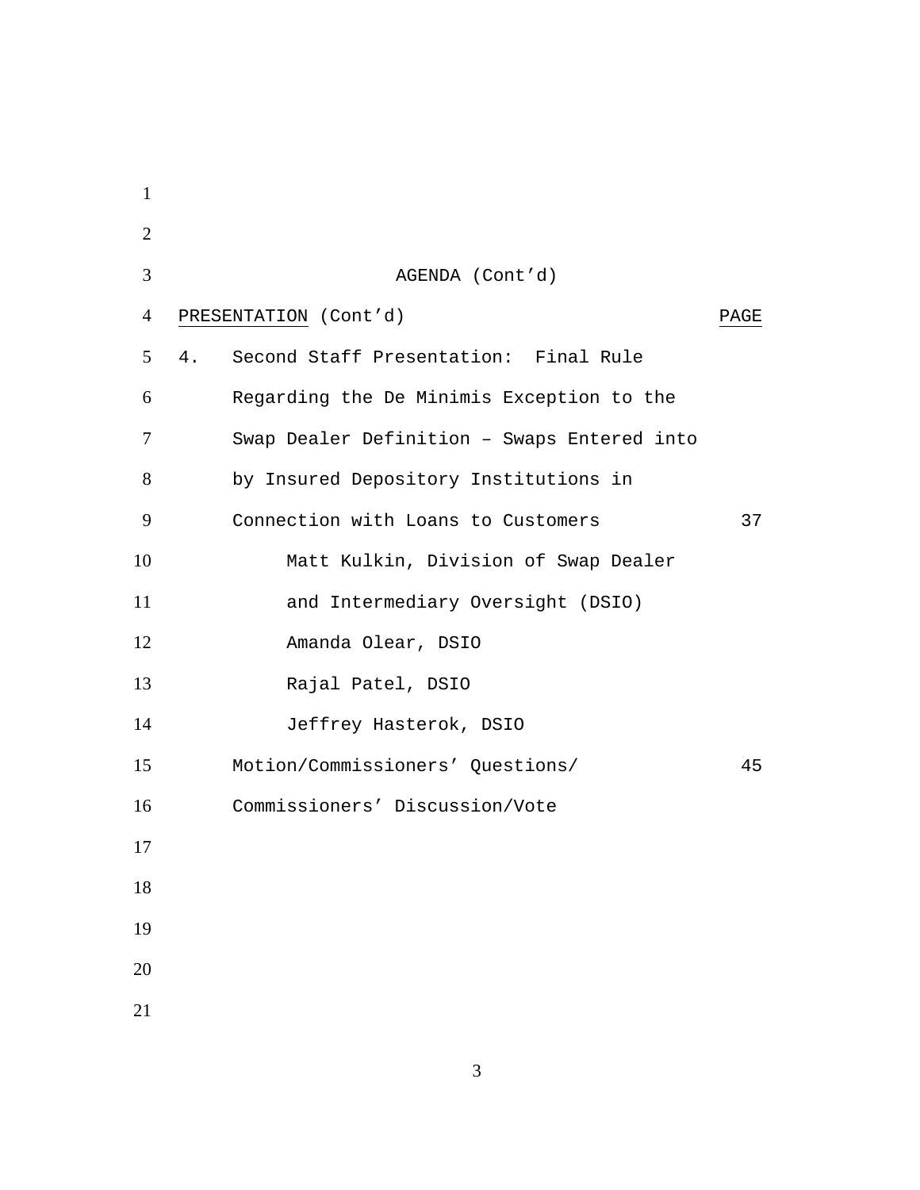AGENDA (Cont'd)

| PRESENTATION (Cont'd) | PAGE |
|---|---|
| 4. Second Staff Presentation: Final Rule Regarding the De Minimis Exception to the Swap Dealer Definition – Swaps Entered into by Insured Depository Institutions in Connection with Loans to Customers | 37 |
| Matt Kulkin, Division of Swap Dealer and Intermediary Oversight (DSIO) | |
| Amanda Olear, DSIO | |
| Rajal Patel, DSIO | |
| Jeffrey Hasterok, DSIO | |
| Motion/Commissioners' Questions/ Commissioners' Discussion/Vote | 45 |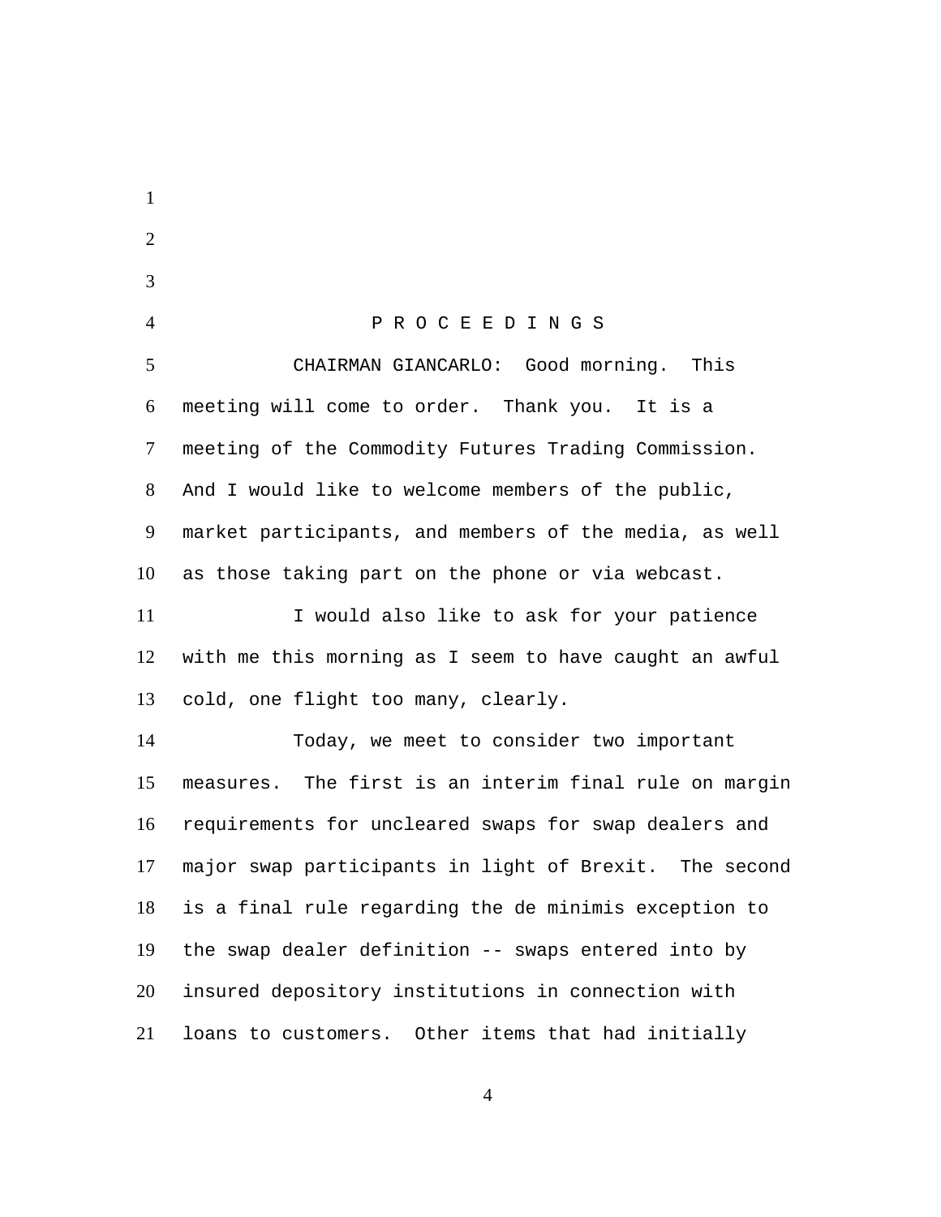P R O C E E D I N G S

CHAIRMAN GIANCARLO: Good morning. This meeting will come to order. Thank you. It is a meeting of the Commodity Futures Trading Commission. And I would like to welcome members of the public, market participants, and members of the media, as well as those taking part on the phone or via webcast.

I would also like to ask for your patience with me this morning as I seem to have caught an awful cold, one flight too many, clearly.

Today, we meet to consider two important measures. The first is an interim final rule on margin requirements for uncleared swaps for swap dealers and major swap participants in light of Brexit. The second is a final rule regarding the de minimis exception to the swap dealer definition -- swaps entered into by insured depository institutions in connection with loans to customers. Other items that had initially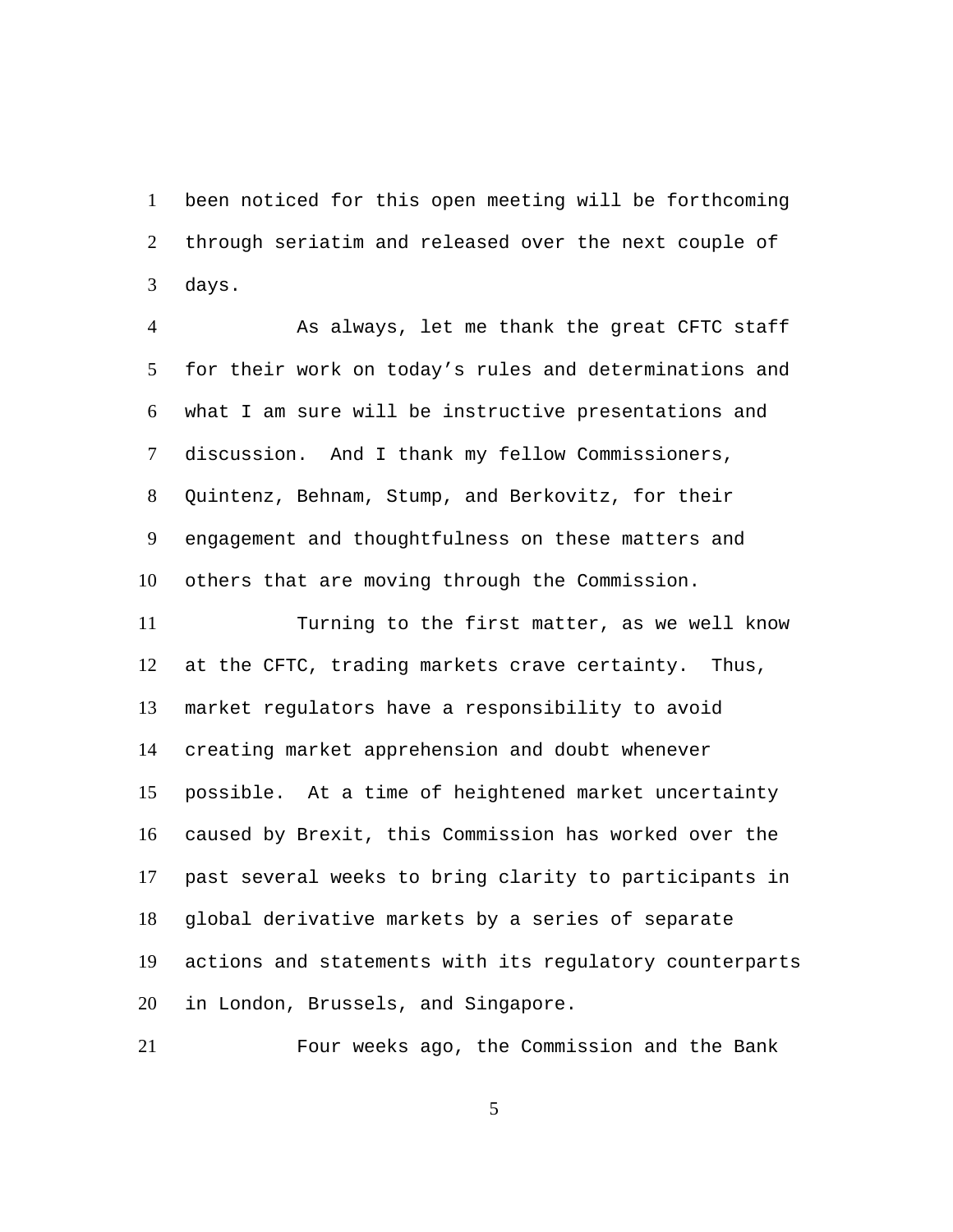been noticed for this open meeting will be forthcoming through seriatim and released over the next couple of days.

As always, let me thank the great CFTC staff for their work on today's rules and determinations and what I am sure will be instructive presentations and discussion. And I thank my fellow Commissioners, Quintenz, Behnam, Stump, and Berkovitz, for their engagement and thoughtfulness on these matters and others that are moving through the Commission.

Turning to the first matter, as we well know at the CFTC, trading markets crave certainty. Thus, market regulators have a responsibility to avoid creating market apprehension and doubt whenever possible. At a time of heightened market uncertainty caused by Brexit, this Commission has worked over the past several weeks to bring clarity to participants in global derivative markets by a series of separate actions and statements with its regulatory counterparts in London, Brussels, and Singapore.

Four weeks ago, the Commission and the Bank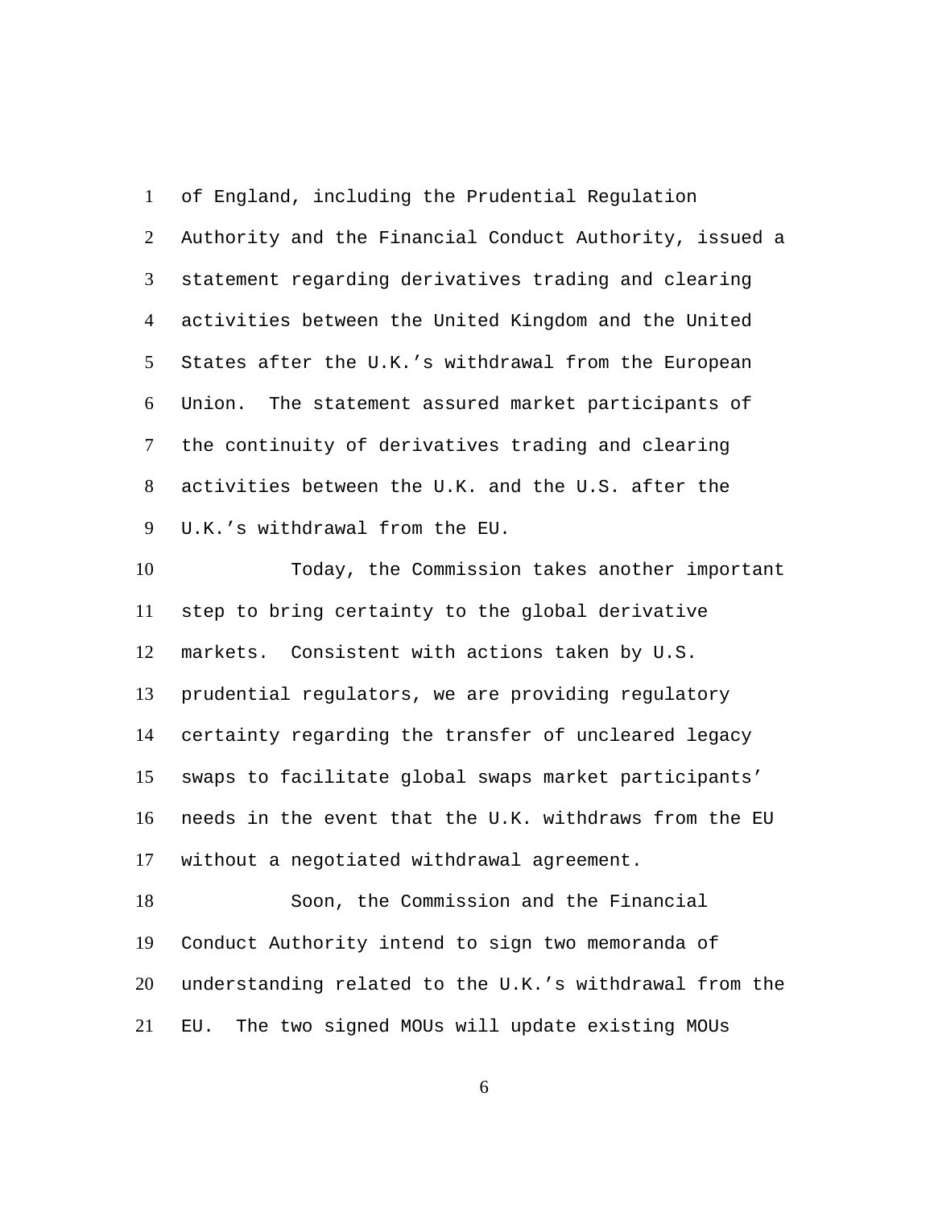of England, including the Prudential Regulation Authority and the Financial Conduct Authority, issued a statement regarding derivatives trading and clearing activities between the United Kingdom and the United States after the U.K.'s withdrawal from the European Union. The statement assured market participants of the continuity of derivatives trading and clearing activities between the U.K. and the U.S. after the U.K.'s withdrawal from the EU.

Today, the Commission takes another important step to bring certainty to the global derivative markets. Consistent with actions taken by U.S. prudential regulators, we are providing regulatory certainty regarding the transfer of uncleared legacy swaps to facilitate global swaps market participants' needs in the event that the U.K. withdraws from the EU without a negotiated withdrawal agreement.

Soon, the Commission and the Financial Conduct Authority intend to sign two memoranda of understanding related to the U.K.'s withdrawal from the EU. The two signed MOUs will update existing MOUs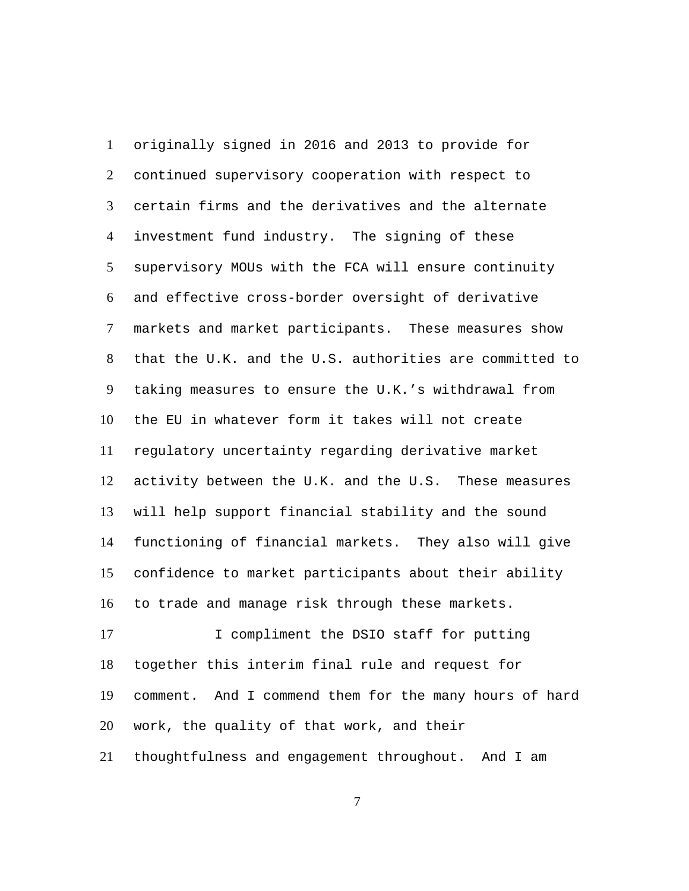originally signed in 2016 and 2013 to provide for continued supervisory cooperation with respect to certain firms and the derivatives and the alternate investment fund industry. The signing of these supervisory MOUs with the FCA will ensure continuity and effective cross-border oversight of derivative markets and market participants. These measures show that the U.K. and the U.S. authorities are committed to taking measures to ensure the U.K.'s withdrawal from the EU in whatever form it takes will not create regulatory uncertainty regarding derivative market activity between the U.K. and the U.S. These measures will help support financial stability and the sound functioning of financial markets. They also will give confidence to market participants about their ability to trade and manage risk through these markets.

I compliment the DSIO staff for putting together this interim final rule and request for comment. And I commend them for the many hours of hard work, the quality of that work, and their thoughtfulness and engagement throughout. And I am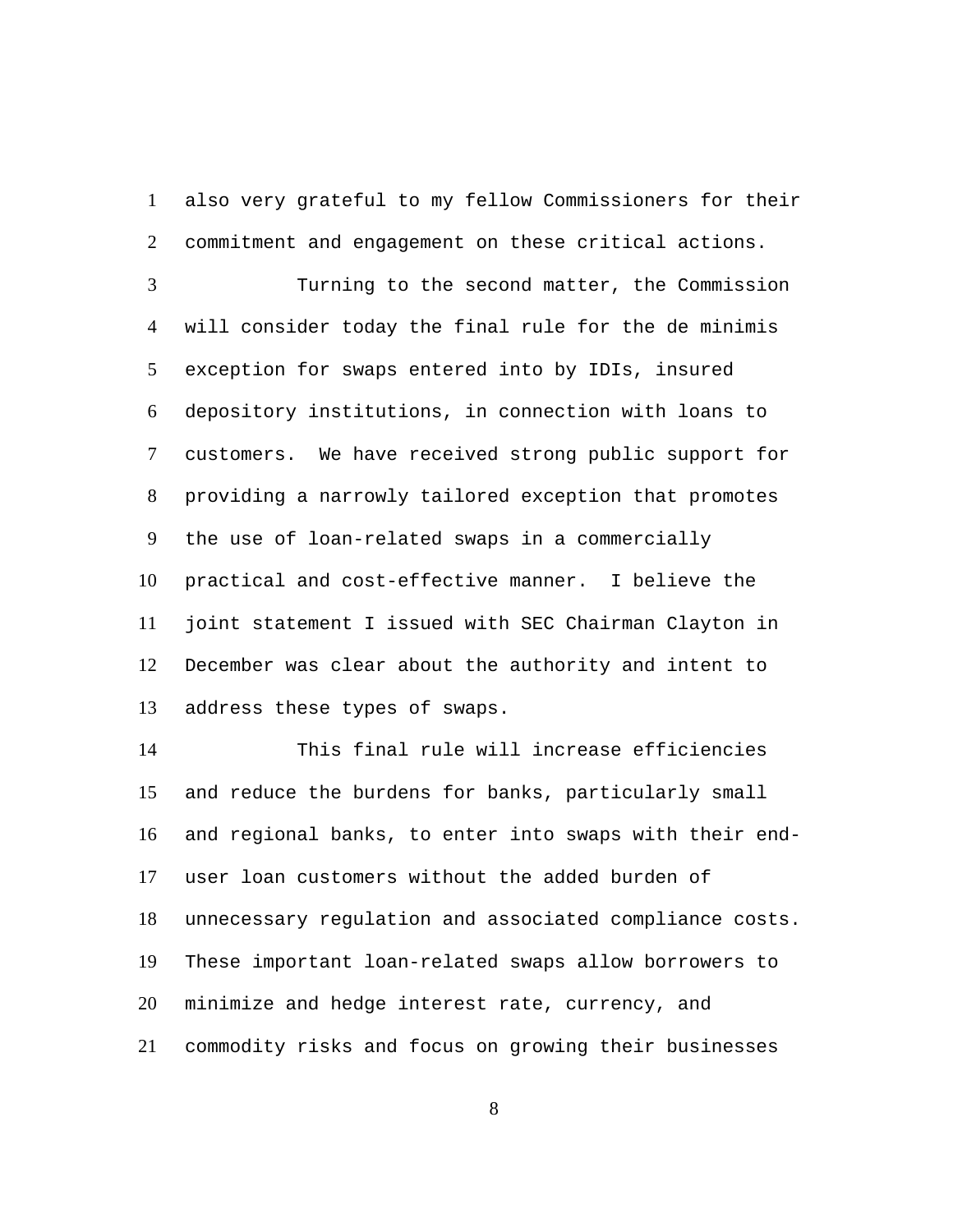also very grateful to my fellow Commissioners for their commitment and engagement on these critical actions.

Turning to the second matter, the Commission will consider today the final rule for the de minimis exception for swaps entered into by IDIs, insured depository institutions, in connection with loans to customers. We have received strong public support for providing a narrowly tailored exception that promotes the use of loan-related swaps in a commercially practical and cost-effective manner. I believe the joint statement I issued with SEC Chairman Clayton in December was clear about the authority and intent to address these types of swaps.

This final rule will increase efficiencies and reduce the burdens for banks, particularly small and regional banks, to enter into swaps with their end-user loan customers without the added burden of unnecessary regulation and associated compliance costs. These important loan-related swaps allow borrowers to minimize and hedge interest rate, currency, and commodity risks and focus on growing their businesses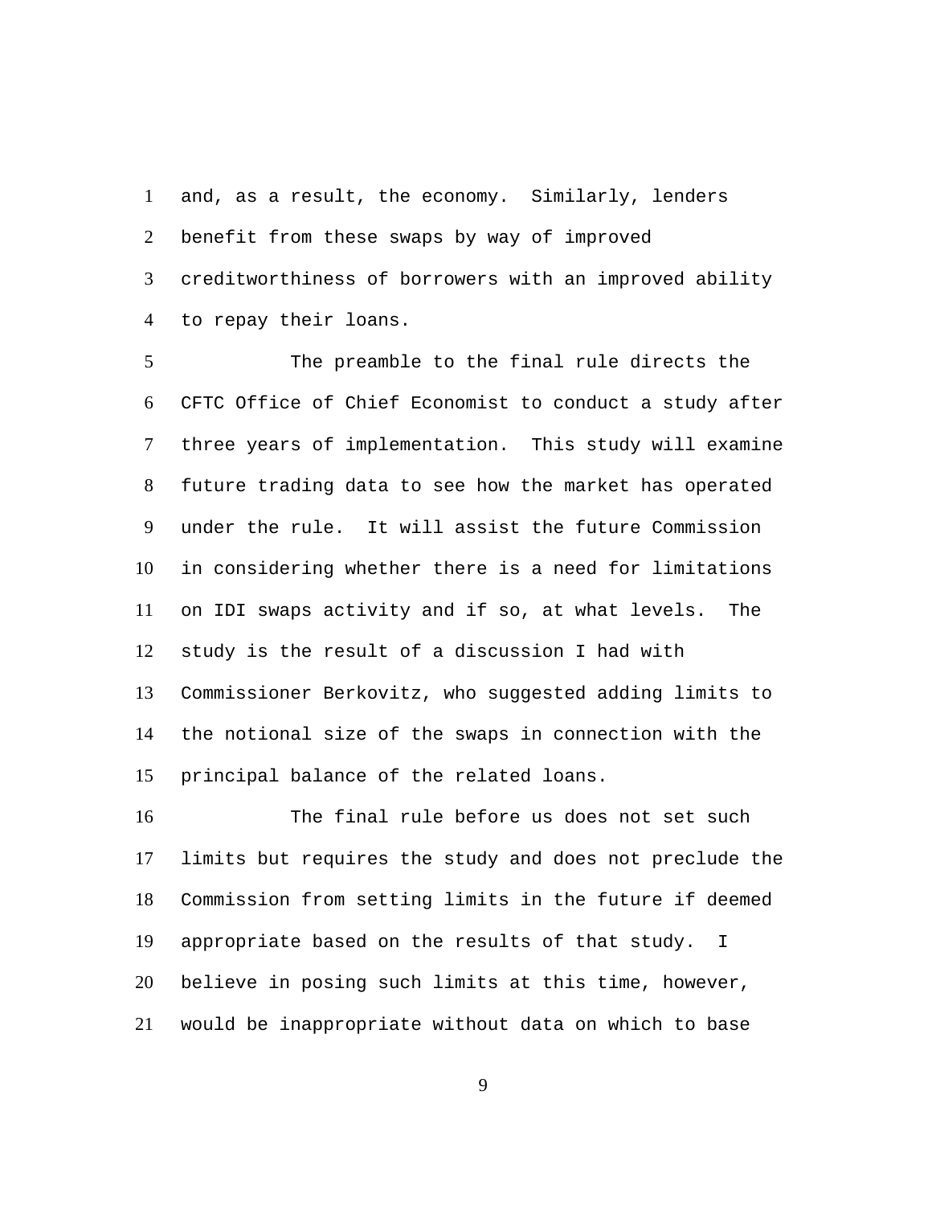and, as a result, the economy. Similarly, lenders benefit from these swaps by way of improved creditworthiness of borrowers with an improved ability to repay their loans.

The preamble to the final rule directs the CFTC Office of Chief Economist to conduct a study after three years of implementation. This study will examine future trading data to see how the market has operated under the rule. It will assist the future Commission in considering whether there is a need for limitations on IDI swaps activity and if so, at what levels. The study is the result of a discussion I had with Commissioner Berkovitz, who suggested adding limits to the notional size of the swaps in connection with the principal balance of the related loans.

The final rule before us does not set such limits but requires the study and does not preclude the Commission from setting limits in the future if deemed appropriate based on the results of that study. I believe in posing such limits at this time, however, would be inappropriate without data on which to base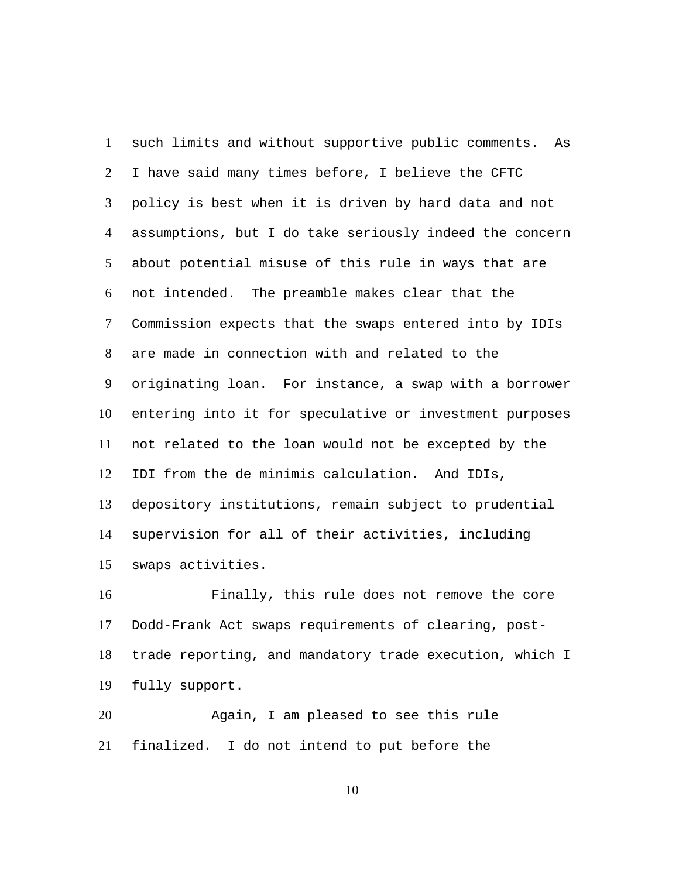such limits and without supportive public comments. As I have said many times before, I believe the CFTC policy is best when it is driven by hard data and not assumptions, but I do take seriously indeed the concern about potential misuse of this rule in ways that are not intended. The preamble makes clear that the Commission expects that the swaps entered into by IDIs are made in connection with and related to the originating loan. For instance, a swap with a borrower entering into it for speculative or investment purposes not related to the loan would not be excepted by the IDI from the de minimis calculation. And IDIs, depository institutions, remain subject to prudential supervision for all of their activities, including swaps activities.

Finally, this rule does not remove the core Dodd-Frank Act swaps requirements of clearing, post-trade reporting, and mandatory trade execution, which I fully support.

Again, I am pleased to see this rule finalized. I do not intend to put before the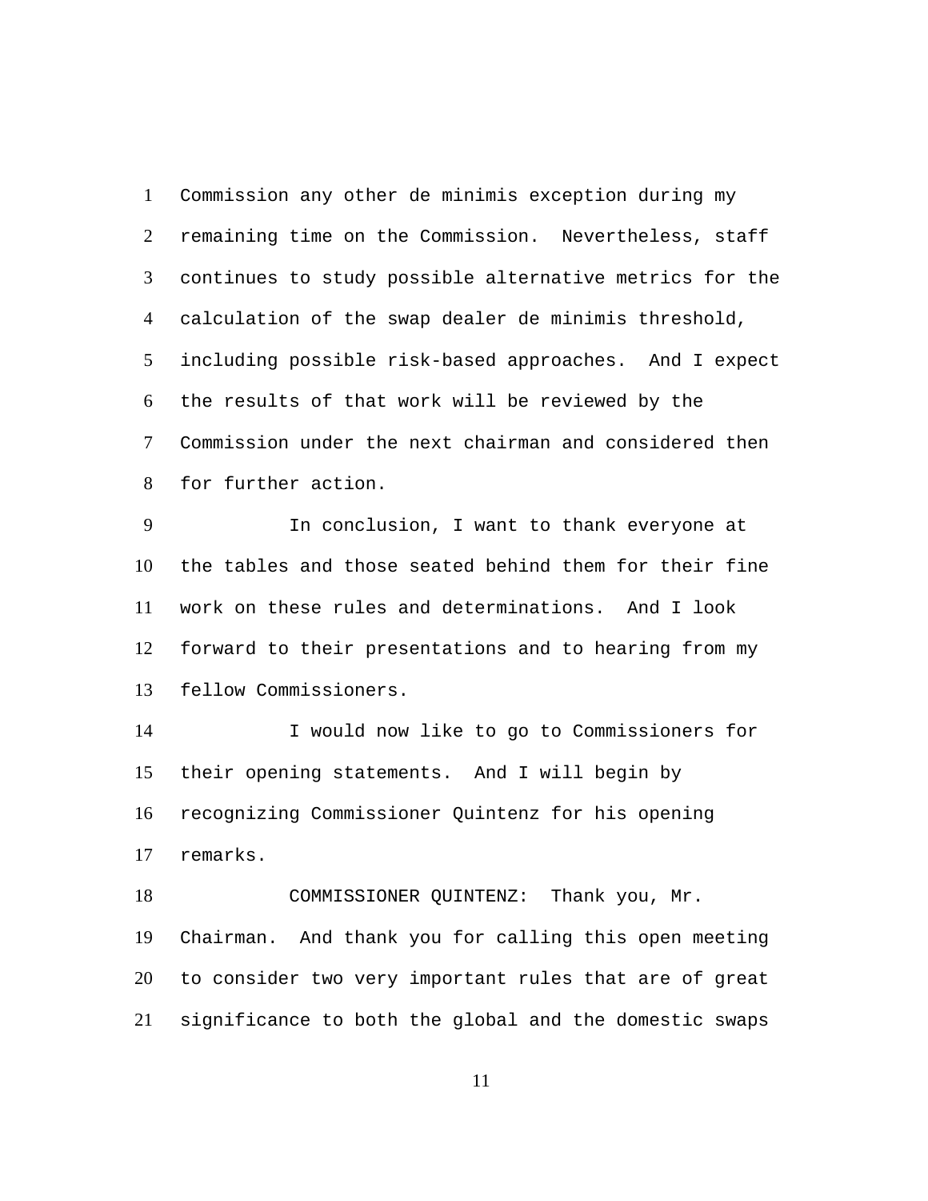Commission any other de minimis exception during my remaining time on the Commission. Nevertheless, staff continues to study possible alternative metrics for the calculation of the swap dealer de minimis threshold, including possible risk-based approaches. And I expect the results of that work will be reviewed by the Commission under the next chairman and considered then for further action.

In conclusion, I want to thank everyone at the tables and those seated behind them for their fine work on these rules and determinations. And I look forward to their presentations and to hearing from my fellow Commissioners.

I would now like to go to Commissioners for their opening statements. And I will begin by recognizing Commissioner Quintenz for his opening remarks.

COMMISSIONER QUINTENZ: Thank you, Mr. Chairman. And thank you for calling this open meeting to consider two very important rules that are of great significance to both the global and the domestic swaps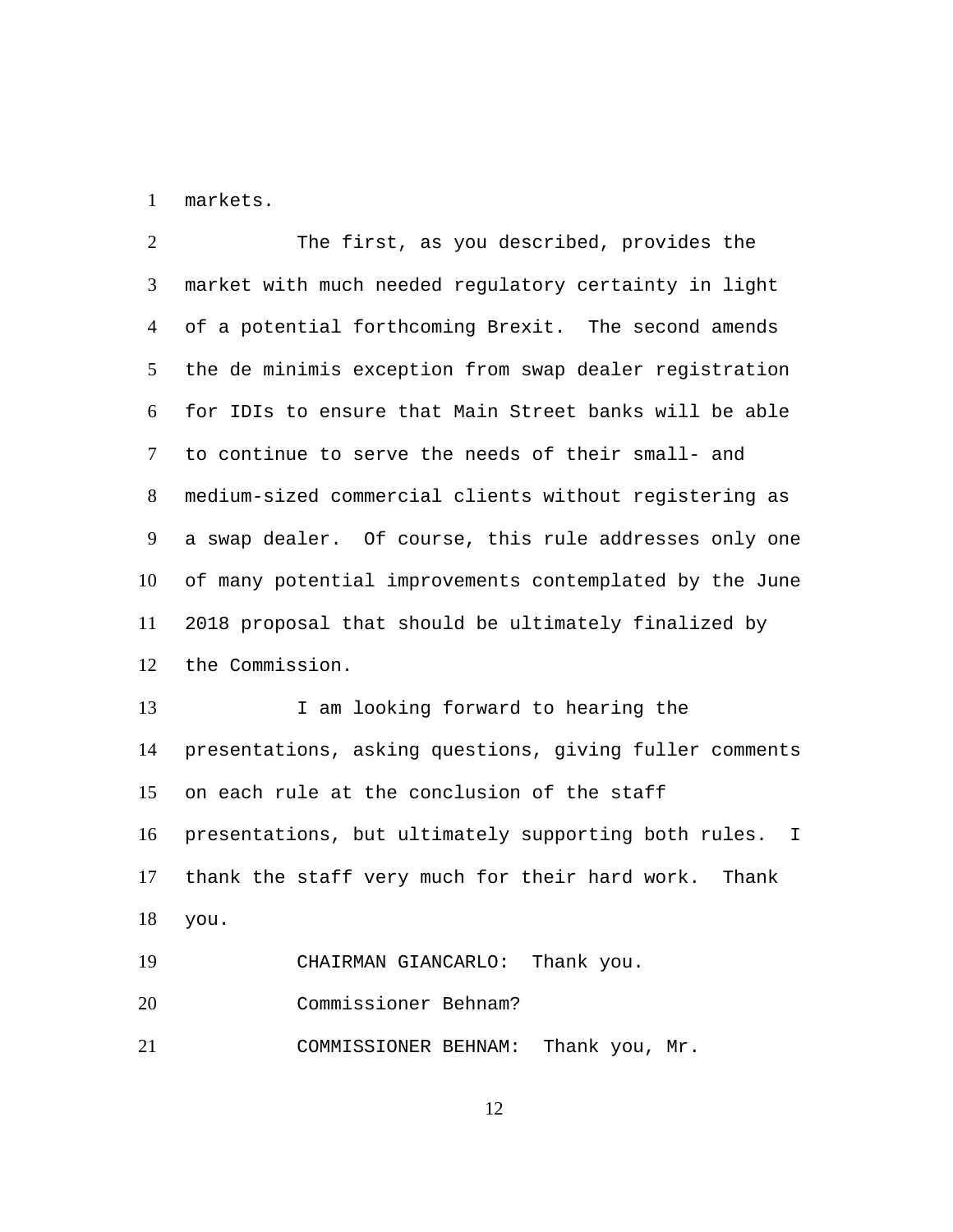markets.

The first, as you described, provides the market with much needed regulatory certainty in light of a potential forthcoming Brexit. The second amends the de minimis exception from swap dealer registration for IDIs to ensure that Main Street banks will be able to continue to serve the needs of their small- and medium-sized commercial clients without registering as a swap dealer. Of course, this rule addresses only one of many potential improvements contemplated by the June 2018 proposal that should be ultimately finalized by the Commission.

I am looking forward to hearing the presentations, asking questions, giving fuller comments on each rule at the conclusion of the staff presentations, but ultimately supporting both rules. I thank the staff very much for their hard work. Thank you.

CHAIRMAN GIANCARLO: Thank you.

Commissioner Behnam?

COMMISSIONER BEHNAM: Thank you, Mr.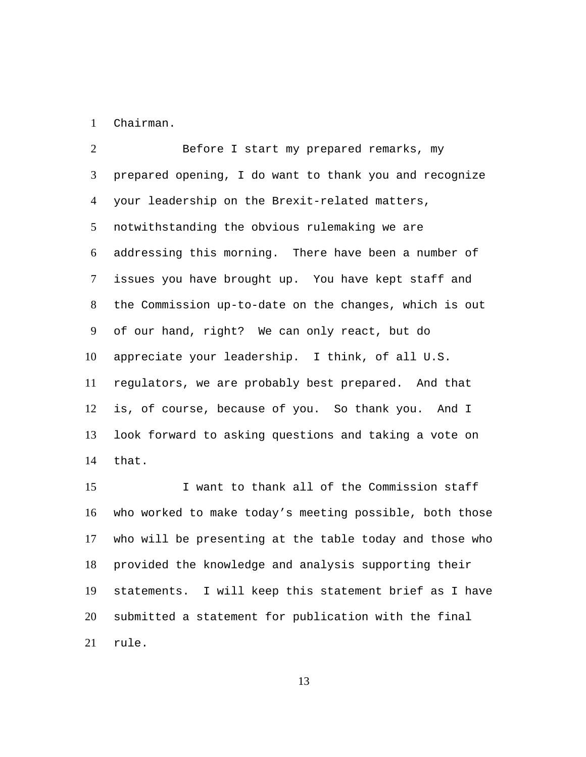Chairman.

Before I start my prepared remarks, my prepared opening, I do want to thank you and recognize your leadership on the Brexit-related matters, notwithstanding the obvious rulemaking we are addressing this morning. There have been a number of issues you have brought up. You have kept staff and the Commission up-to-date on the changes, which is out of our hand, right? We can only react, but do appreciate your leadership. I think, of all U.S. regulators, we are probably best prepared. And that is, of course, because of you. So thank you. And I look forward to asking questions and taking a vote on that.

I want to thank all of the Commission staff who worked to make today's meeting possible, both those who will be presenting at the table today and those who provided the knowledge and analysis supporting their statements. I will keep this statement brief as I have submitted a statement for publication with the final rule.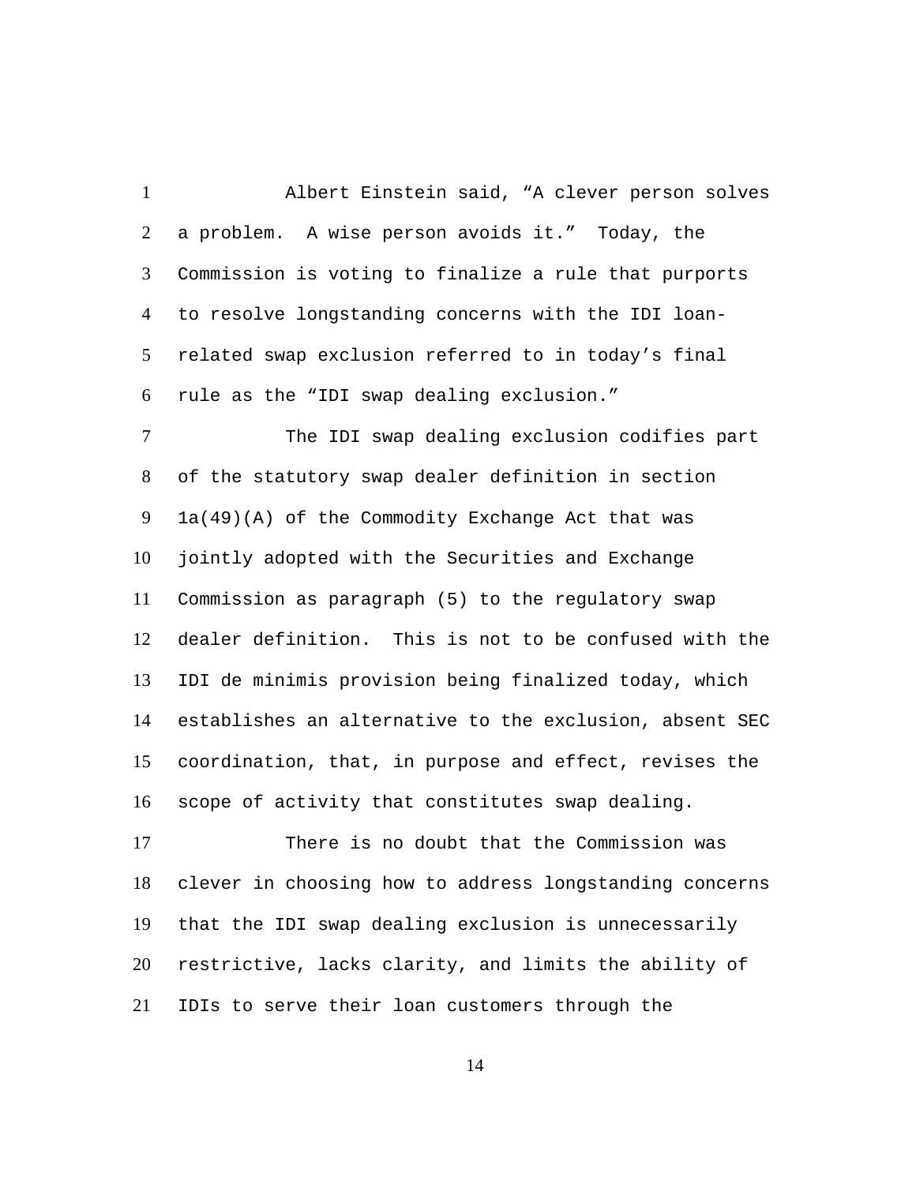Albert Einstein said, “A clever person solves a problem. A wise person avoids it.” Today, the Commission is voting to finalize a rule that purports to resolve longstanding concerns with the IDI loan-related swap exclusion referred to in today’s final rule as the “IDI swap dealing exclusion.”

The IDI swap dealing exclusion codifies part of the statutory swap dealer definition in section 1a(49)(A) of the Commodity Exchange Act that was jointly adopted with the Securities and Exchange Commission as paragraph (5) to the regulatory swap dealer definition. This is not to be confused with the IDI de minimis provision being finalized today, which establishes an alternative to the exclusion, absent SEC coordination, that, in purpose and effect, revises the scope of activity that constitutes swap dealing.

There is no doubt that the Commission was clever in choosing how to address longstanding concerns that the IDI swap dealing exclusion is unnecessarily restrictive, lacks clarity, and limits the ability of IDIs to serve their loan customers through the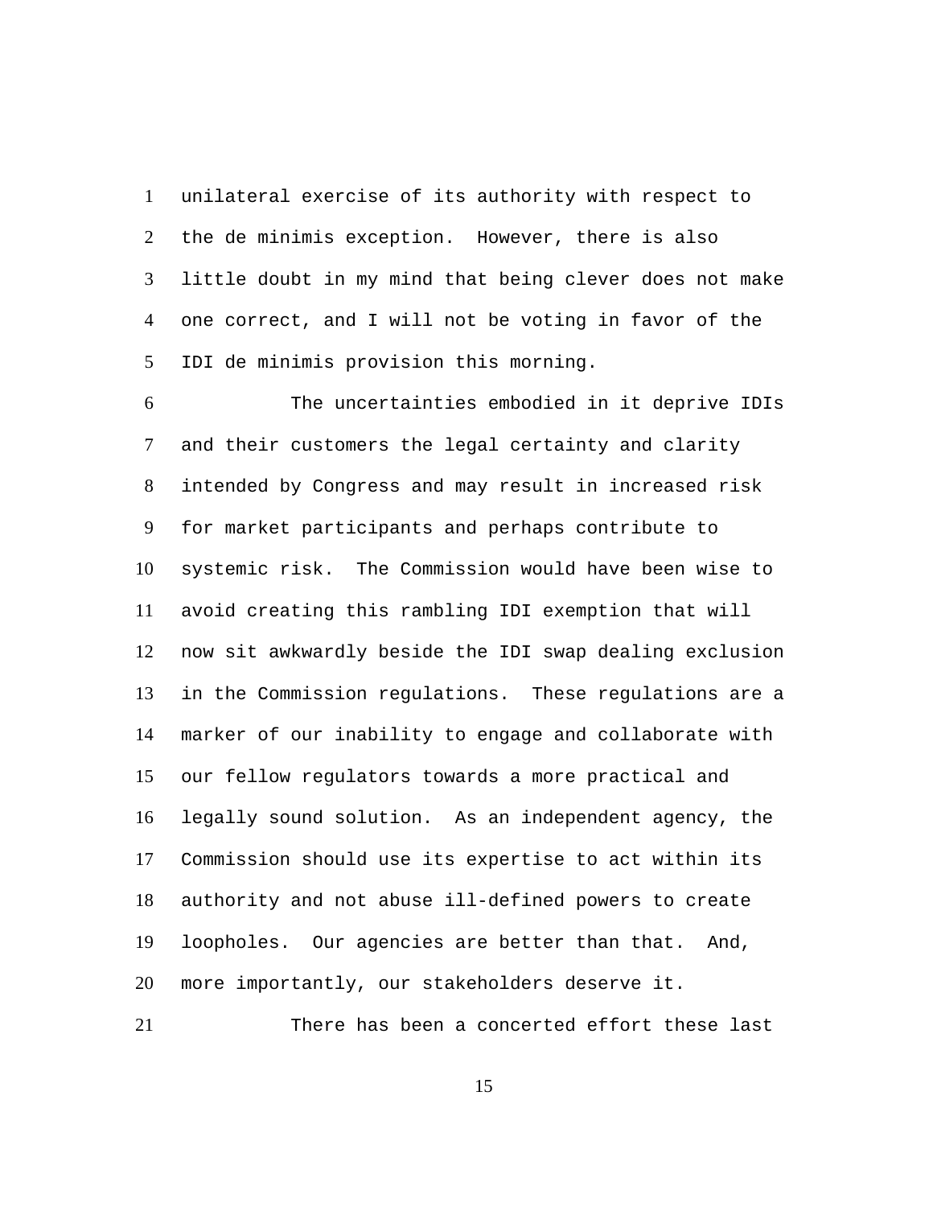unilateral exercise of its authority with respect to the de minimis exception. However, there is also little doubt in my mind that being clever does not make one correct, and I will not be voting in favor of the IDI de minimis provision this morning.

The uncertainties embodied in it deprive IDIs and their customers the legal certainty and clarity intended by Congress and may result in increased risk for market participants and perhaps contribute to systemic risk. The Commission would have been wise to avoid creating this rambling IDI exemption that will now sit awkwardly beside the IDI swap dealing exclusion in the Commission regulations. These regulations are a marker of our inability to engage and collaborate with our fellow regulators towards a more practical and legally sound solution. As an independent agency, the Commission should use its expertise to act within its authority and not abuse ill-defined powers to create loopholes. Our agencies are better than that. And, more importantly, our stakeholders deserve it.

There has been a concerted effort these last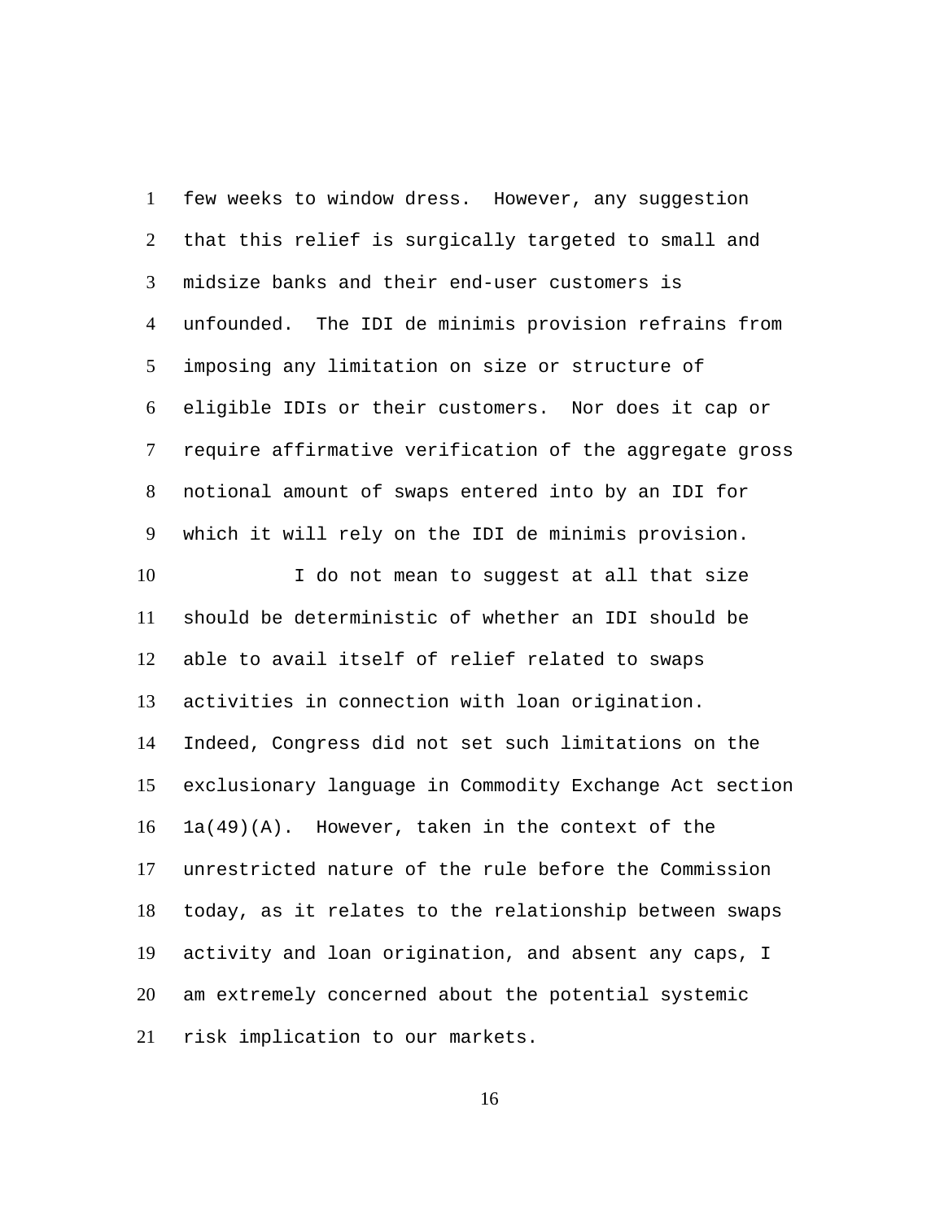few weeks to window dress. However, any suggestion that this relief is surgically targeted to small and midsize banks and their end-user customers is unfounded. The IDI de minimis provision refrains from imposing any limitation on size or structure of eligible IDIs or their customers. Nor does it cap or require affirmative verification of the aggregate gross notional amount of swaps entered into by an IDI for which it will rely on the IDI de minimis provision.

I do not mean to suggest at all that size should be deterministic of whether an IDI should be able to avail itself of relief related to swaps activities in connection with loan origination. Indeed, Congress did not set such limitations on the exclusionary language in Commodity Exchange Act section 1a(49)(A). However, taken in the context of the unrestricted nature of the rule before the Commission today, as it relates to the relationship between swaps activity and loan origination, and absent any caps, I am extremely concerned about the potential systemic risk implication to our markets.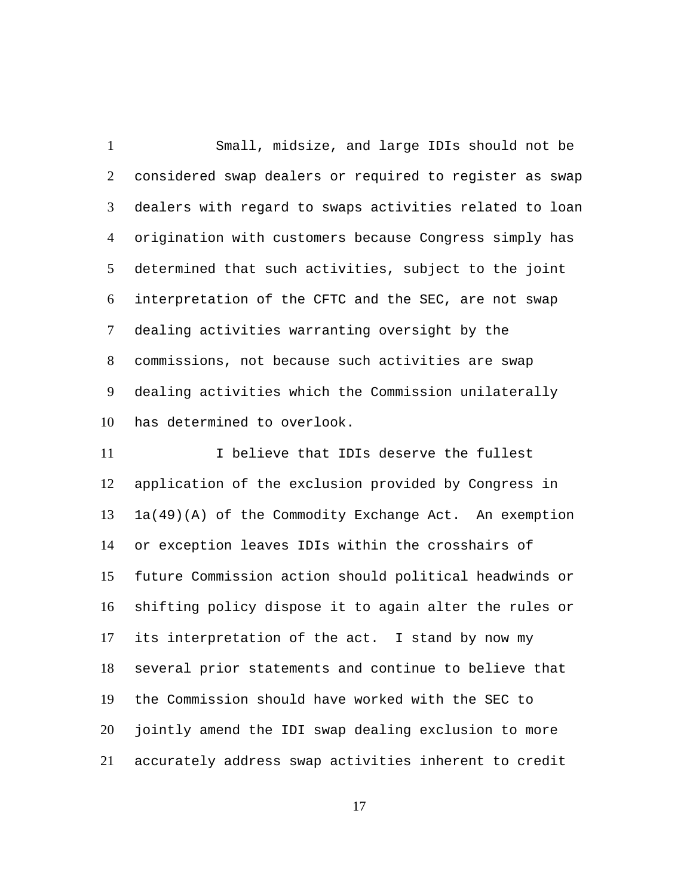Small, midsize, and large IDIs should not be considered swap dealers or required to register as swap dealers with regard to swaps activities related to loan origination with customers because Congress simply has determined that such activities, subject to the joint interpretation of the CFTC and the SEC, are not swap dealing activities warranting oversight by the commissions, not because such activities are swap dealing activities which the Commission unilaterally has determined to overlook.

I believe that IDIs deserve the fullest application of the exclusion provided by Congress in 1a(49)(A) of the Commodity Exchange Act. An exemption or exception leaves IDIs within the crosshairs of future Commission action should political headwinds or shifting policy dispose it to again alter the rules or its interpretation of the act. I stand by now my several prior statements and continue to believe that the Commission should have worked with the SEC to jointly amend the IDI swap dealing exclusion to more accurately address swap activities inherent to credit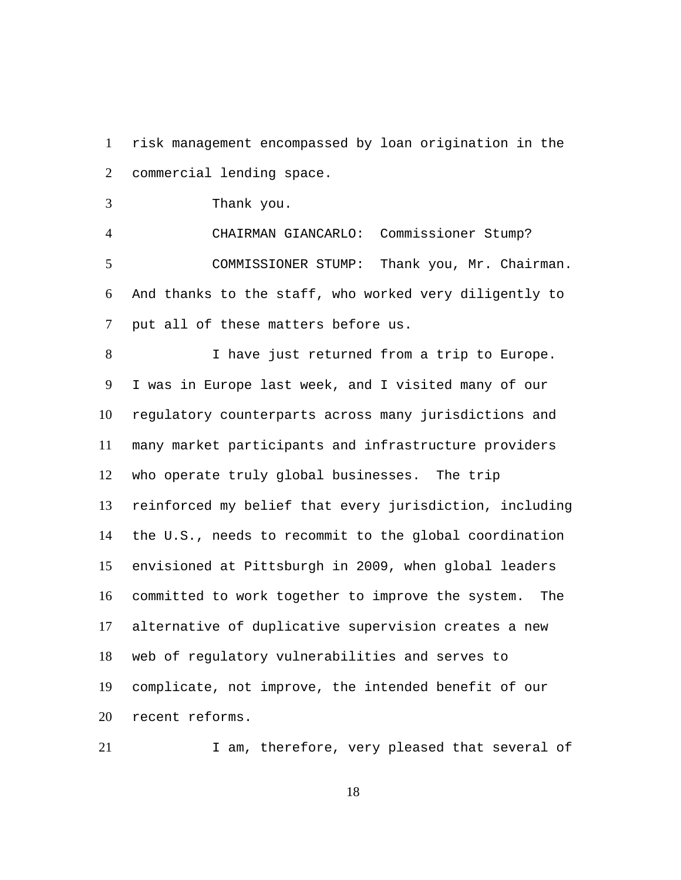risk management encompassed by loan origination in the commercial lending space.

Thank you.

CHAIRMAN GIANCARLO: Commissioner Stump?

COMMISSIONER STUMP: Thank you, Mr. Chairman. And thanks to the staff, who worked very diligently to put all of these matters before us.

I have just returned from a trip to Europe. I was in Europe last week, and I visited many of our regulatory counterparts across many jurisdictions and many market participants and infrastructure providers who operate truly global businesses. The trip reinforced my belief that every jurisdiction, including the U.S., needs to recommit to the global coordination envisioned at Pittsburgh in 2009, when global leaders committed to work together to improve the system. The alternative of duplicative supervision creates a new web of regulatory vulnerabilities and serves to complicate, not improve, the intended benefit of our recent reforms.

I am, therefore, very pleased that several of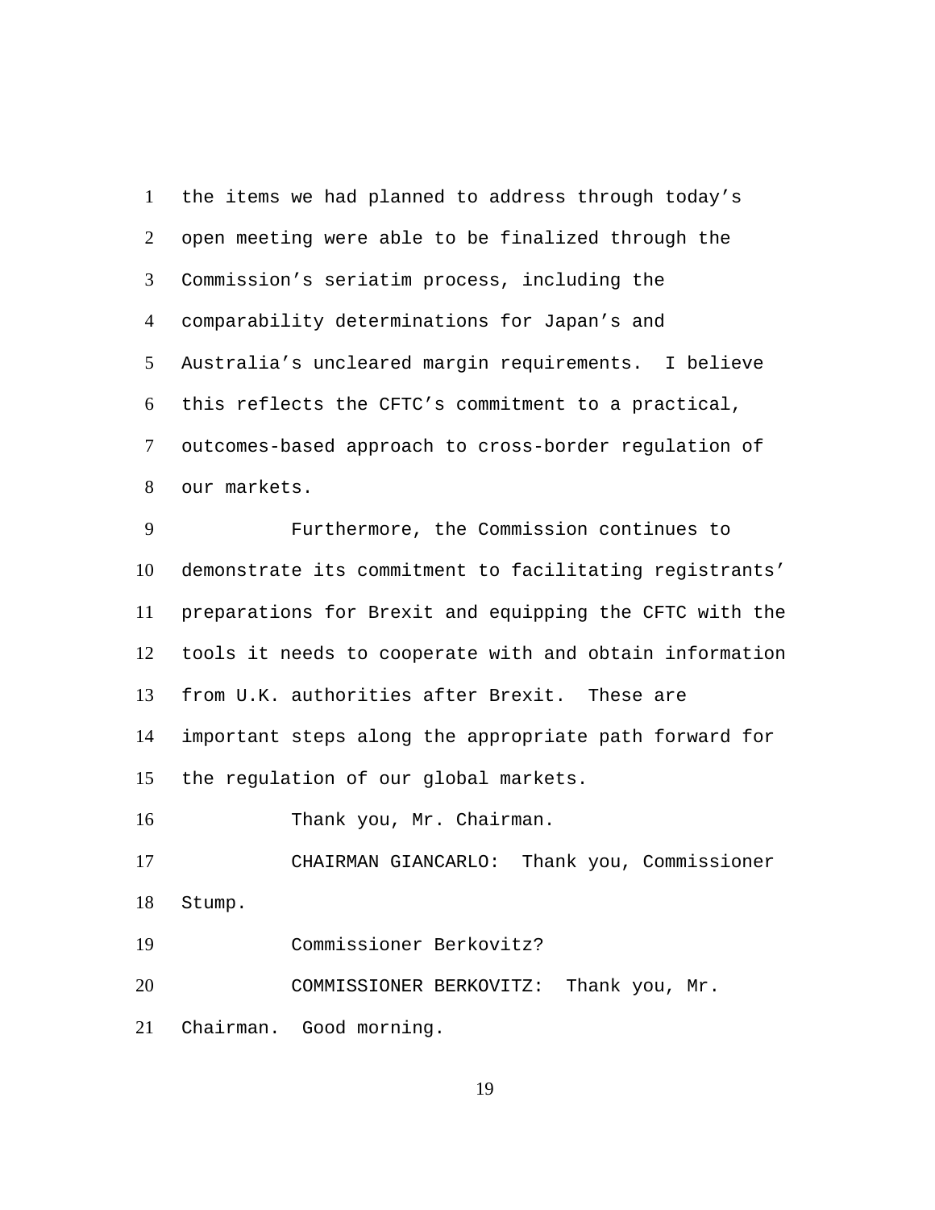the items we had planned to address through today's open meeting were able to be finalized through the Commission's seriatim process, including the comparability determinations for Japan's and Australia's uncleared margin requirements. I believe this reflects the CFTC's commitment to a practical, outcomes-based approach to cross-border regulation of our markets.

Furthermore, the Commission continues to demonstrate its commitment to facilitating registrants' preparations for Brexit and equipping the CFTC with the tools it needs to cooperate with and obtain information from U.K. authorities after Brexit. These are important steps along the appropriate path forward for the regulation of our global markets.

Thank you, Mr. Chairman.

CHAIRMAN GIANCARLO: Thank you, Commissioner Stump.

Commissioner Berkovitz?

COMMISSIONER BERKOVITZ: Thank you, Mr. Chairman. Good morning.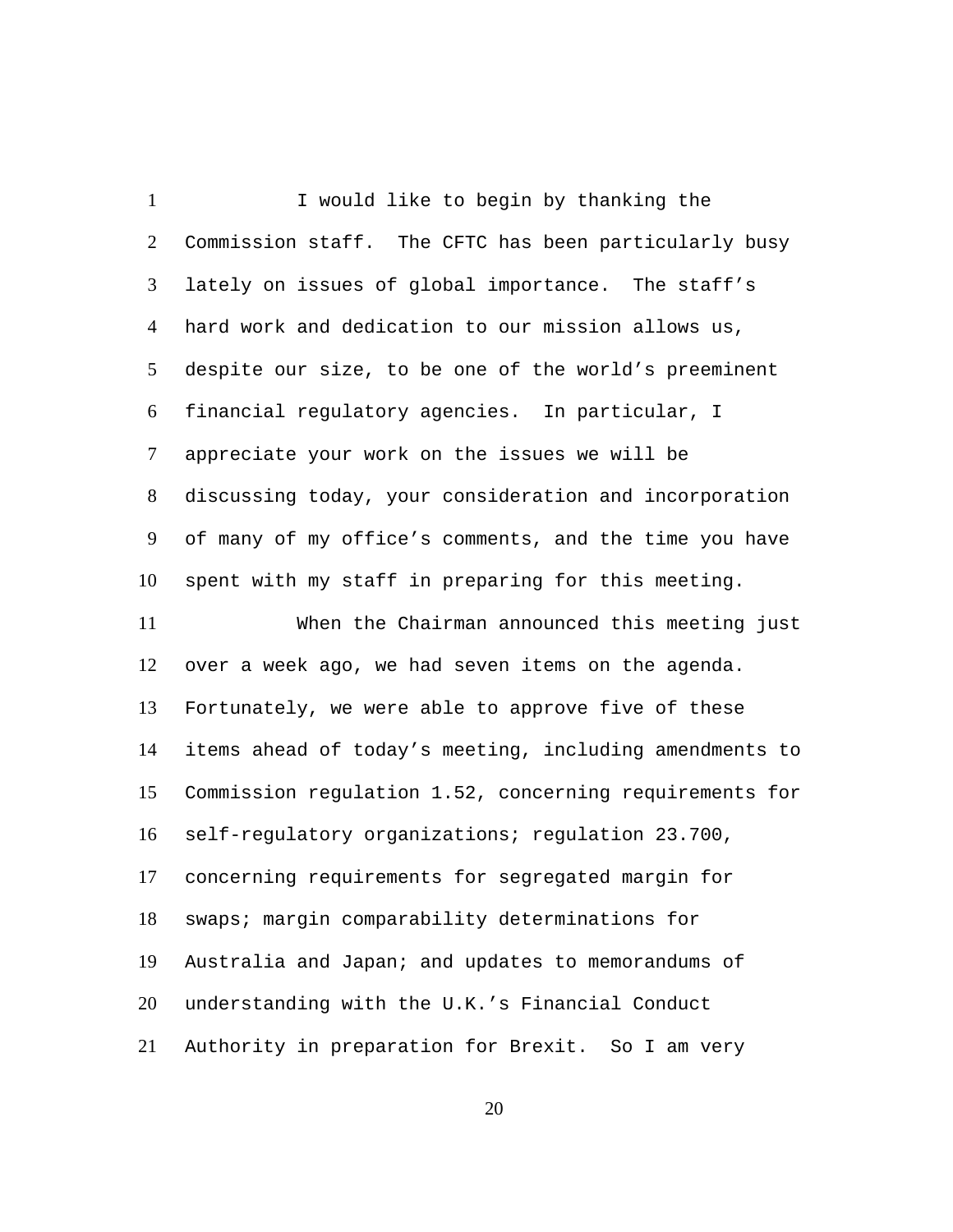I would like to begin by thanking the Commission staff. The CFTC has been particularly busy lately on issues of global importance. The staff's hard work and dedication to our mission allows us, despite our size, to be one of the world's preeminent financial regulatory agencies. In particular, I appreciate your work on the issues we will be discussing today, your consideration and incorporation of many of my office's comments, and the time you have spent with my staff in preparing for this meeting.

When the Chairman announced this meeting just over a week ago, we had seven items on the agenda. Fortunately, we were able to approve five of these items ahead of today's meeting, including amendments to Commission regulation 1.52, concerning requirements for self-regulatory organizations; regulation 23.700, concerning requirements for segregated margin for swaps; margin comparability determinations for Australia and Japan; and updates to memorandums of understanding with the U.K.'s Financial Conduct Authority in preparation for Brexit. So I am very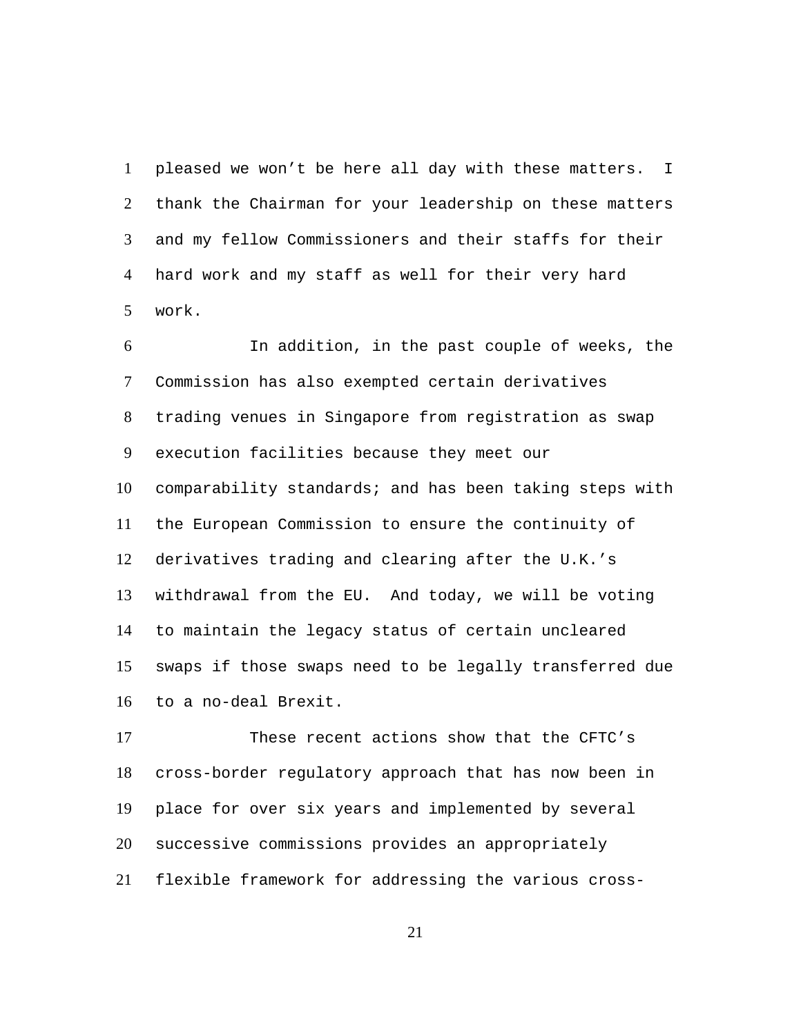pleased we won't be here all day with these matters. I thank the Chairman for your leadership on these matters and my fellow Commissioners and their staffs for their hard work and my staff as well for their very hard work.

In addition, in the past couple of weeks, the Commission has also exempted certain derivatives trading venues in Singapore from registration as swap execution facilities because they meet our comparability standards; and has been taking steps with the European Commission to ensure the continuity of derivatives trading and clearing after the U.K.'s withdrawal from the EU. And today, we will be voting to maintain the legacy status of certain uncleared swaps if those swaps need to be legally transferred due to a no-deal Brexit.

These recent actions show that the CFTC's cross-border regulatory approach that has now been in place for over six years and implemented by several successive commissions provides an appropriately flexible framework for addressing the various cross-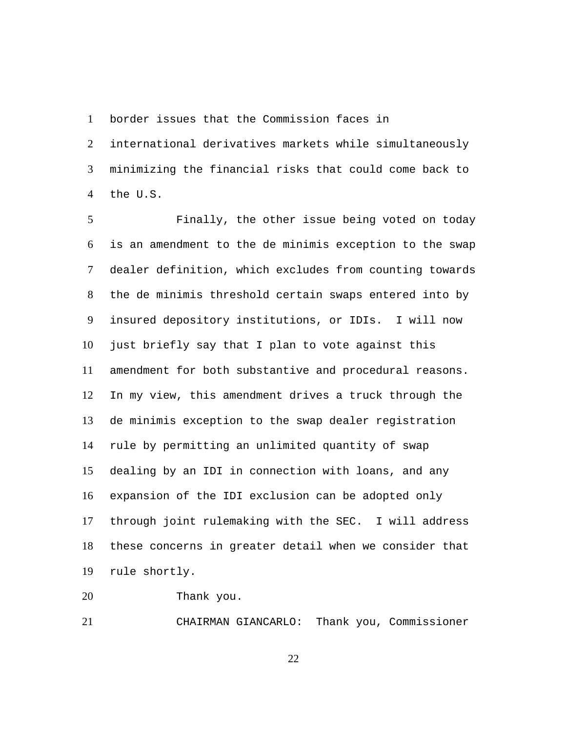border issues that the Commission faces in international derivatives markets while simultaneously minimizing the financial risks that could come back to the U.S.

Finally, the other issue being voted on today is an amendment to the de minimis exception to the swap dealer definition, which excludes from counting towards the de minimis threshold certain swaps entered into by insured depository institutions, or IDIs. I will now just briefly say that I plan to vote against this amendment for both substantive and procedural reasons. In my view, this amendment drives a truck through the de minimis exception to the swap dealer registration rule by permitting an unlimited quantity of swap dealing by an IDI in connection with loans, and any expansion of the IDI exclusion can be adopted only through joint rulemaking with the SEC. I will address these concerns in greater detail when we consider that rule shortly.

Thank you.

CHAIRMAN GIANCARLO: Thank you, Commissioner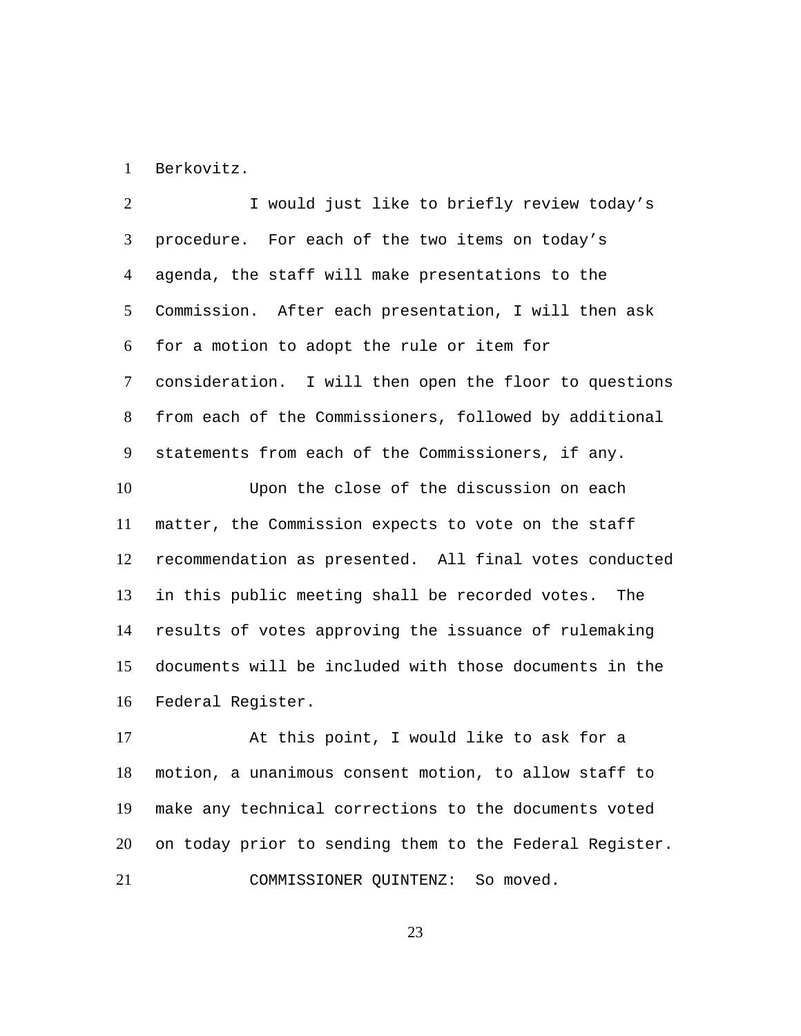Berkovitz.

I would just like to briefly review today's procedure. For each of the two items on today's agenda, the staff will make presentations to the Commission. After each presentation, I will then ask for a motion to adopt the rule or item for consideration. I will then open the floor to questions from each of the Commissioners, followed by additional statements from each of the Commissioners, if any.

Upon the close of the discussion on each matter, the Commission expects to vote on the staff recommendation as presented. All final votes conducted in this public meeting shall be recorded votes. The results of votes approving the issuance of rulemaking documents will be included with those documents in the Federal Register.

At this point, I would like to ask for a motion, a unanimous consent motion, to allow staff to make any technical corrections to the documents voted on today prior to sending them to the Federal Register.

COMMISSIONER QUINTENZ: So moved.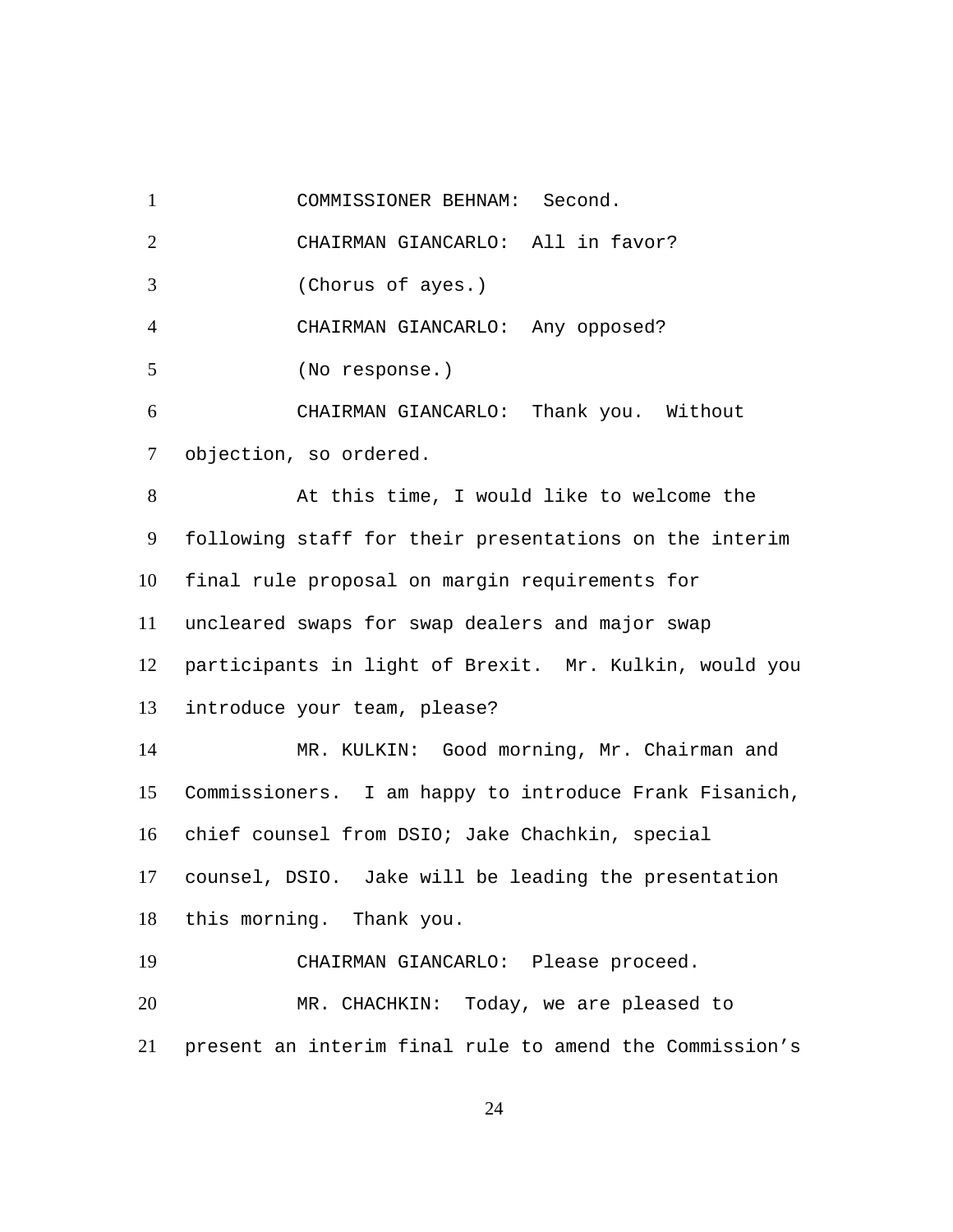COMMISSIONER BEHNAM: Second.

CHAIRMAN GIANCARLO: All in favor?

(Chorus of ayes.)

CHAIRMAN GIANCARLO: Any opposed?

(No response.)

CHAIRMAN GIANCARLO: Thank you. Without objection, so ordered.

At this time, I would like to welcome the following staff for their presentations on the interim final rule proposal on margin requirements for uncleared swaps for swap dealers and major swap participants in light of Brexit. Mr. Kulkin, would you introduce your team, please?

MR. KULKIN: Good morning, Mr. Chairman and Commissioners. I am happy to introduce Frank Fisanich, chief counsel from DSIO; Jake Chachkin, special counsel, DSIO. Jake will be leading the presentation this morning. Thank you.

CHAIRMAN GIANCARLO: Please proceed.

MR. CHACHKIN: Today, we are pleased to present an interim final rule to amend the Commission's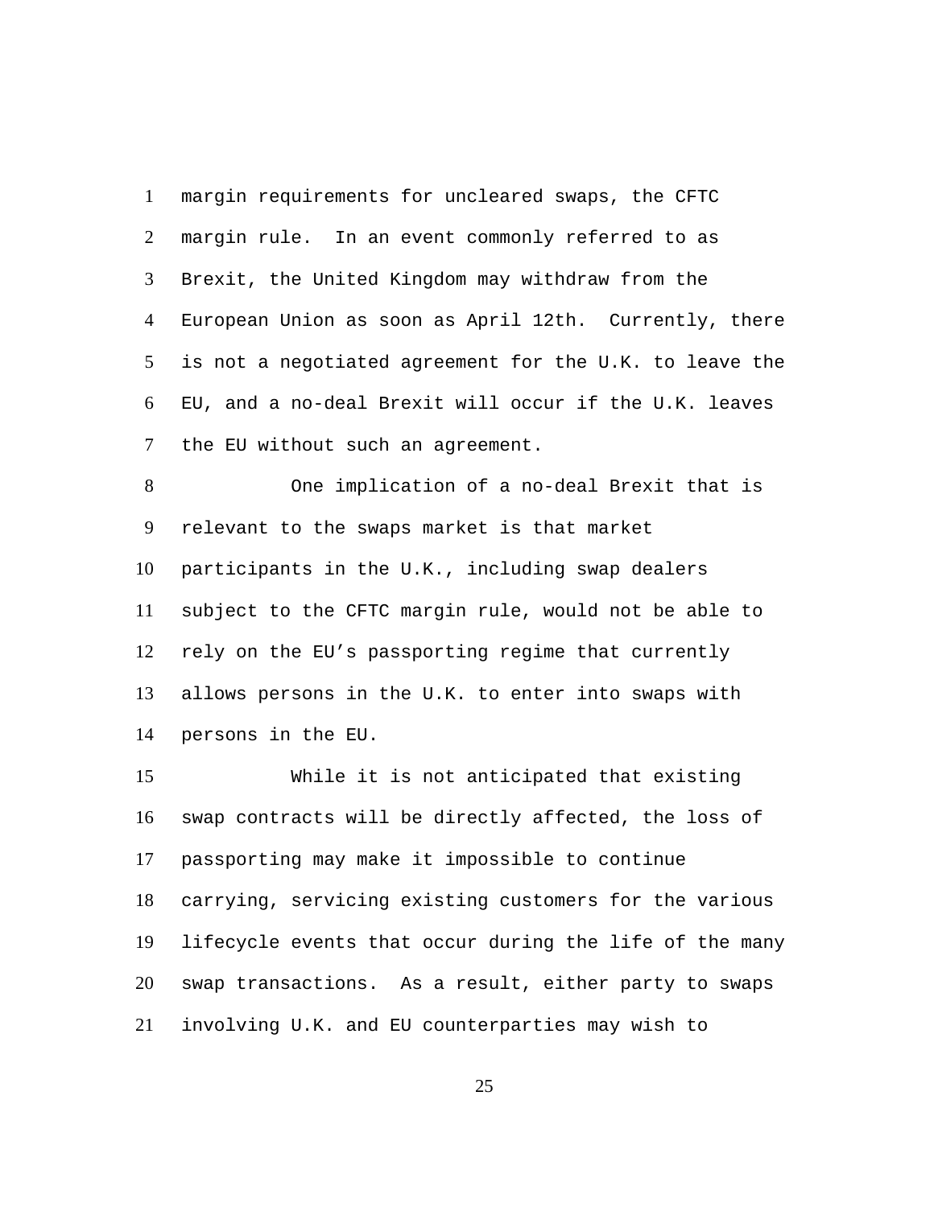margin requirements for uncleared swaps, the CFTC margin rule. In an event commonly referred to as Brexit, the United Kingdom may withdraw from the European Union as soon as April 12th. Currently, there is not a negotiated agreement for the U.K. to leave the EU, and a no-deal Brexit will occur if the U.K. leaves the EU without such an agreement.

One implication of a no-deal Brexit that is relevant to the swaps market is that market participants in the U.K., including swap dealers subject to the CFTC margin rule, would not be able to rely on the EU's passporting regime that currently allows persons in the U.K. to enter into swaps with persons in the EU.

While it is not anticipated that existing swap contracts will be directly affected, the loss of passporting may make it impossible to continue carrying, servicing existing customers for the various lifecycle events that occur during the life of the many swap transactions. As a result, either party to swaps involving U.K. and EU counterparties may wish to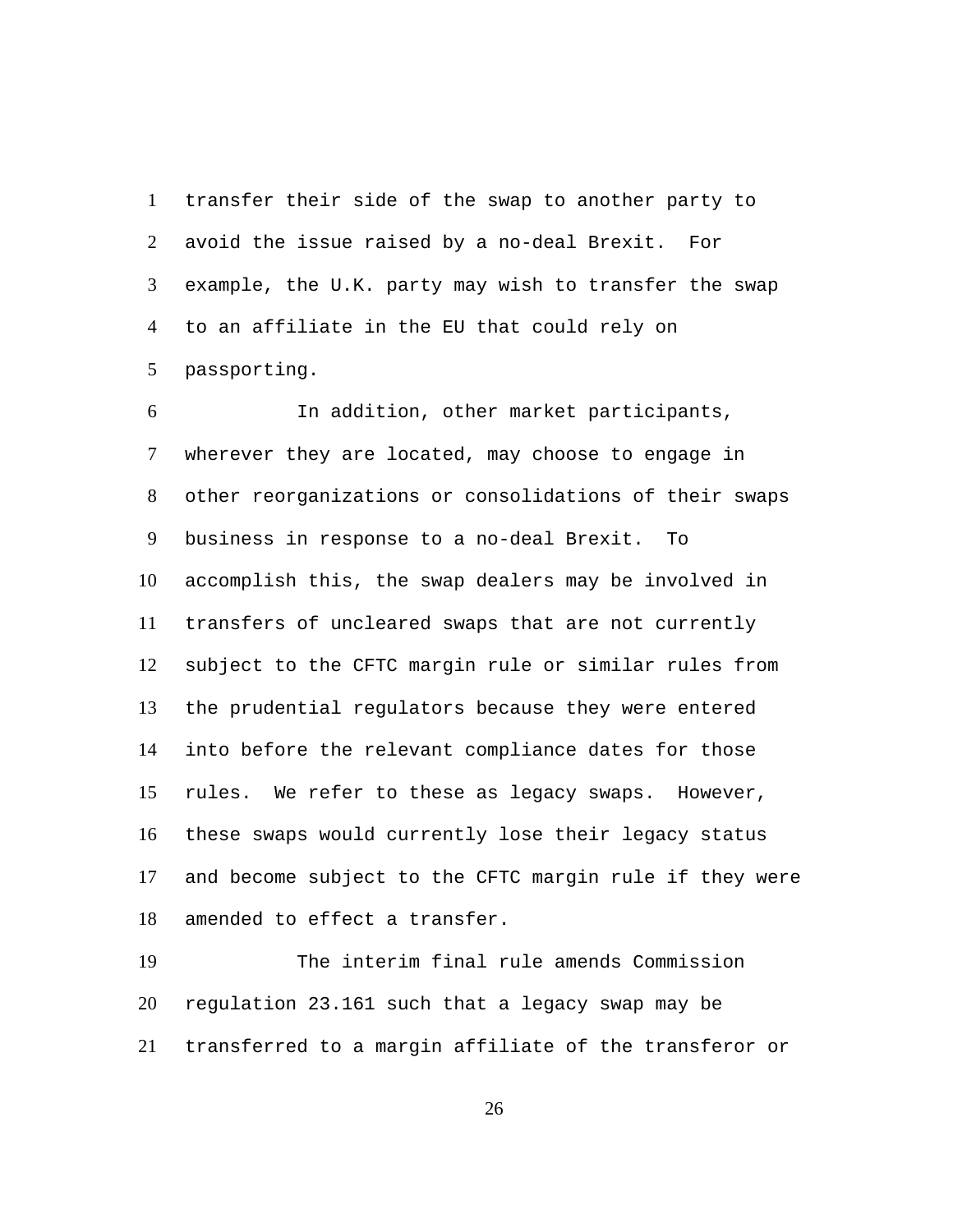transfer their side of the swap to another party to avoid the issue raised by a no-deal Brexit. For example, the U.K. party may wish to transfer the swap to an affiliate in the EU that could rely on passporting.

In addition, other market participants, wherever they are located, may choose to engage in other reorganizations or consolidations of their swaps business in response to a no-deal Brexit. To accomplish this, the swap dealers may be involved in transfers of uncleared swaps that are not currently subject to the CFTC margin rule or similar rules from the prudential regulators because they were entered into before the relevant compliance dates for those rules. We refer to these as legacy swaps. However, these swaps would currently lose their legacy status and become subject to the CFTC margin rule if they were amended to effect a transfer.

The interim final rule amends Commission regulation 23.161 such that a legacy swap may be transferred to a margin affiliate of the transferor or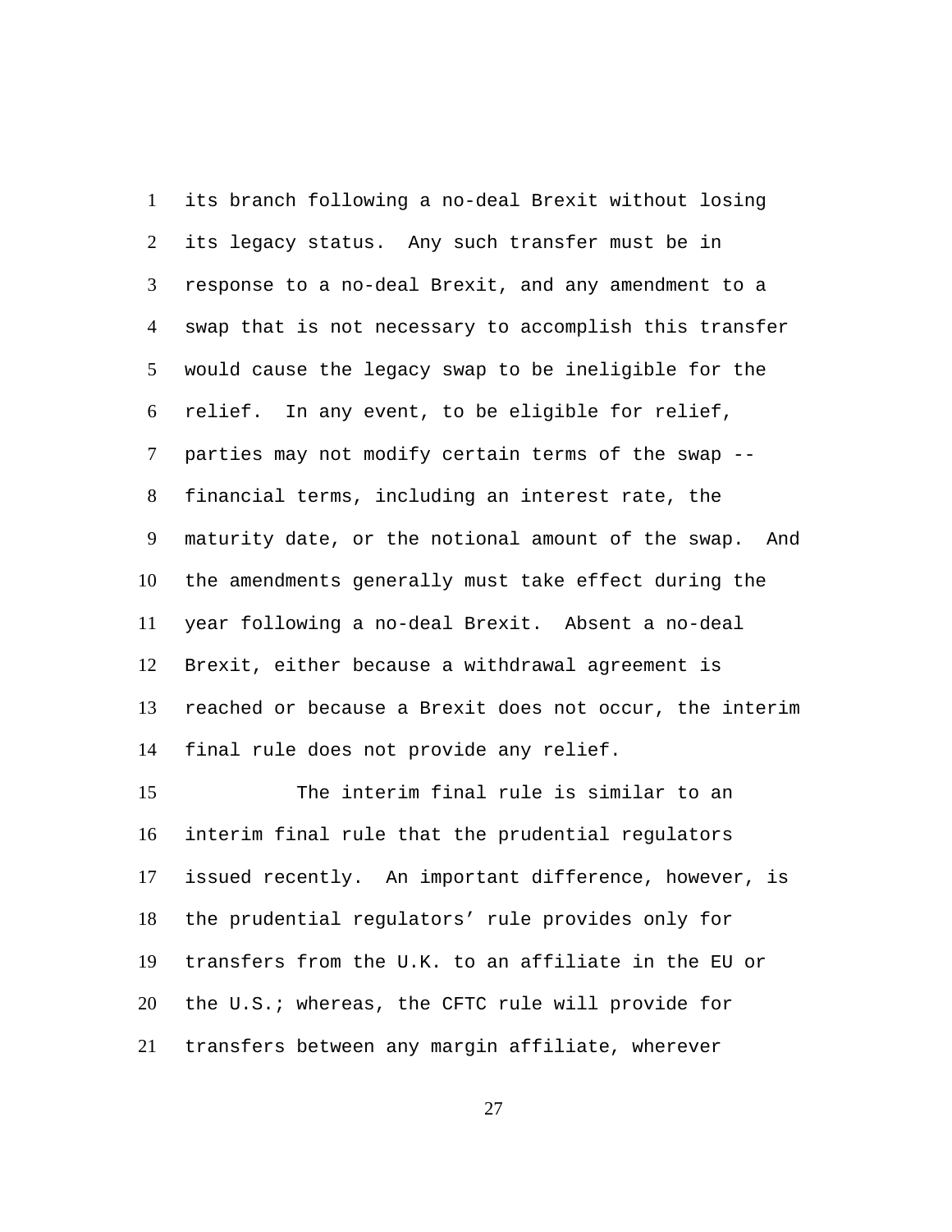its branch following a no-deal Brexit without losing its legacy status. Any such transfer must be in response to a no-deal Brexit, and any amendment to a swap that is not necessary to accomplish this transfer would cause the legacy swap to be ineligible for the relief. In any event, to be eligible for relief, parties may not modify certain terms of the swap -- financial terms, including an interest rate, the maturity date, or the notional amount of the swap. And the amendments generally must take effect during the year following a no-deal Brexit. Absent a no-deal Brexit, either because a withdrawal agreement is reached or because a Brexit does not occur, the interim final rule does not provide any relief.

The interim final rule is similar to an interim final rule that the prudential regulators issued recently. An important difference, however, is the prudential regulators' rule provides only for transfers from the U.K. to an affiliate in the EU or the U.S.; whereas, the CFTC rule will provide for transfers between any margin affiliate, wherever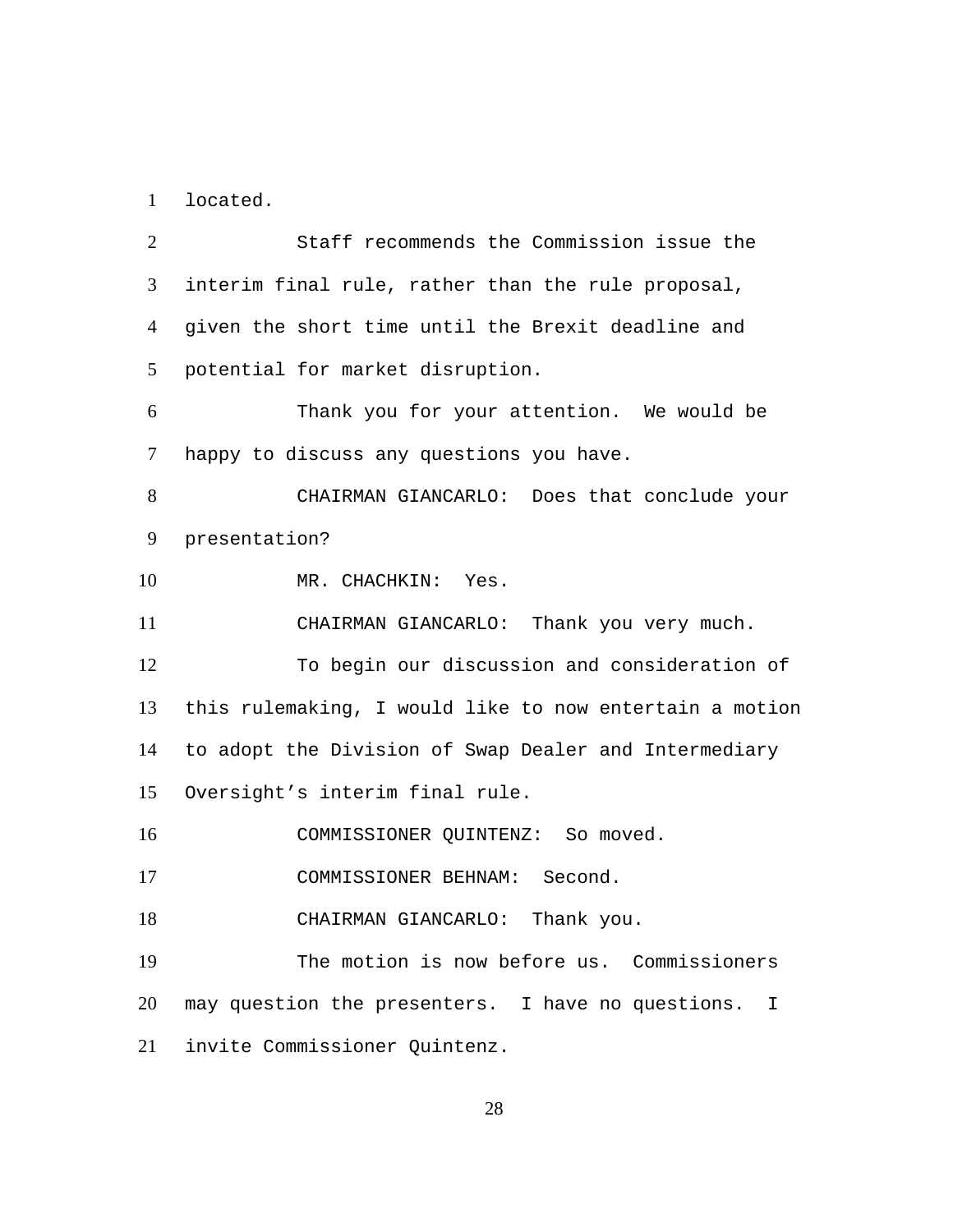located.

Staff recommends the Commission issue the interim final rule, rather than the rule proposal, given the short time until the Brexit deadline and potential for market disruption.

Thank you for your attention. We would be happy to discuss any questions you have.

CHAIRMAN GIANCARLO: Does that conclude your presentation?

MR. CHACHKIN: Yes.

CHAIRMAN GIANCARLO: Thank you very much.

To begin our discussion and consideration of this rulemaking, I would like to now entertain a motion to adopt the Division of Swap Dealer and Intermediary Oversight's interim final rule.

COMMISSIONER QUINTENZ: So moved.

COMMISSIONER BEHNAM: Second.

CHAIRMAN GIANCARLO: Thank you.

The motion is now before us. Commissioners may question the presenters. I have no questions. I invite Commissioner Quintenz.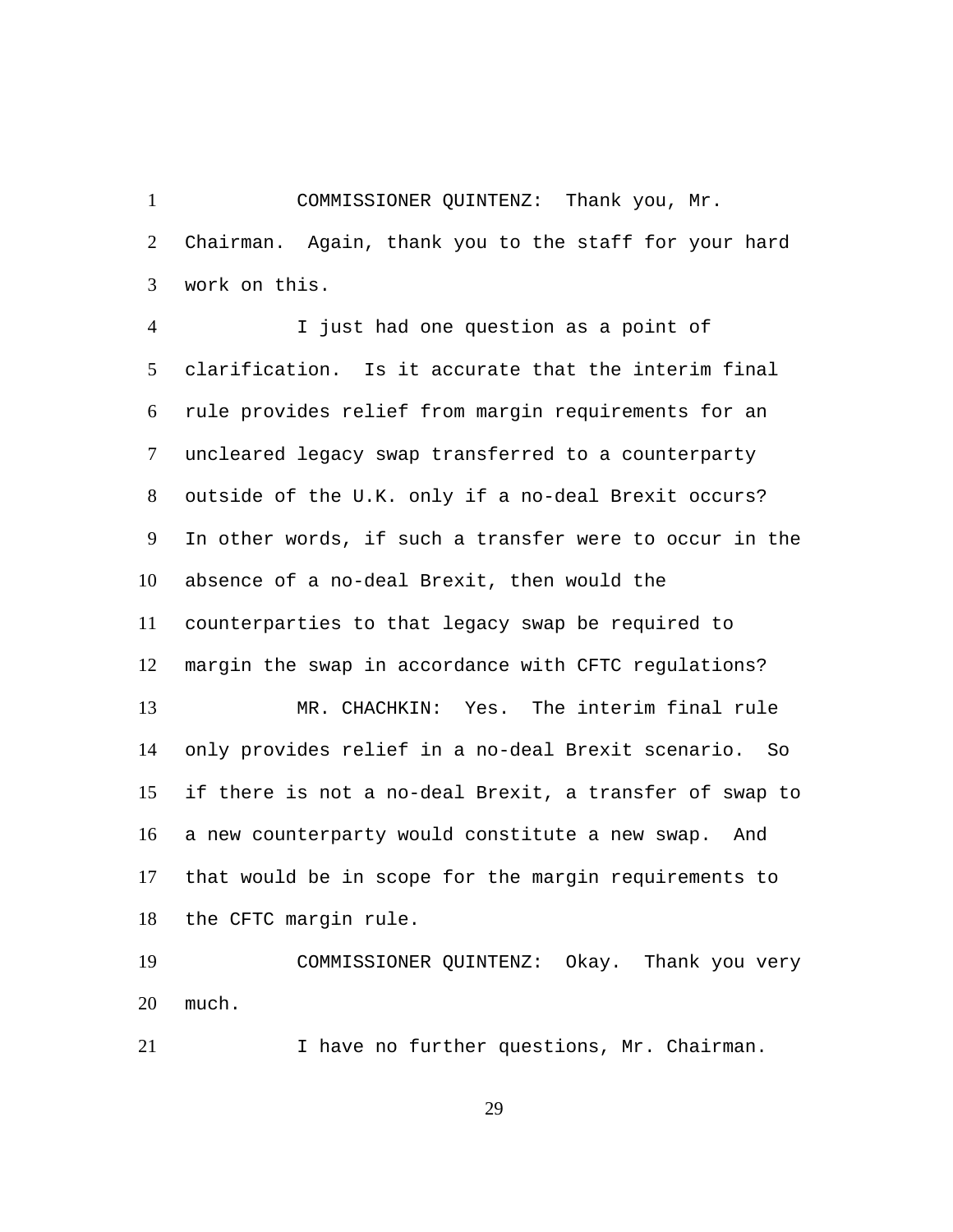COMMISSIONER QUINTENZ: Thank you, Mr. Chairman. Again, thank you to the staff for your hard work on this.

I just had one question as a point of clarification. Is it accurate that the interim final rule provides relief from margin requirements for an uncleared legacy swap transferred to a counterparty outside of the U.K. only if a no-deal Brexit occurs? In other words, if such a transfer were to occur in the absence of a no-deal Brexit, then would the counterparties to that legacy swap be required to margin the swap in accordance with CFTC regulations?

MR. CHACHKIN: Yes. The interim final rule only provides relief in a no-deal Brexit scenario. So if there is not a no-deal Brexit, a transfer of swap to a new counterparty would constitute a new swap. And that would be in scope for the margin requirements to the CFTC margin rule.

COMMISSIONER QUINTENZ: Okay. Thank you very much.

I have no further questions, Mr. Chairman.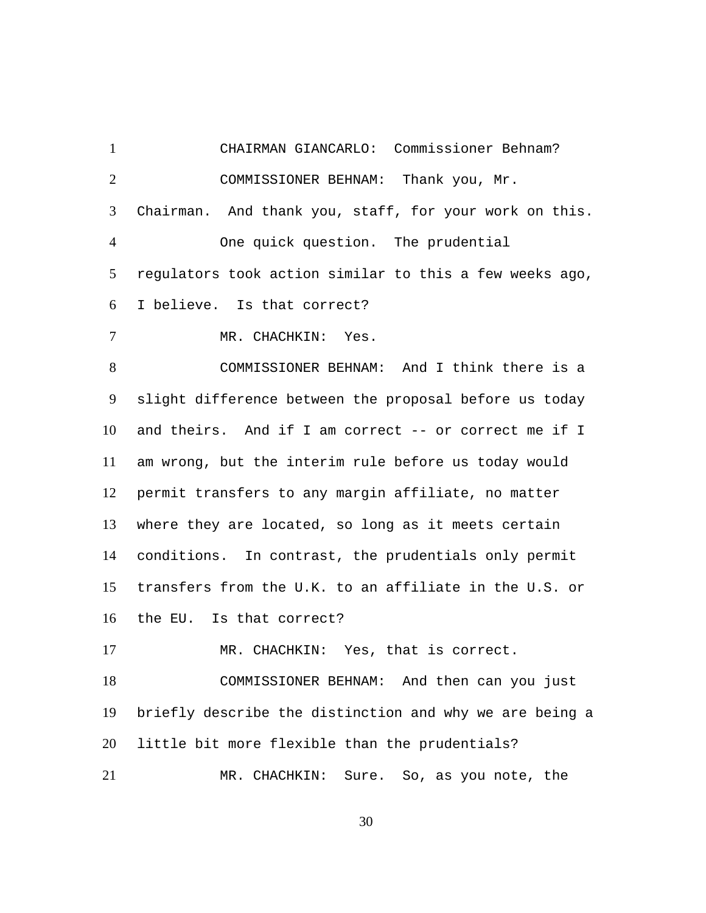CHAIRMAN GIANCARLO: Commissioner Behnam?

COMMISSIONER BEHNAM: Thank you, Mr. Chairman. And thank you, staff, for your work on this.

One quick question. The prudential regulators took action similar to this a few weeks ago, I believe. Is that correct?

MR. CHACHKIN: Yes.

COMMISSIONER BEHNAM: And I think there is a slight difference between the proposal before us today and theirs. And if I am correct -- or correct me if I am wrong, but the interim rule before us today would permit transfers to any margin affiliate, no matter where they are located, so long as it meets certain conditions. In contrast, the prudentials only permit transfers from the U.K. to an affiliate in the U.S. or the EU. Is that correct?

MR. CHACHKIN: Yes, that is correct.

COMMISSIONER BEHNAM: And then can you just briefly describe the distinction and why we are being a little bit more flexible than the prudentials?

MR. CHACHKIN: Sure. So, as you note, the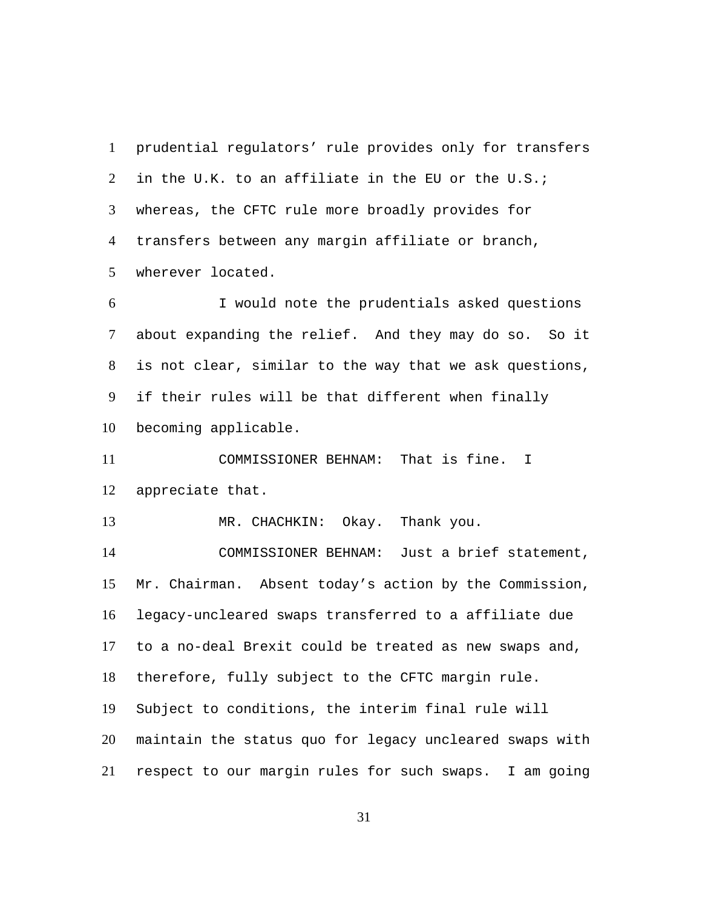prudential regulators' rule provides only for transfers in the U.K. to an affiliate in the EU or the U.S.; whereas, the CFTC rule more broadly provides for transfers between any margin affiliate or branch, wherever located.

I would note the prudentials asked questions about expanding the relief. And they may do so. So it is not clear, similar to the way that we ask questions, if their rules will be that different when finally becoming applicable.

COMMISSIONER BEHNAM: That is fine. I appreciate that.

MR. CHACHKIN: Okay. Thank you.

COMMISSIONER BEHNAM: Just a brief statement, Mr. Chairman. Absent today's action by the Commission, legacy-uncleared swaps transferred to a affiliate due to a no-deal Brexit could be treated as new swaps and, therefore, fully subject to the CFTC margin rule. Subject to conditions, the interim final rule will maintain the status quo for legacy uncleared swaps with respect to our margin rules for such swaps. I am going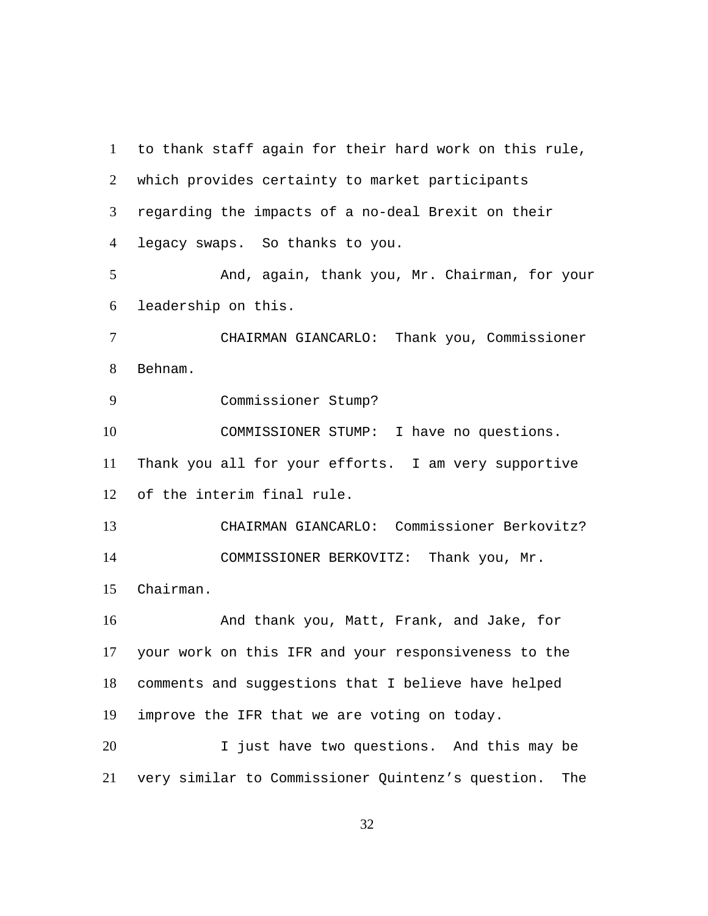to thank staff again for their hard work on this rule, which provides certainty to market participants regarding the impacts of a no-deal Brexit on their legacy swaps. So thanks to you.

And, again, thank you, Mr. Chairman, for your leadership on this.

CHAIRMAN GIANCARLO: Thank you, Commissioner Behnam.

Commissioner Stump?

COMMISSIONER STUMP: I have no questions. Thank you all for your efforts. I am very supportive of the interim final rule.

CHAIRMAN GIANCARLO: Commissioner Berkovitz?

COMMISSIONER BERKOVITZ: Thank you, Mr. Chairman.

And thank you, Matt, Frank, and Jake, for your work on this IFR and your responsiveness to the comments and suggestions that I believe have helped improve the IFR that we are voting on today.

I just have two questions. And this may be very similar to Commissioner Quintenz's question. The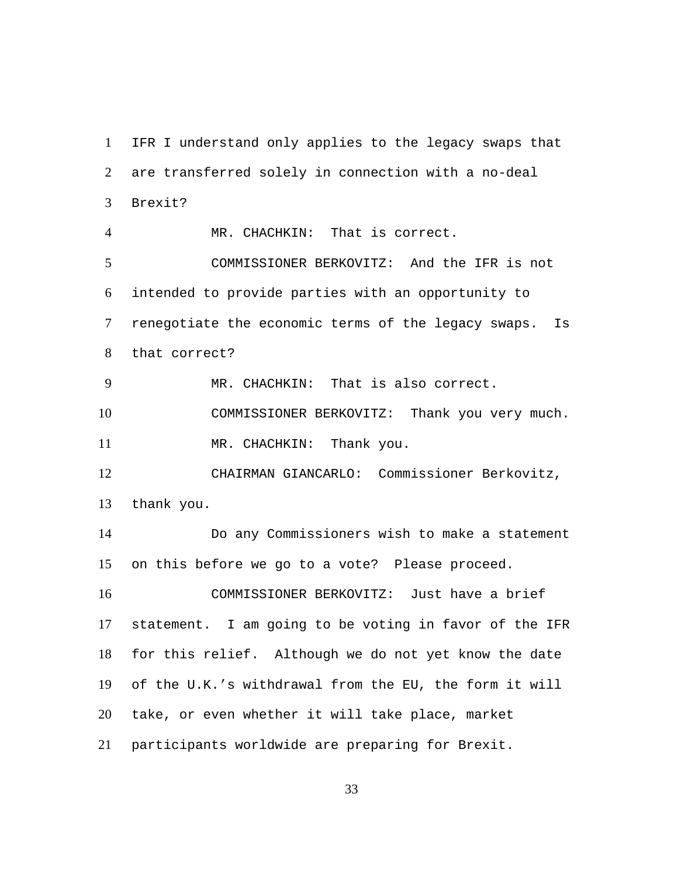IFR I understand only applies to the legacy swaps that are transferred solely in connection with a no-deal Brexit?

MR. CHACHKIN: That is correct.

COMMISSIONER BERKOVITZ: And the IFR is not intended to provide parties with an opportunity to renegotiate the economic terms of the legacy swaps. Is that correct?

MR. CHACHKIN: That is also correct.

COMMISSIONER BERKOVITZ: Thank you very much.

MR. CHACHKIN: Thank you.

CHAIRMAN GIANCARLO: Commissioner Berkovitz, thank you.

Do any Commissioners wish to make a statement on this before we go to a vote? Please proceed.

COMMISSIONER BERKOVITZ: Just have a brief statement. I am going to be voting in favor of the IFR for this relief. Although we do not yet know the date of the U.K.'s withdrawal from the EU, the form it will take, or even whether it will take place, market participants worldwide are preparing for Brexit.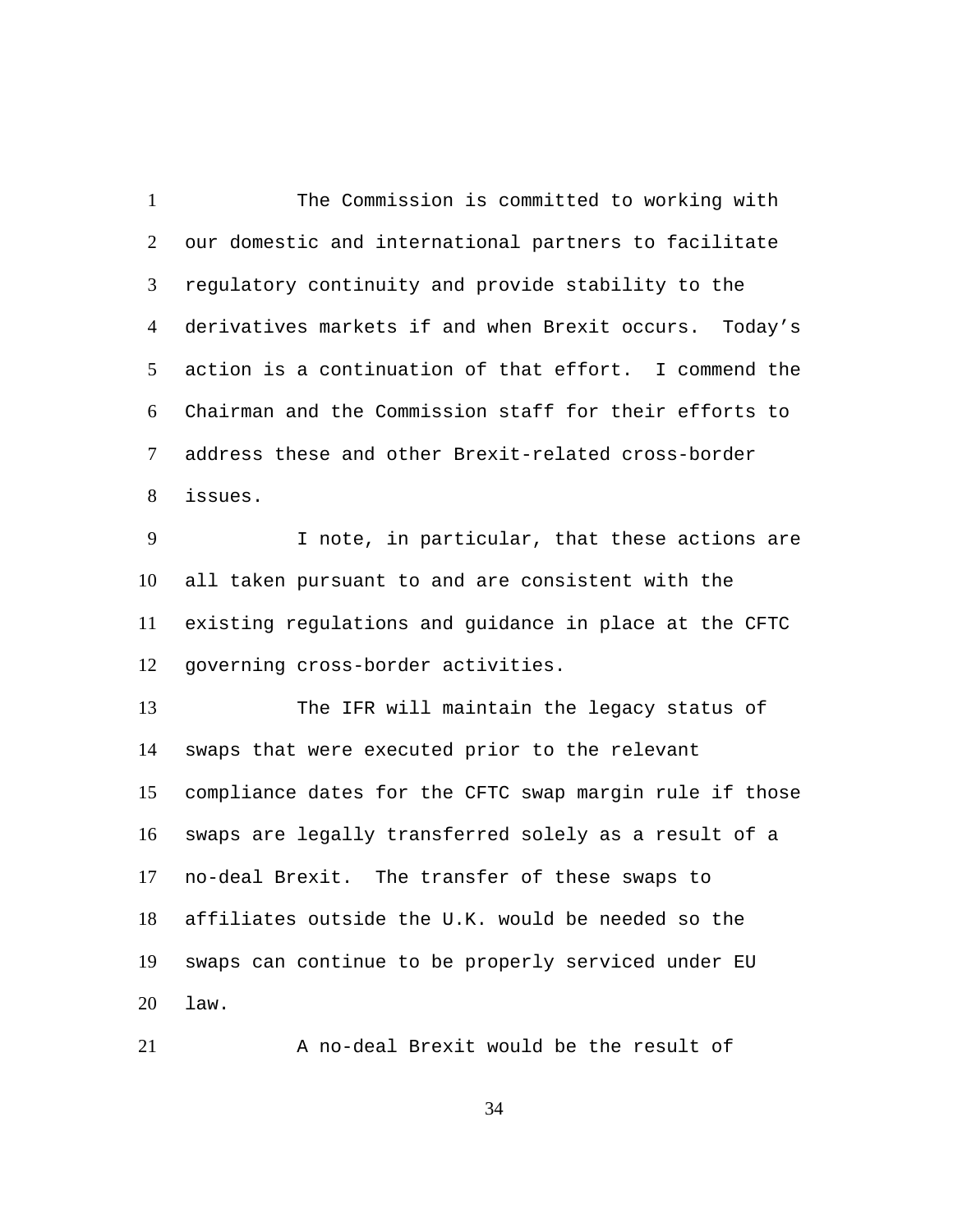The Commission is committed to working with our domestic and international partners to facilitate regulatory continuity and provide stability to the derivatives markets if and when Brexit occurs. Today's action is a continuation of that effort. I commend the Chairman and the Commission staff for their efforts to address these and other Brexit-related cross-border issues.

I note, in particular, that these actions are all taken pursuant to and are consistent with the existing regulations and guidance in place at the CFTC governing cross-border activities.

The IFR will maintain the legacy status of swaps that were executed prior to the relevant compliance dates for the CFTC swap margin rule if those swaps are legally transferred solely as a result of a no-deal Brexit. The transfer of these swaps to affiliates outside the U.K. would be needed so the swaps can continue to be properly serviced under EU law.

A no-deal Brexit would be the result of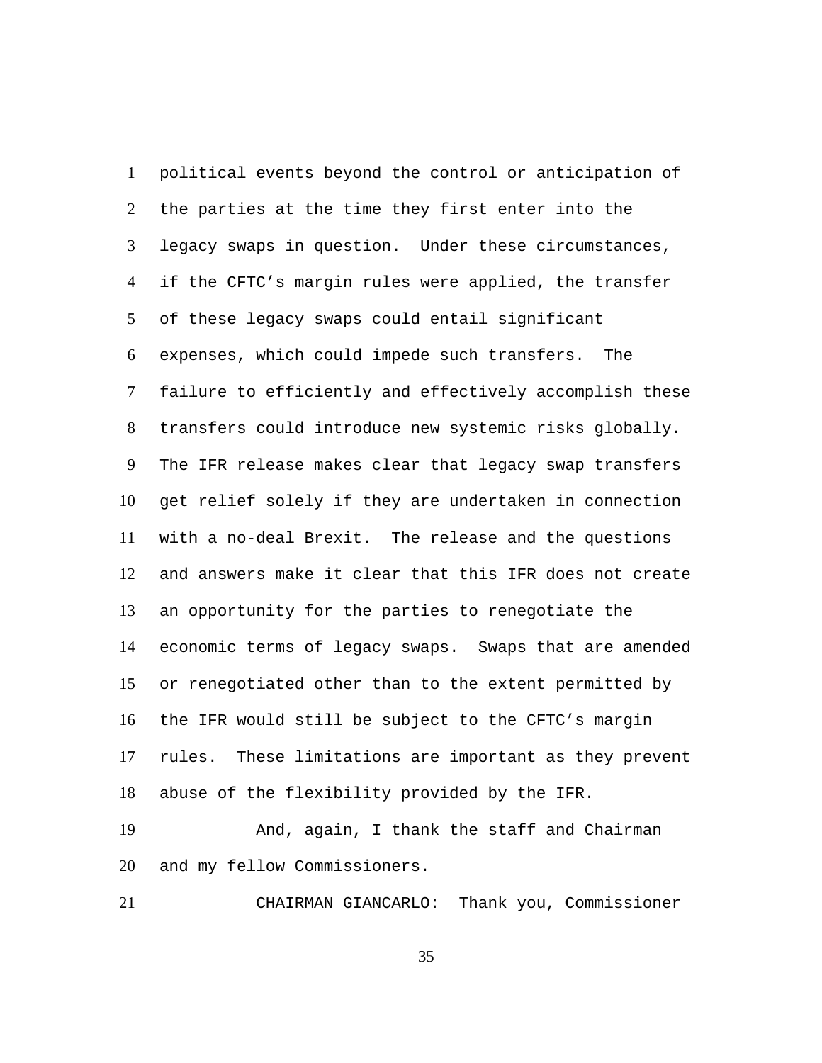political events beyond the control or anticipation of the parties at the time they first enter into the legacy swaps in question. Under these circumstances, if the CFTC's margin rules were applied, the transfer of these legacy swaps could entail significant expenses, which could impede such transfers. The failure to efficiently and effectively accomplish these transfers could introduce new systemic risks globally. The IFR release makes clear that legacy swap transfers get relief solely if they are undertaken in connection with a no-deal Brexit. The release and the questions and answers make it clear that this IFR does not create an opportunity for the parties to renegotiate the economic terms of legacy swaps. Swaps that are amended or renegotiated other than to the extent permitted by the IFR would still be subject to the CFTC's margin rules. These limitations are important as they prevent abuse of the flexibility provided by the IFR.

And, again, I thank the staff and Chairman and my fellow Commissioners.

CHAIRMAN GIANCARLO: Thank you, Commissioner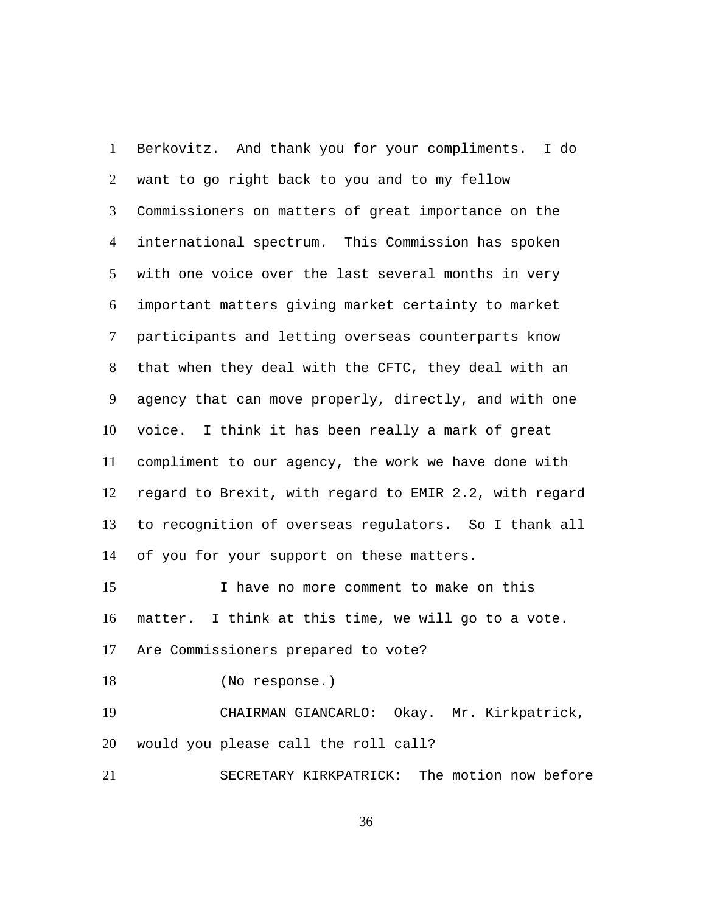Berkovitz. And thank you for your compliments. I do want to go right back to you and to my fellow Commissioners on matters of great importance on the international spectrum. This Commission has spoken with one voice over the last several months in very important matters giving market certainty to market participants and letting overseas counterparts know that when they deal with the CFTC, they deal with an agency that can move properly, directly, and with one voice. I think it has been really a mark of great compliment to our agency, the work we have done with regard to Brexit, with regard to EMIR 2.2, with regard to recognition of overseas regulators. So I thank all of you for your support on these matters.

I have no more comment to make on this matter. I think at this time, we will go to a vote. Are Commissioners prepared to vote?

(No response.)

CHAIRMAN GIANCARLO: Okay. Mr. Kirkpatrick, would you please call the roll call?

SECRETARY KIRKPATRICK: The motion now before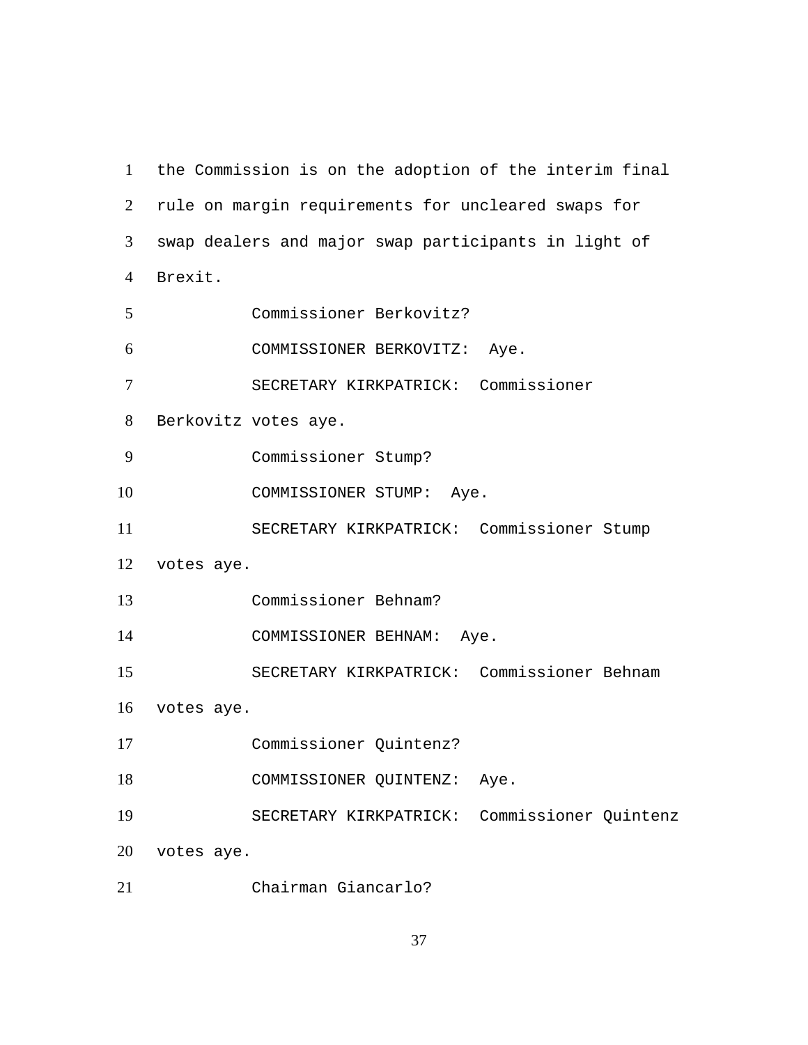the Commission is on the adoption of the interim final rule on margin requirements for uncleared swaps for swap dealers and major swap participants in light of Brexit.

Commissioner Berkovitz?

COMMISSIONER BERKOVITZ: Aye.

SECRETARY KIRKPATRICK: Commissioner Berkovitz votes aye.

Commissioner Stump?

COMMISSIONER STUMP: Aye.

SECRETARY KIRKPATRICK: Commissioner Stump votes aye.

Commissioner Behnam?

COMMISSIONER BEHNAM: Aye.

SECRETARY KIRKPATRICK: Commissioner Behnam votes aye.

Commissioner Quintenz?

COMMISSIONER QUINTENZ: Aye.

SECRETARY KIRKPATRICK: Commissioner Quintenz votes aye.

Chairman Giancarlo?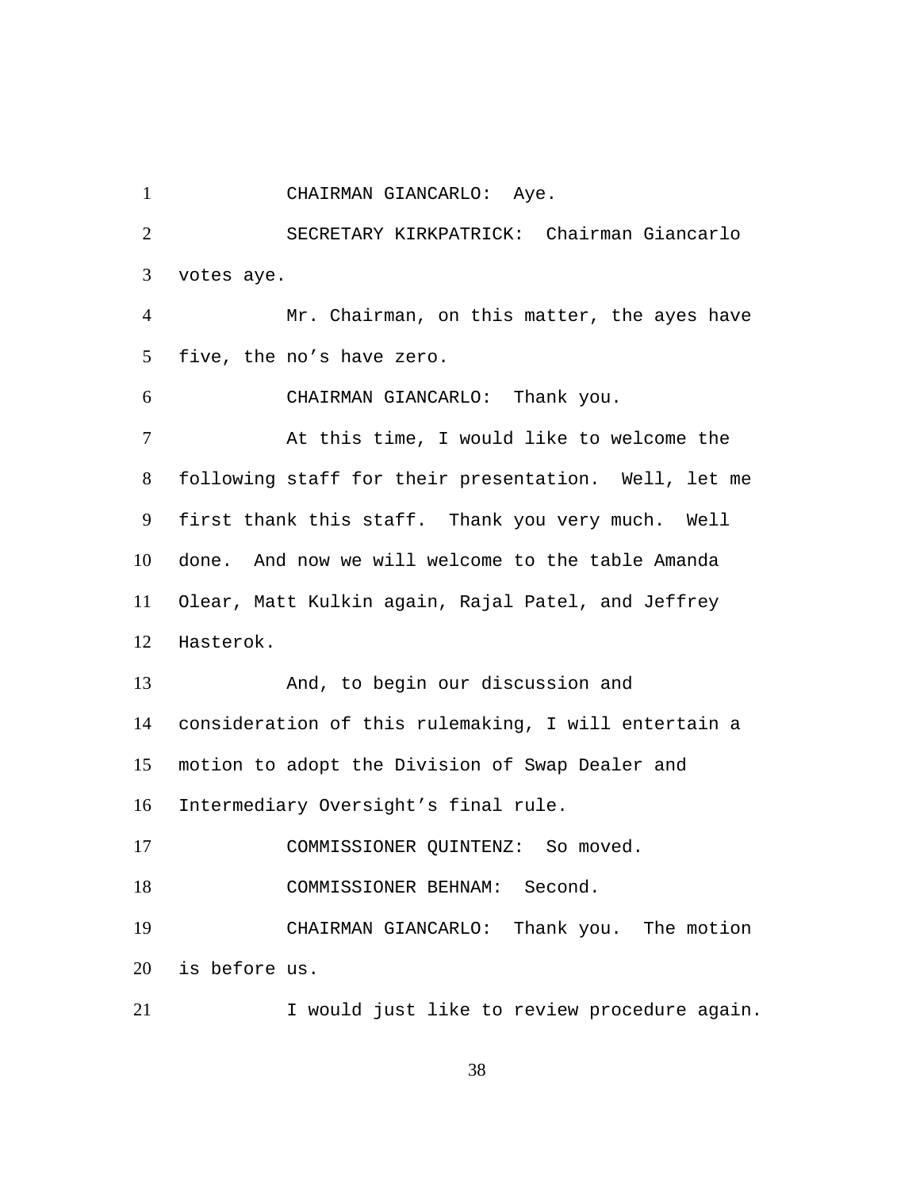CHAIRMAN GIANCARLO: Aye.

SECRETARY KIRKPATRICK: Chairman Giancarlo votes aye.

Mr. Chairman, on this matter, the ayes have five, the no's have zero.

CHAIRMAN GIANCARLO: Thank you.

At this time, I would like to welcome the following staff for their presentation. Well, let me first thank this staff. Thank you very much. Well done. And now we will welcome to the table Amanda Olear, Matt Kulkin again, Rajal Patel, and Jeffrey Hasterok.

And, to begin our discussion and consideration of this rulemaking, I will entertain a motion to adopt the Division of Swap Dealer and Intermediary Oversight's final rule.

COMMISSIONER QUINTENZ: So moved.

COMMISSIONER BEHNAM: Second.

CHAIRMAN GIANCARLO: Thank you. The motion is before us.

I would just like to review procedure again.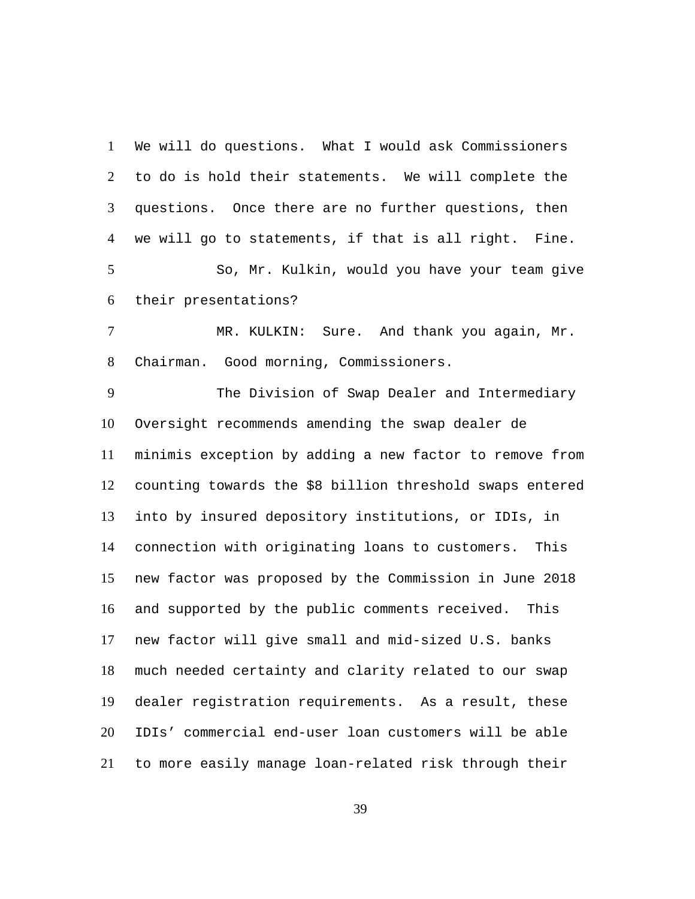We will do questions. What I would ask Commissioners to do is hold their statements. We will complete the questions. Once there are no further questions, then we will go to statements, if that is all right. Fine.

So, Mr. Kulkin, would you have your team give their presentations?

MR. KULKIN: Sure. And thank you again, Mr. Chairman. Good morning, Commissioners.

The Division of Swap Dealer and Intermediary Oversight recommends amending the swap dealer de minimis exception by adding a new factor to remove from counting towards the $8 billion threshold swaps entered into by insured depository institutions, or IDIs, in connection with originating loans to customers. This new factor was proposed by the Commission in June 2018 and supported by the public comments received. This new factor will give small and mid-sized U.S. banks much needed certainty and clarity related to our swap dealer registration requirements. As a result, these IDIs' commercial end-user loan customers will be able to more easily manage loan-related risk through their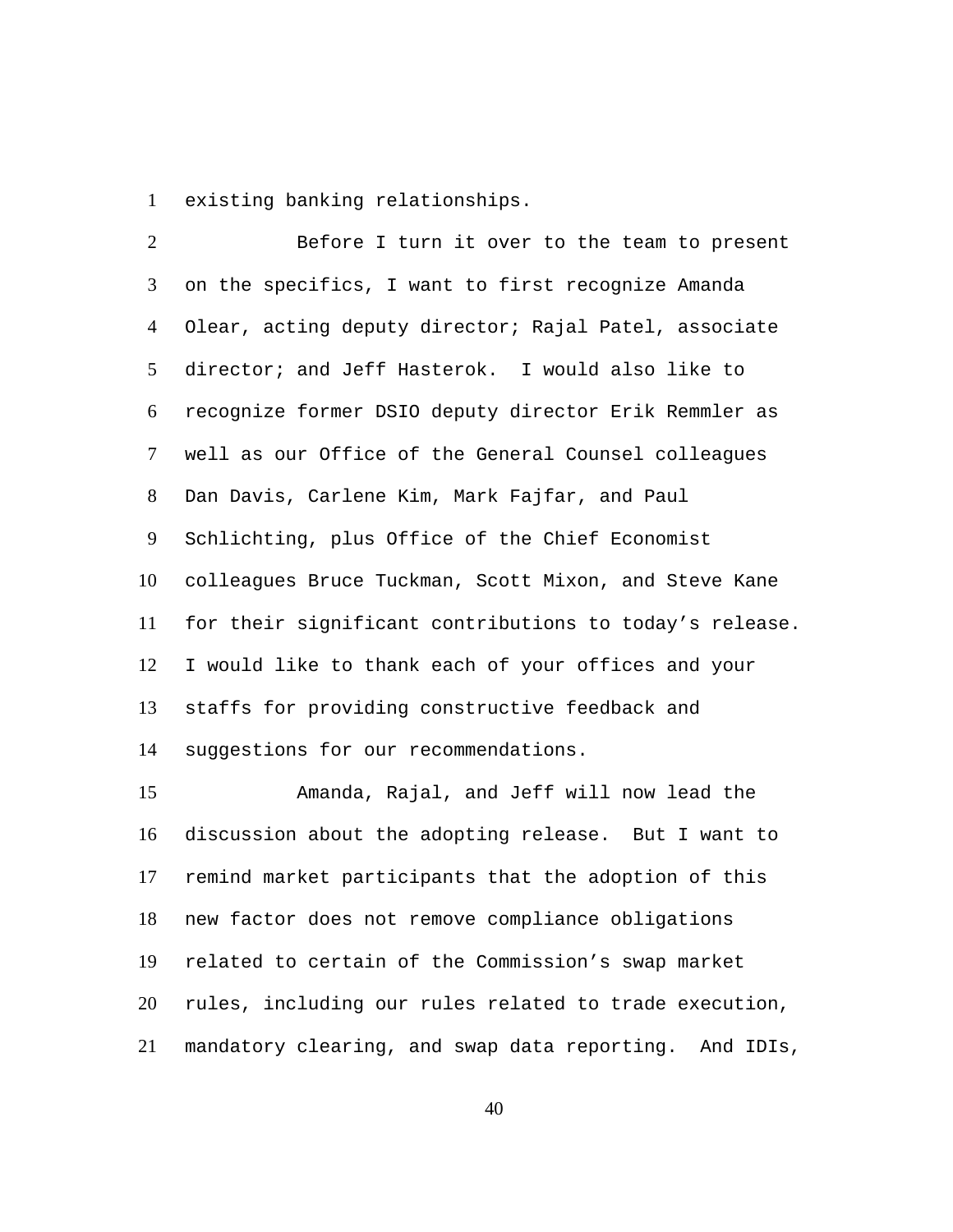existing banking relationships.

Before I turn it over to the team to present on the specifics, I want to first recognize Amanda Olear, acting deputy director; Rajal Patel, associate director; and Jeff Hasterok. I would also like to recognize former DSIO deputy director Erik Remmler as well as our Office of the General Counsel colleagues Dan Davis, Carlene Kim, Mark Fajfar, and Paul Schlichting, plus Office of the Chief Economist colleagues Bruce Tuckman, Scott Mixon, and Steve Kane for their significant contributions to today's release. I would like to thank each of your offices and your staffs for providing constructive feedback and suggestions for our recommendations.

Amanda, Rajal, and Jeff will now lead the discussion about the adopting release. But I want to remind market participants that the adoption of this new factor does not remove compliance obligations related to certain of the Commission's swap market rules, including our rules related to trade execution, mandatory clearing, and swap data reporting. And IDIs,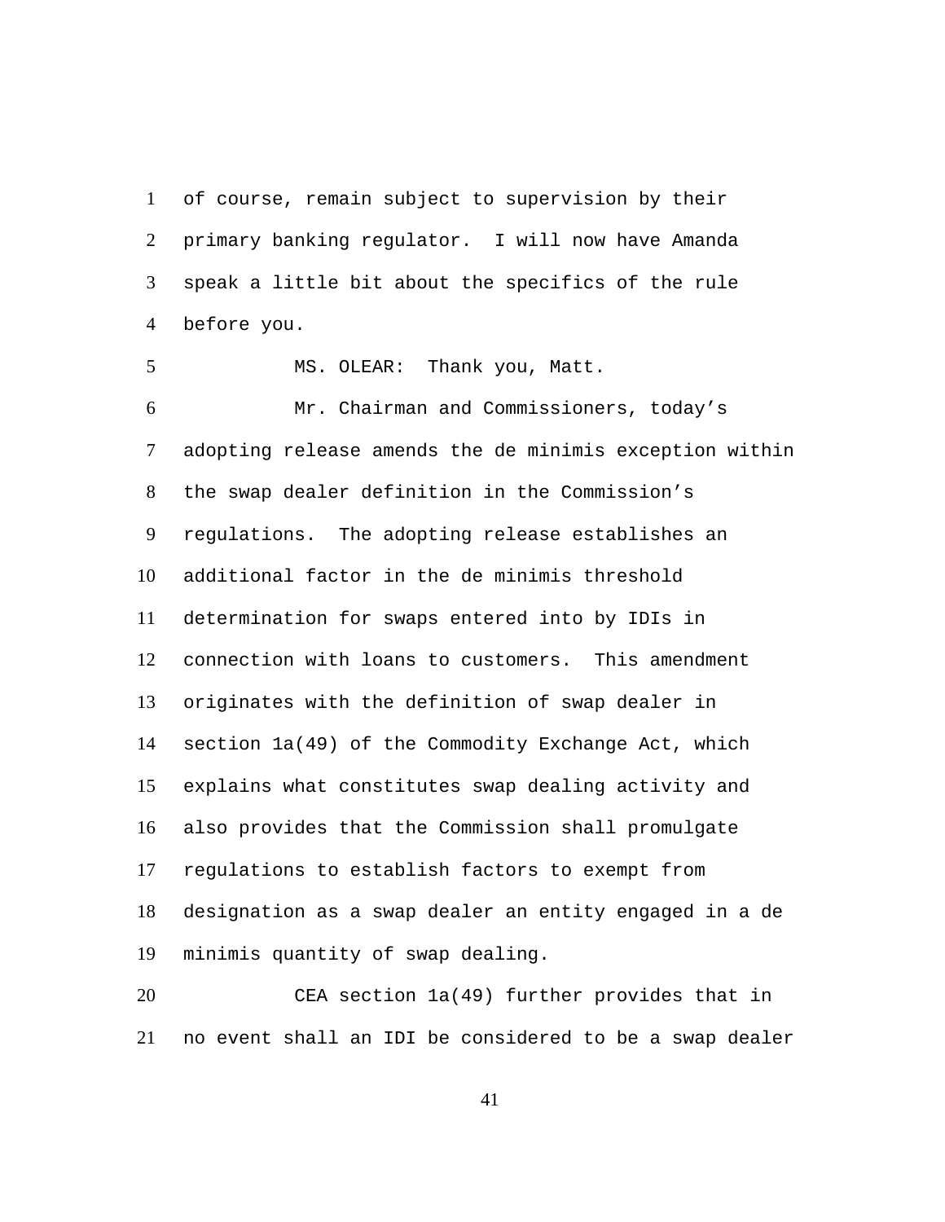of course, remain subject to supervision by their primary banking regulator. I will now have Amanda speak a little bit about the specifics of the rule before you.

MS. OLEAR: Thank you, Matt.

Mr. Chairman and Commissioners, today's adopting release amends the de minimis exception within the swap dealer definition in the Commission's regulations. The adopting release establishes an additional factor in the de minimis threshold determination for swaps entered into by IDIs in connection with loans to customers. This amendment originates with the definition of swap dealer in section 1a(49) of the Commodity Exchange Act, which explains what constitutes swap dealing activity and also provides that the Commission shall promulgate regulations to establish factors to exempt from designation as a swap dealer an entity engaged in a de minimis quantity of swap dealing.

CEA section 1a(49) further provides that in no event shall an IDI be considered to be a swap dealer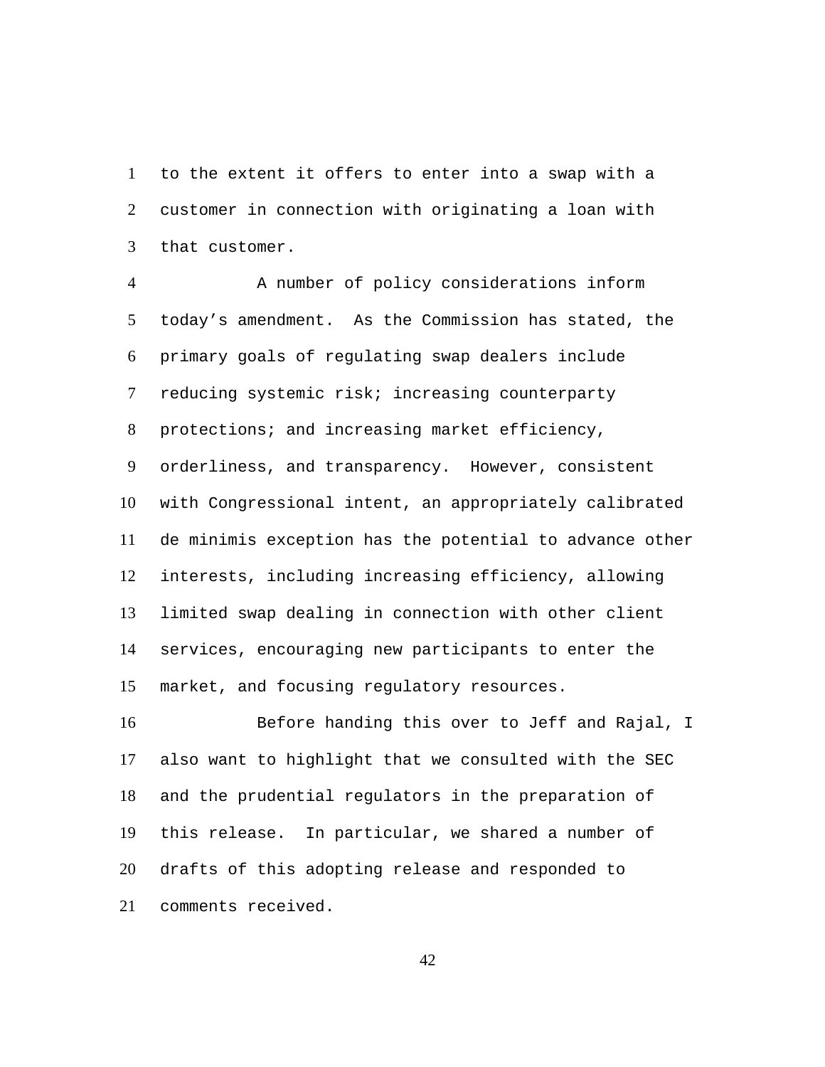to the extent it offers to enter into a swap with a customer in connection with originating a loan with that customer.

A number of policy considerations inform today's amendment. As the Commission has stated, the primary goals of regulating swap dealers include reducing systemic risk; increasing counterparty protections; and increasing market efficiency, orderliness, and transparency. However, consistent with Congressional intent, an appropriately calibrated de minimis exception has the potential to advance other interests, including increasing efficiency, allowing limited swap dealing in connection with other client services, encouraging new participants to enter the market, and focusing regulatory resources.

Before handing this over to Jeff and Rajal, I also want to highlight that we consulted with the SEC and the prudential regulators in the preparation of this release. In particular, we shared a number of drafts of this adopting release and responded to comments received.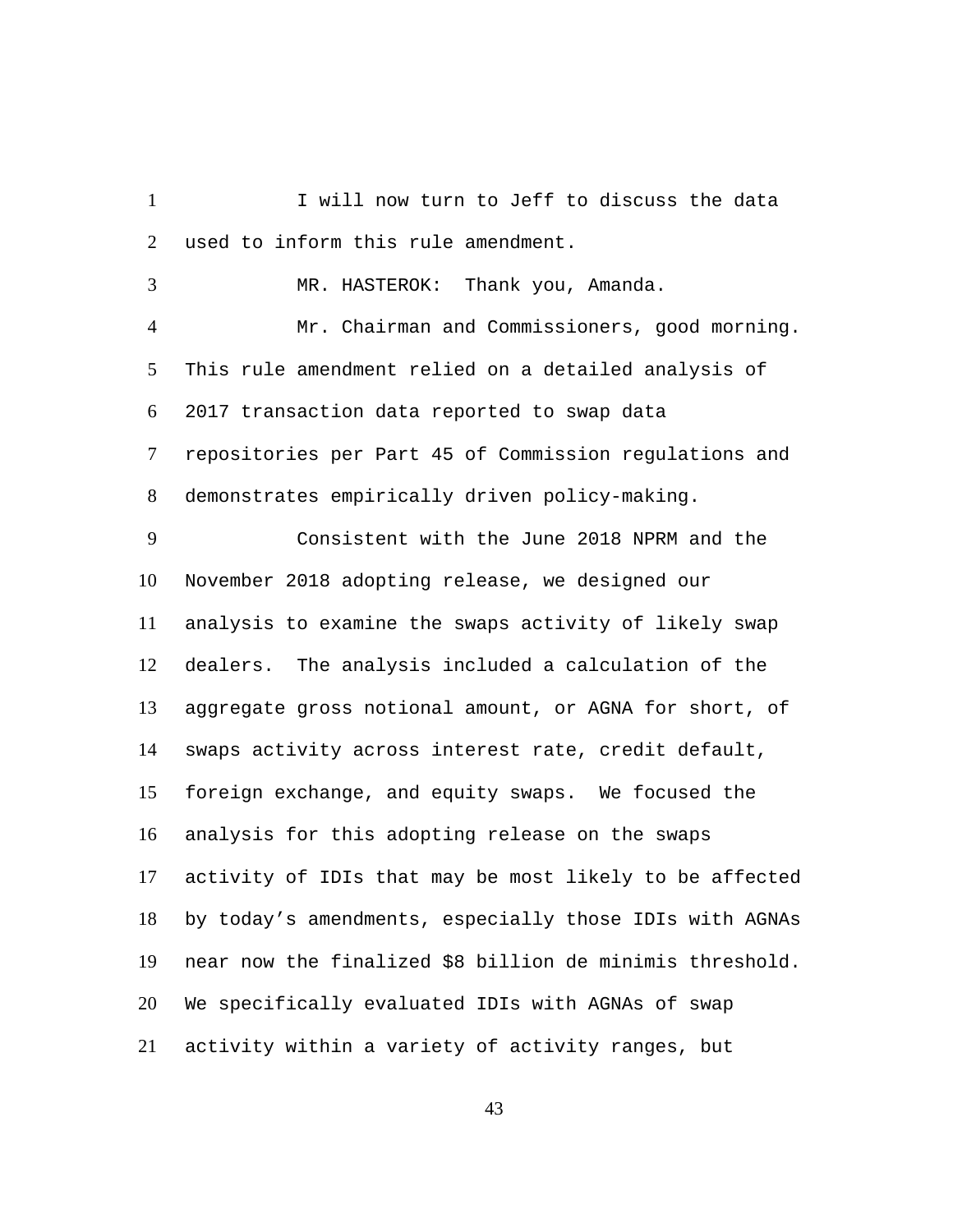I will now turn to Jeff to discuss the data used to inform this rule amendment.

MR. HASTEROK: Thank you, Amanda.

Mr. Chairman and Commissioners, good morning. This rule amendment relied on a detailed analysis of 2017 transaction data reported to swap data repositories per Part 45 of Commission regulations and demonstrates empirically driven policy-making.

Consistent with the June 2018 NPRM and the November 2018 adopting release, we designed our analysis to examine the swaps activity of likely swap dealers. The analysis included a calculation of the aggregate gross notional amount, or AGNA for short, of swaps activity across interest rate, credit default, foreign exchange, and equity swaps. We focused the analysis for this adopting release on the swaps activity of IDIs that may be most likely to be affected by today's amendments, especially those IDIs with AGNAs near now the finalized $8 billion de minimis threshold. We specifically evaluated IDIs with AGNAs of swap activity within a variety of activity ranges, but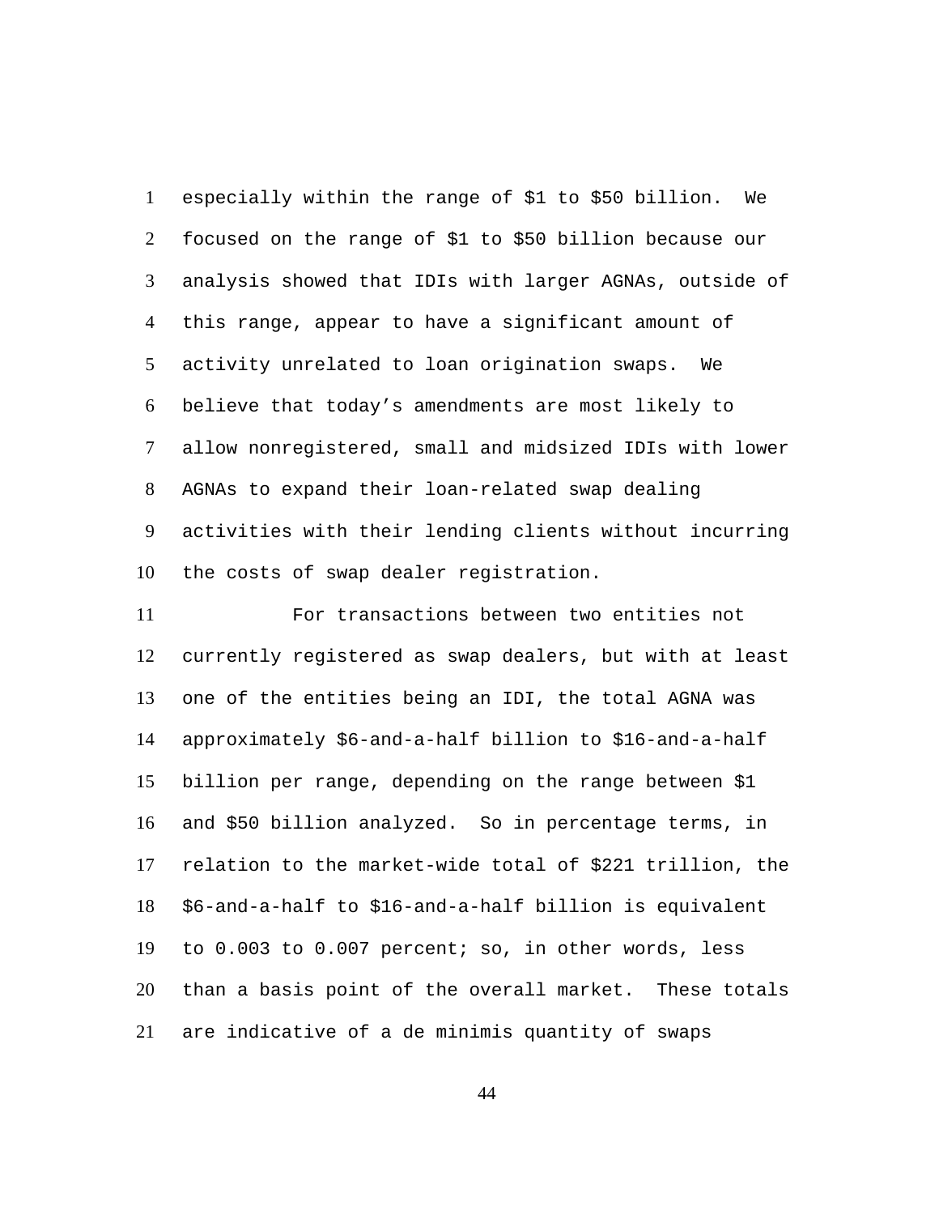especially within the range of $1 to $50 billion. We focused on the range of $1 to $50 billion because our analysis showed that IDIs with larger AGNAs, outside of this range, appear to have a significant amount of activity unrelated to loan origination swaps. We believe that today's amendments are most likely to allow nonregistered, small and midsized IDIs with lower AGNAs to expand their loan-related swap dealing activities with their lending clients without incurring the costs of swap dealer registration.

For transactions between two entities not currently registered as swap dealers, but with at least one of the entities being an IDI, the total AGNA was approximately $6-and-a-half billion to $16-and-a-half billion per range, depending on the range between $1 and $50 billion analyzed. So in percentage terms, in relation to the market-wide total of $221 trillion, the $6-and-a-half to $16-and-a-half billion is equivalent to 0.003 to 0.007 percent; so, in other words, less than a basis point of the overall market. These totals are indicative of a de minimis quantity of swaps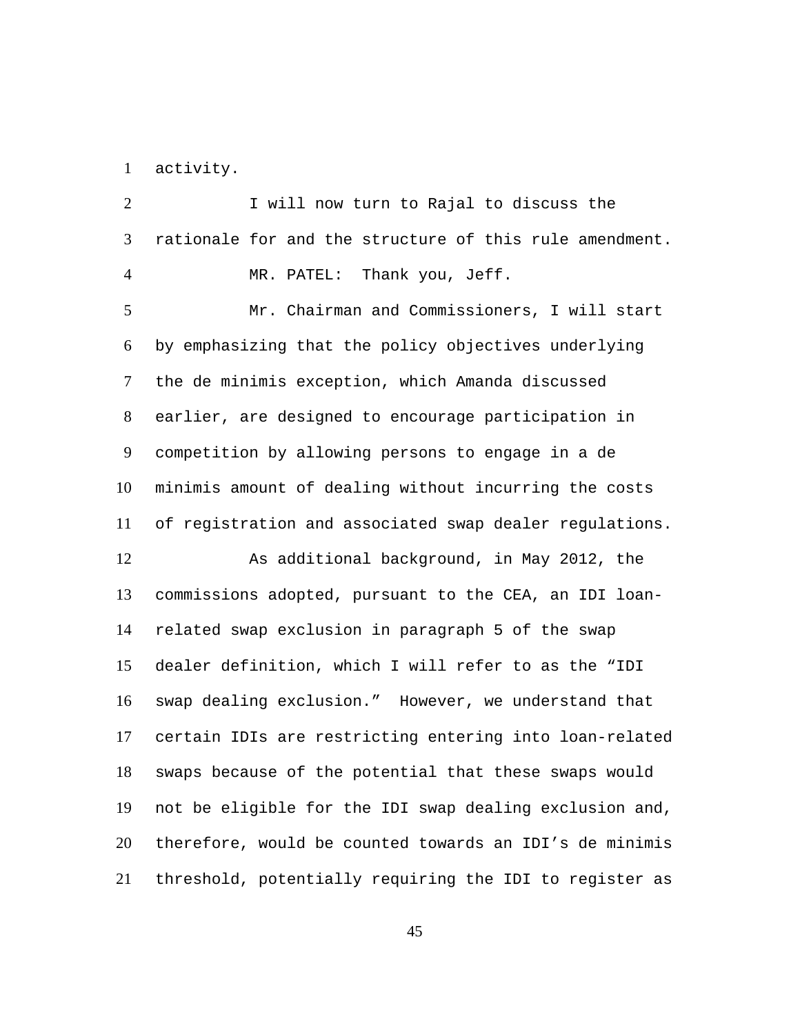activity.

I will now turn to Rajal to discuss the rationale for and the structure of this rule amendment.

MR. PATEL: Thank you, Jeff.

Mr. Chairman and Commissioners, I will start by emphasizing that the policy objectives underlying the de minimis exception, which Amanda discussed earlier, are designed to encourage participation in competition by allowing persons to engage in a de minimis amount of dealing without incurring the costs of registration and associated swap dealer regulations.

As additional background, in May 2012, the commissions adopted, pursuant to the CEA, an IDI loan-related swap exclusion in paragraph 5 of the swap dealer definition, which I will refer to as the "IDI swap dealing exclusion." However, we understand that certain IDIs are restricting entering into loan-related swaps because of the potential that these swaps would not be eligible for the IDI swap dealing exclusion and, therefore, would be counted towards an IDI's de minimis threshold, potentially requiring the IDI to register as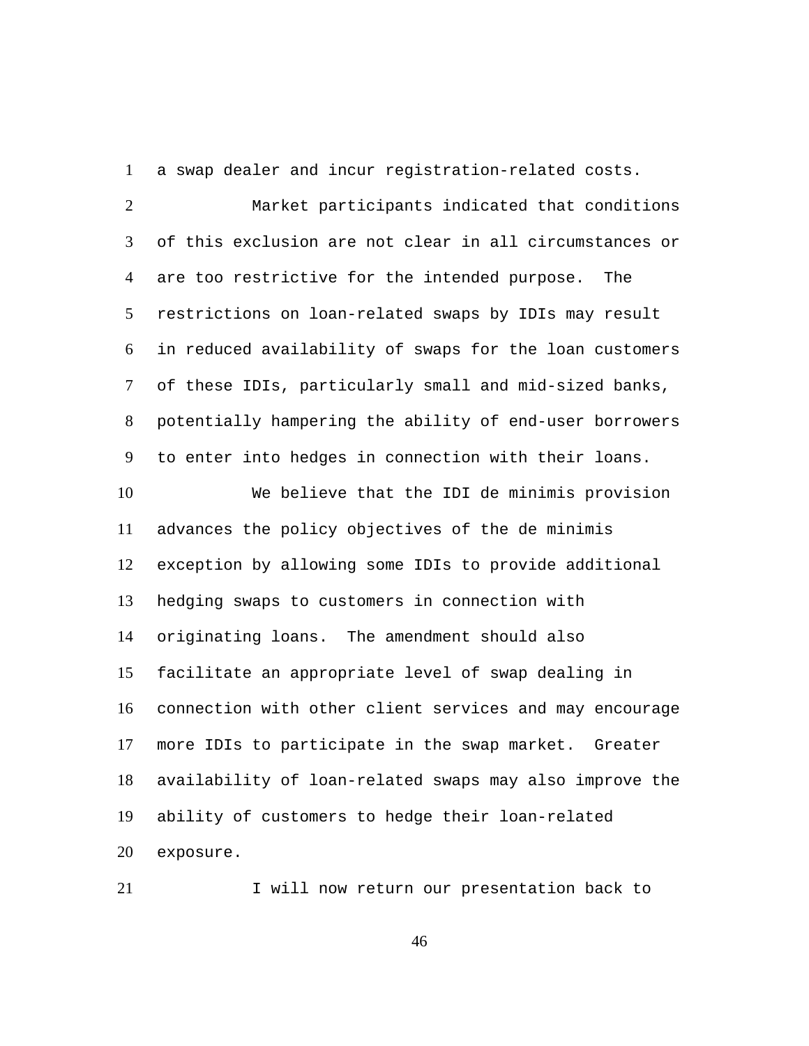a swap dealer and incur registration-related costs.

Market participants indicated that conditions of this exclusion are not clear in all circumstances or are too restrictive for the intended purpose. The restrictions on loan-related swaps by IDIs may result in reduced availability of swaps for the loan customers of these IDIs, particularly small and mid-sized banks, potentially hampering the ability of end-user borrowers to enter into hedges in connection with their loans.

We believe that the IDI de minimis provision advances the policy objectives of the de minimis exception by allowing some IDIs to provide additional hedging swaps to customers in connection with originating loans. The amendment should also facilitate an appropriate level of swap dealing in connection with other client services and may encourage more IDIs to participate in the swap market. Greater availability of loan-related swaps may also improve the ability of customers to hedge their loan-related exposure.

I will now return our presentation back to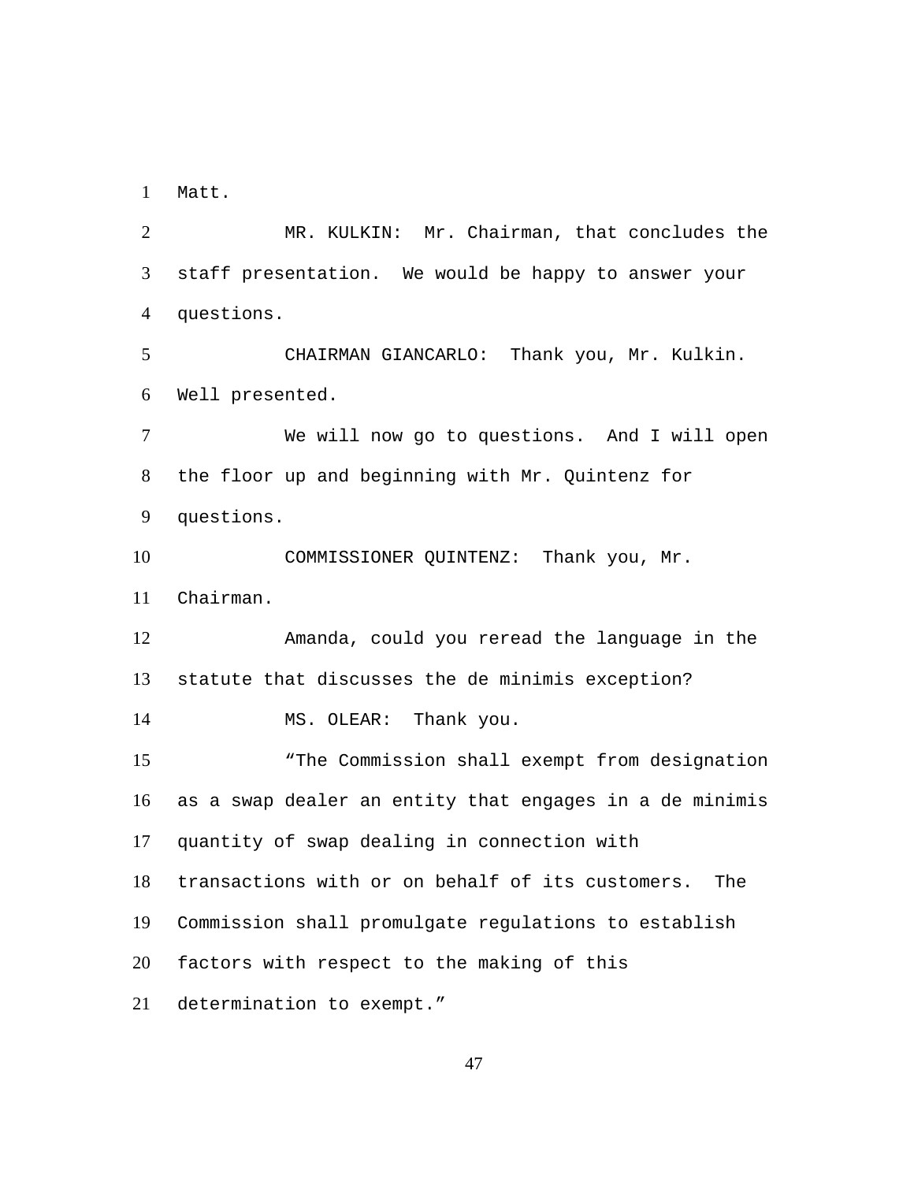Matt.

MR. KULKIN: Mr. Chairman, that concludes the staff presentation. We would be happy to answer your questions.

CHAIRMAN GIANCARLO: Thank you, Mr. Kulkin. Well presented.

We will now go to questions. And I will open the floor up and beginning with Mr. Quintenz for questions.

COMMISSIONER QUINTENZ: Thank you, Mr. Chairman.

Amanda, could you reread the language in the statute that discusses the de minimis exception?

MS. OLEAR: Thank you.

"The Commission shall exempt from designation as a swap dealer an entity that engages in a de minimis quantity of swap dealing in connection with transactions with or on behalf of its customers. The Commission shall promulgate regulations to establish factors with respect to the making of this determination to exempt."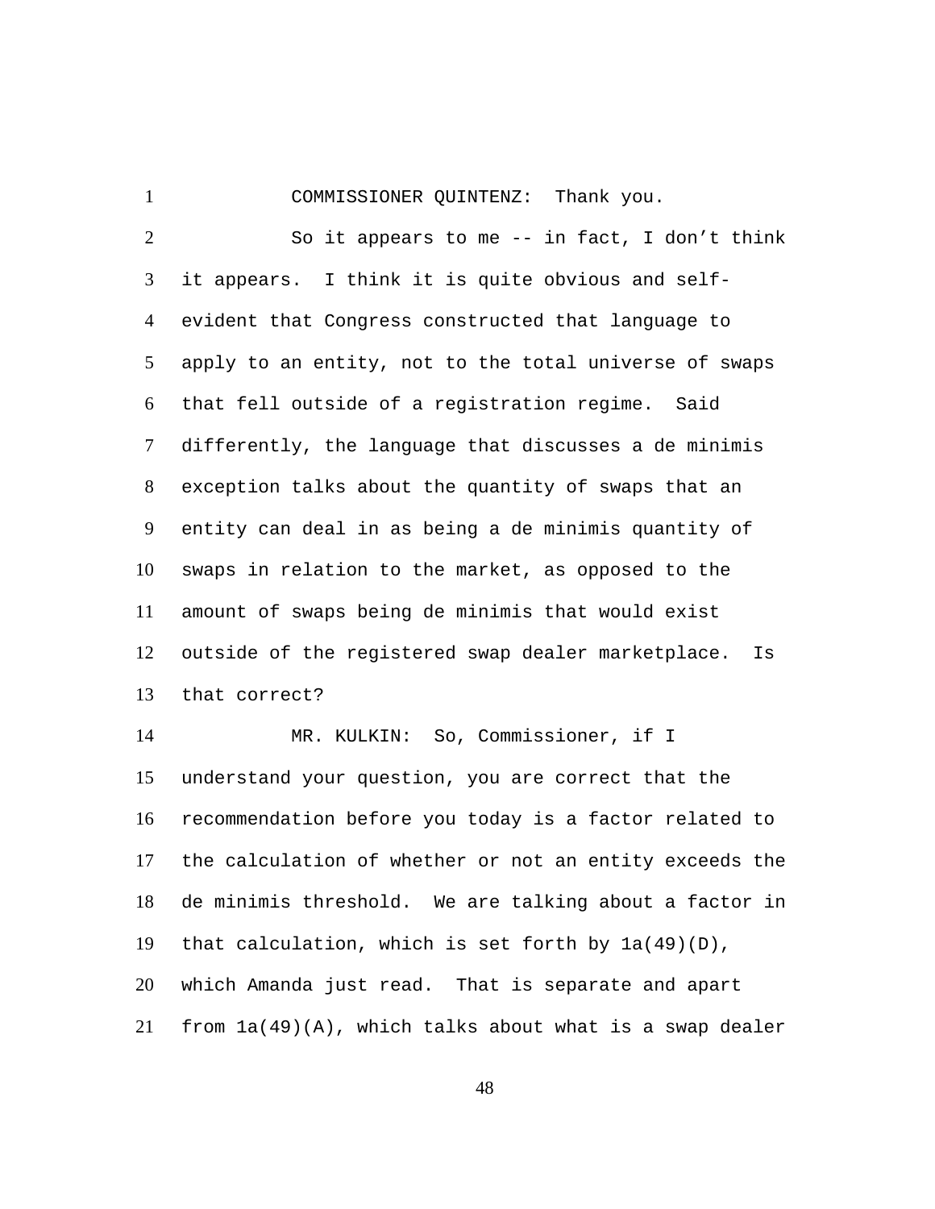COMMISSIONER QUINTENZ: Thank you.

So it appears to me -- in fact, I don't think it appears. I think it is quite obvious and self-evident that Congress constructed that language to apply to an entity, not to the total universe of swaps that fell outside of a registration regime. Said differently, the language that discusses a de minimis exception talks about the quantity of swaps that an entity can deal in as being a de minimis quantity of swaps in relation to the market, as opposed to the amount of swaps being de minimis that would exist outside of the registered swap dealer marketplace. Is that correct?

MR. KULKIN: So, Commissioner, if I understand your question, you are correct that the recommendation before you today is a factor related to the calculation of whether or not an entity exceeds the de minimis threshold. We are talking about a factor in that calculation, which is set forth by 1a(49)(D), which Amanda just read. That is separate and apart from 1a(49)(A), which talks about what is a swap dealer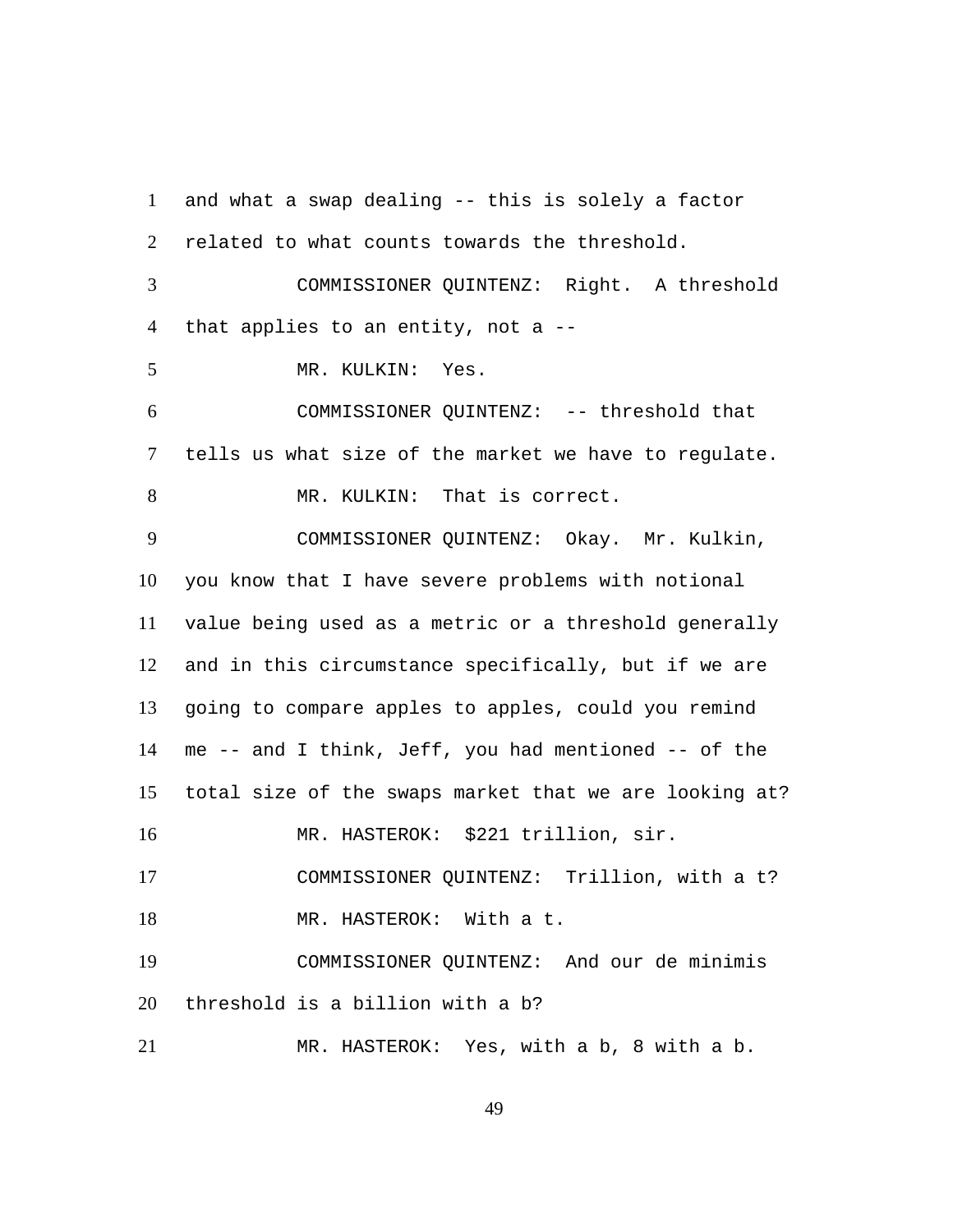1 and what a swap dealing -- this is solely a factor

2 related to what counts towards the threshold.

3 COMMISSIONER QUINTENZ: Right. A threshold

4 that applies to an entity, not a --

5 MR. KULKIN: Yes.

6 COMMISSIONER QUINTENZ: -- threshold that

7 tells us what size of the market we have to regulate.

8 MR. KULKIN: That is correct.

9 COMMISSIONER QUINTENZ: Okay. Mr. Kulkin,

10 you know that I have severe problems with notional

11 value being used as a metric or a threshold generally

12 and in this circumstance specifically, but if we are

13 going to compare apples to apples, could you remind

14 me -- and I think, Jeff, you had mentioned -- of the

15 total size of the swaps market that we are looking at?

16 MR. HASTEROK: $221 trillion, sir.

17 COMMISSIONER QUINTENZ: Trillion, with a t?

18 MR. HASTEROK: With a t.

19 COMMISSIONER QUINTENZ: And our de minimis

20 threshold is a billion with a b?

21 MR. HASTEROK: Yes, with a b, 8 with a b.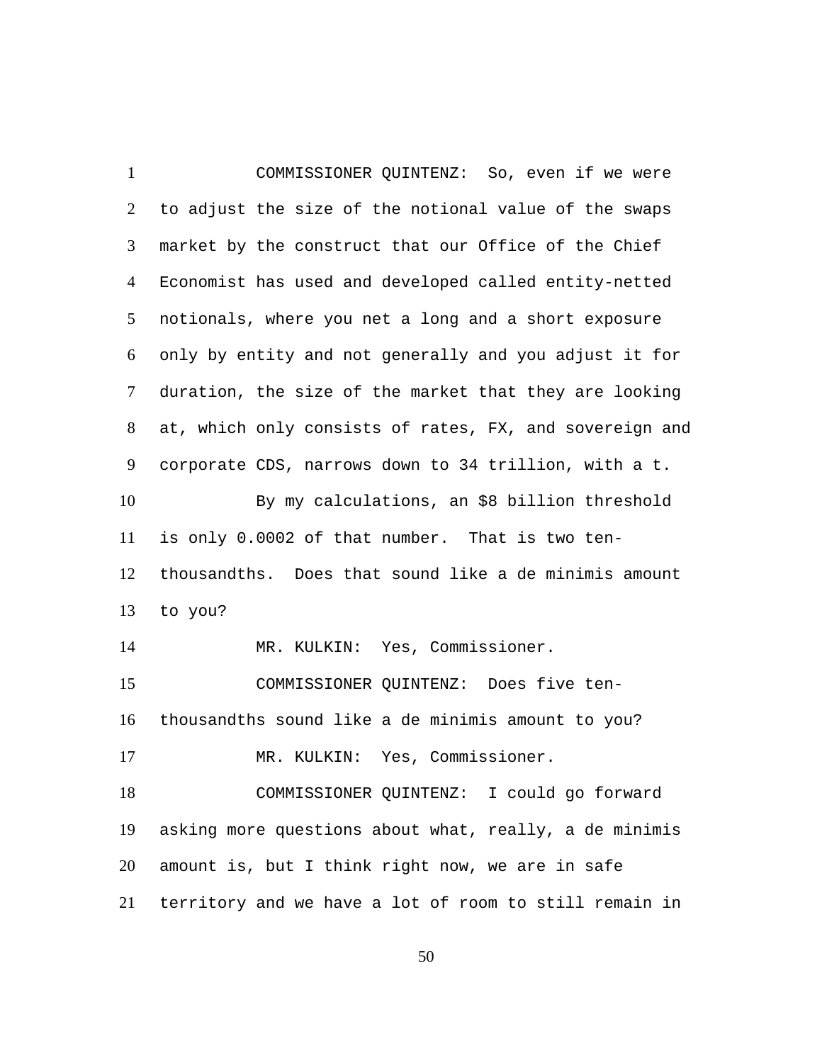COMMISSIONER QUINTENZ: So, even if we were to adjust the size of the notional value of the swaps market by the construct that our Office of the Chief Economist has used and developed called entity-netted notionals, where you net a long and a short exposure only by entity and not generally and you adjust it for duration, the size of the market that they are looking at, which only consists of rates, FX, and sovereign and corporate CDS, narrows down to 34 trillion, with a t.

By my calculations, an $8 billion threshold is only 0.0002 of that number. That is two ten-thousandths. Does that sound like a de minimis amount to you?

MR. KULKIN: Yes, Commissioner.

COMMISSIONER QUINTENZ: Does five ten-thousandths sound like a de minimis amount to you?

MR. KULKIN: Yes, Commissioner.

COMMISSIONER QUINTENZ: I could go forward asking more questions about what, really, a de minimis amount is, but I think right now, we are in safe territory and we have a lot of room to still remain in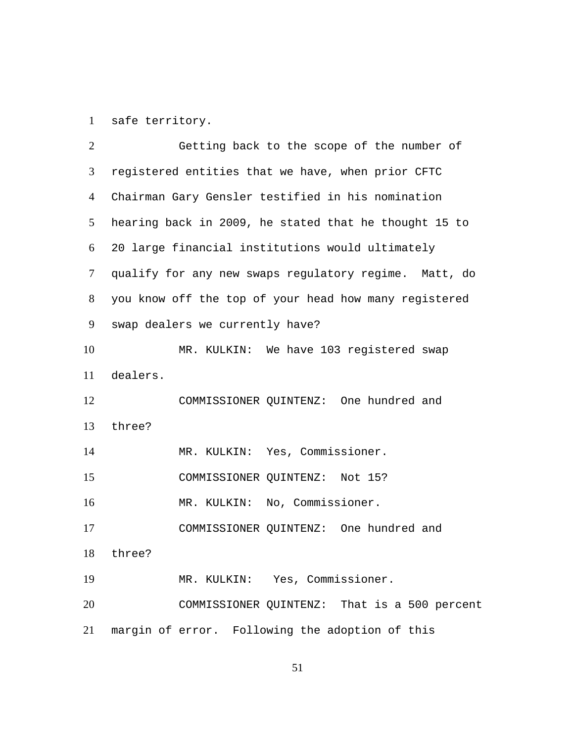safe territory.

Getting back to the scope of the number of registered entities that we have, when prior CFTC Chairman Gary Gensler testified in his nomination hearing back in 2009, he stated that he thought 15 to 20 large financial institutions would ultimately qualify for any new swaps regulatory regime. Matt, do you know off the top of your head how many registered swap dealers we currently have?

MR. KULKIN: We have 103 registered swap dealers.

COMMISSIONER QUINTENZ: One hundred and three?

MR. KULKIN: Yes, Commissioner.

COMMISSIONER QUINTENZ: Not 15?

MR. KULKIN: No, Commissioner.

COMMISSIONER QUINTENZ: One hundred and three?

MR. KULKIN: Yes, Commissioner.

COMMISSIONER QUINTENZ: That is a 500 percent margin of error. Following the adoption of this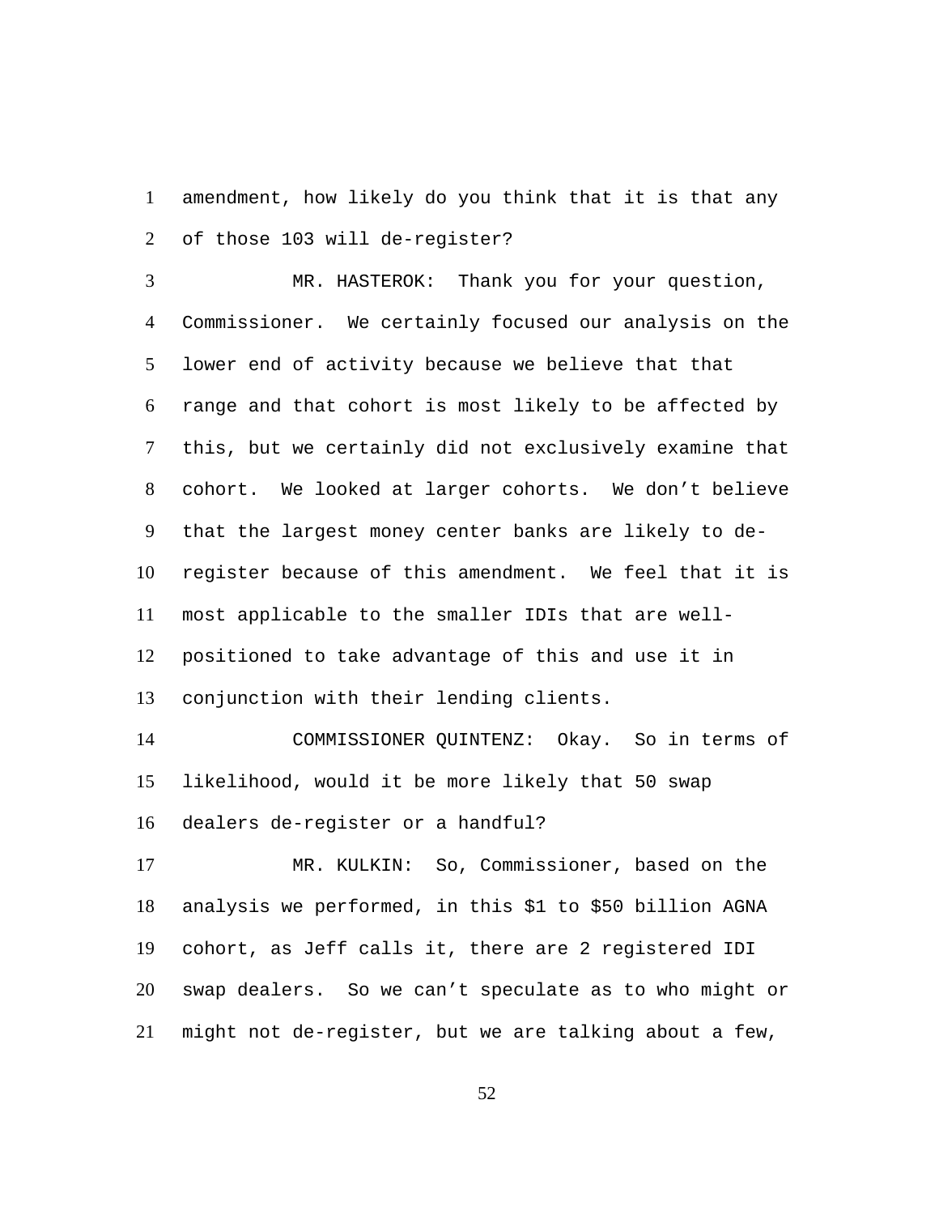amendment, how likely do you think that it is that any of those 103 will de-register?

MR. HASTEROK: Thank you for your question, Commissioner. We certainly focused our analysis on the lower end of activity because we believe that that range and that cohort is most likely to be affected by this, but we certainly did not exclusively examine that cohort. We looked at larger cohorts. We don't believe that the largest money center banks are likely to de-register because of this amendment. We feel that it is most applicable to the smaller IDIs that are well-positioned to take advantage of this and use it in conjunction with their lending clients.

COMMISSIONER QUINTENZ: Okay. So in terms of likelihood, would it be more likely that 50 swap dealers de-register or a handful?

MR. KULKIN: So, Commissioner, based on the analysis we performed, in this $1 to $50 billion AGNA cohort, as Jeff calls it, there are 2 registered IDI swap dealers. So we can't speculate as to who might or might not de-register, but we are talking about a few,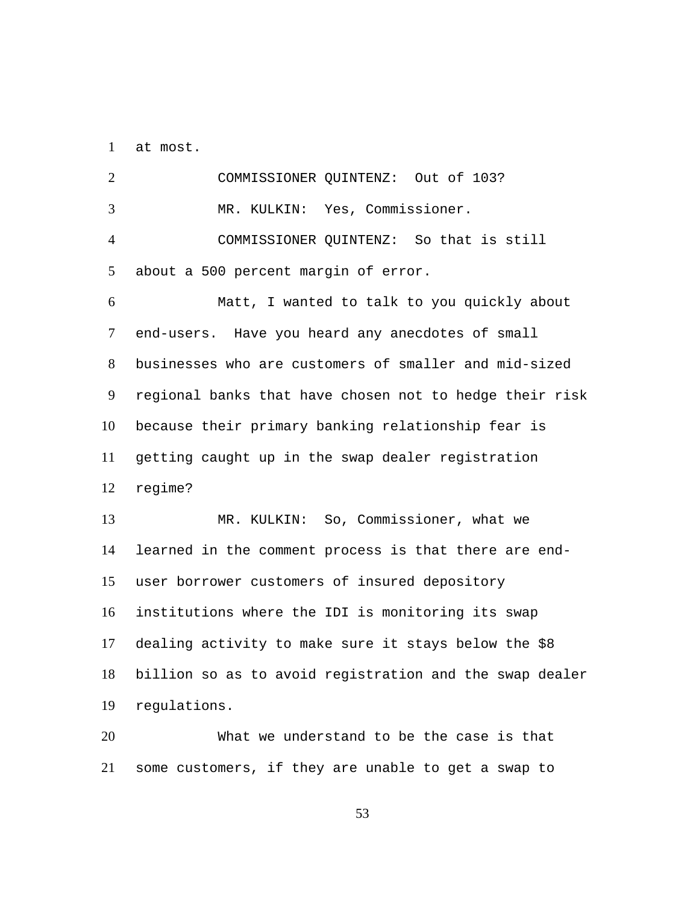at most.

COMMISSIONER QUINTENZ: Out of 103?

MR. KULKIN: Yes, Commissioner.

COMMISSIONER QUINTENZ: So that is still about a 500 percent margin of error.

Matt, I wanted to talk to you quickly about end-users. Have you heard any anecdotes of small businesses who are customers of smaller and mid-sized regional banks that have chosen not to hedge their risk because their primary banking relationship fear is getting caught up in the swap dealer registration regime?

MR. KULKIN: So, Commissioner, what we learned in the comment process is that there are end-user borrower customers of insured depository institutions where the IDI is monitoring its swap dealing activity to make sure it stays below the $8 billion so as to avoid registration and the swap dealer regulations.

What we understand to be the case is that some customers, if they are unable to get a swap to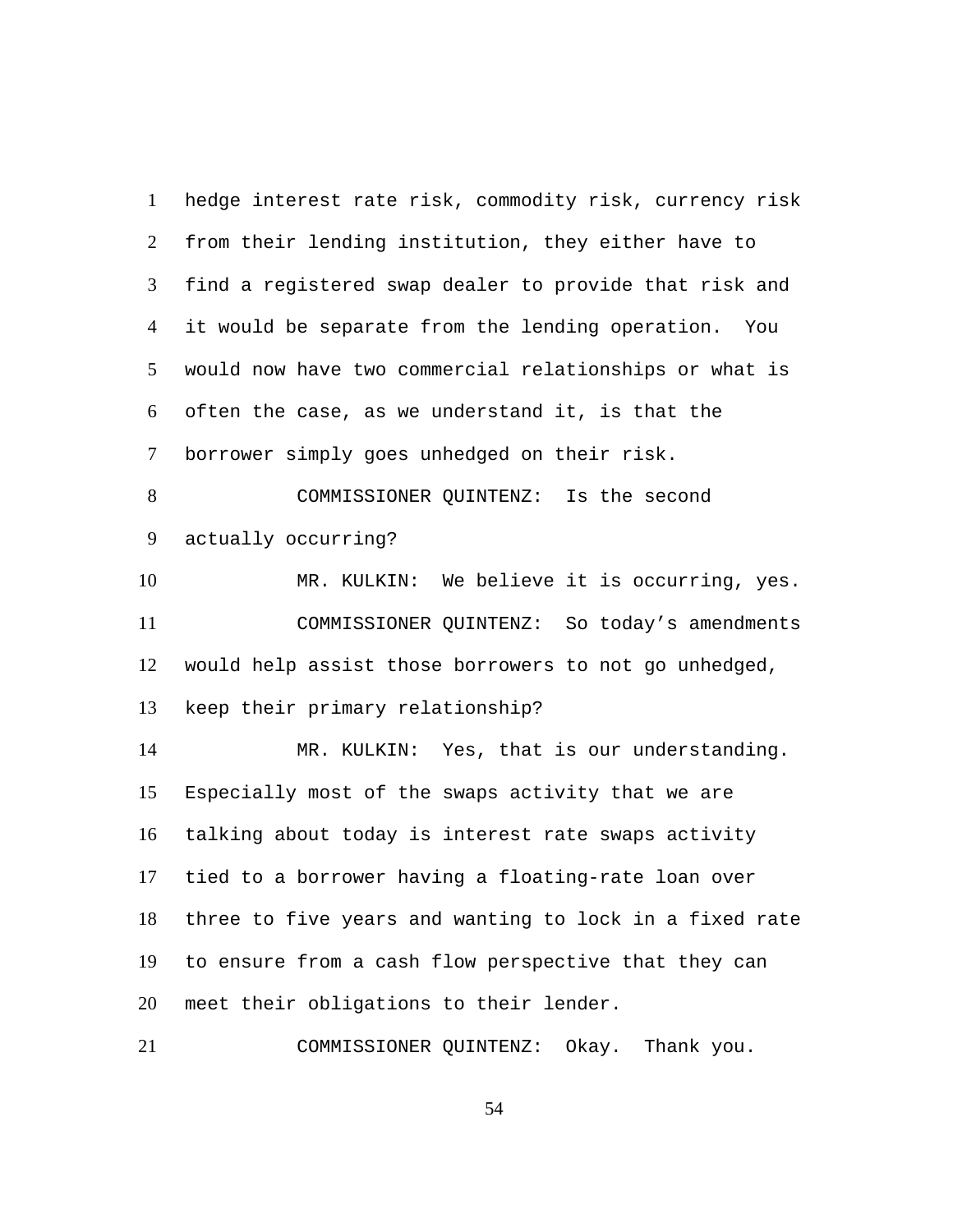hedge interest rate risk, commodity risk, currency risk from their lending institution, they either have to find a registered swap dealer to provide that risk and it would be separate from the lending operation. You would now have two commercial relationships or what is often the case, as we understand it, is that the borrower simply goes unhedged on their risk.

COMMISSIONER QUINTENZ: Is the second actually occurring?

MR. KULKIN: We believe it is occurring, yes.

COMMISSIONER QUINTENZ: So today’s amendments would help assist those borrowers to not go unhedged, keep their primary relationship?

MR. KULKIN: Yes, that is our understanding. Especially most of the swaps activity that we are talking about today is interest rate swaps activity tied to a borrower having a floating-rate loan over three to five years and wanting to lock in a fixed rate to ensure from a cash flow perspective that they can meet their obligations to their lender.

COMMISSIONER QUINTENZ: Okay. Thank you.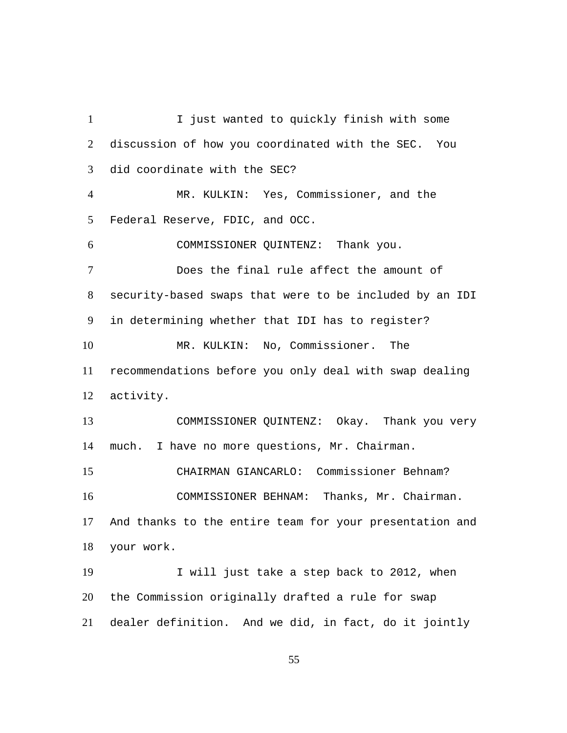I just wanted to quickly finish with some discussion of how you coordinated with the SEC. You did coordinate with the SEC?

MR. KULKIN: Yes, Commissioner, and the Federal Reserve, FDIC, and OCC.

COMMISSIONER QUINTENZ: Thank you.

Does the final rule affect the amount of security-based swaps that were to be included by an IDI in determining whether that IDI has to register?

MR. KULKIN: No, Commissioner. The recommendations before you only deal with swap dealing activity.

COMMISSIONER QUINTENZ: Okay. Thank you very much. I have no more questions, Mr. Chairman.

CHAIRMAN GIANCARLO: Commissioner Behnam?

COMMISSIONER BEHNAM: Thanks, Mr. Chairman. And thanks to the entire team for your presentation and your work.

I will just take a step back to 2012, when the Commission originally drafted a rule for swap dealer definition. And we did, in fact, do it jointly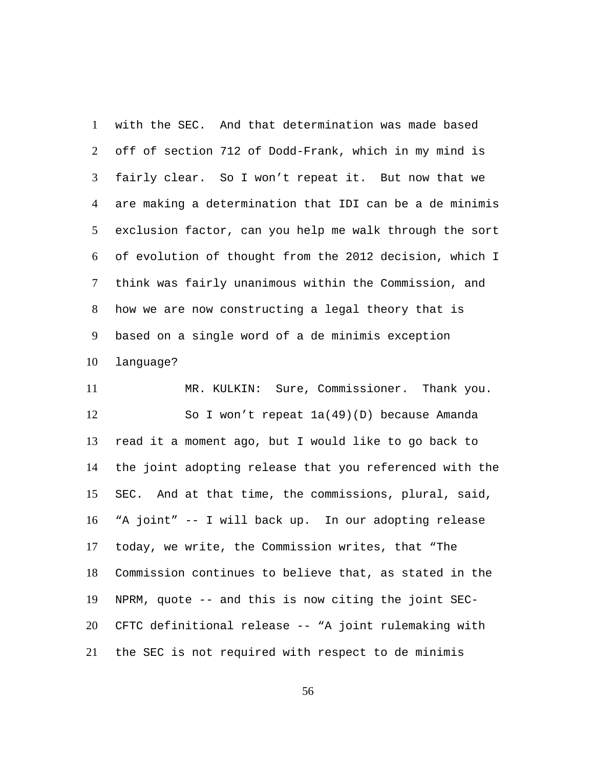with the SEC. And that determination was made based off of section 712 of Dodd-Frank, which in my mind is fairly clear. So I won't repeat it. But now that we are making a determination that IDI can be a de minimis exclusion factor, can you help me walk through the sort of evolution of thought from the 2012 decision, which I think was fairly unanimous within the Commission, and how we are now constructing a legal theory that is based on a single word of a de minimis exception language?

MR. KULKIN: Sure, Commissioner. Thank you.

So I won't repeat 1a(49)(D) because Amanda read it a moment ago, but I would like to go back to the joint adopting release that you referenced with the SEC. And at that time, the commissions, plural, said, "A joint" -- I will back up. In our adopting release today, we write, the Commission writes, that "The Commission continues to believe that, as stated in the NPRM, quote -- and this is now citing the joint SEC-CFTC definitional release -- "A joint rulemaking with the SEC is not required with respect to de minimis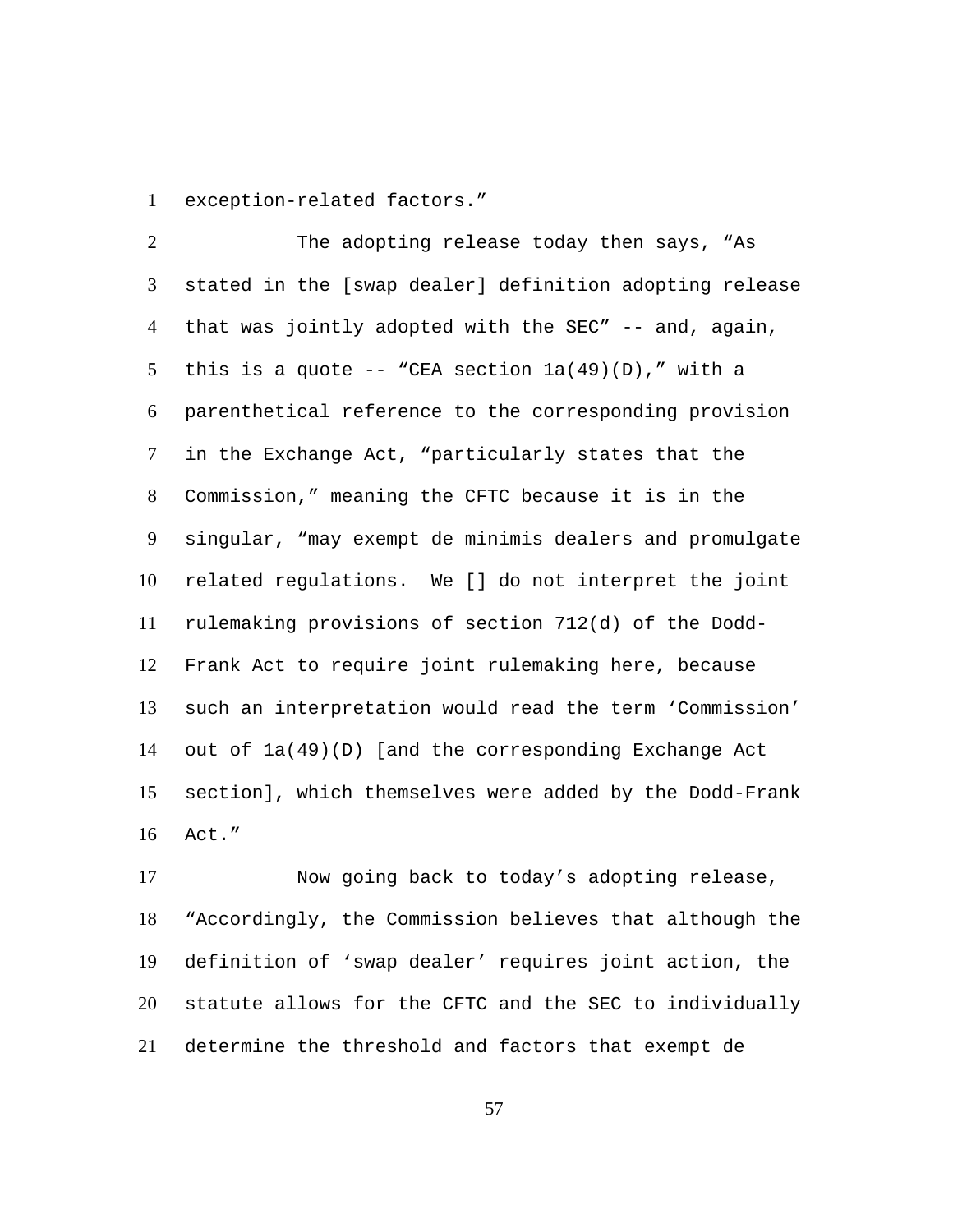exception-related factors."

The adopting release today then says, "As stated in the [swap dealer] definition adopting release that was jointly adopted with the SEC" -- and, again, this is a quote -- "CEA section 1a(49)(D)," with a parenthetical reference to the corresponding provision in the Exchange Act, "particularly states that the Commission," meaning the CFTC because it is in the singular, "may exempt de minimis dealers and promulgate related regulations. We [] do not interpret the joint rulemaking provisions of section 712(d) of the Dodd-Frank Act to require joint rulemaking here, because such an interpretation would read the term 'Commission' out of 1a(49)(D) [and the corresponding Exchange Act section], which themselves were added by the Dodd-Frank Act."

Now going back to today's adopting release, "Accordingly, the Commission believes that although the definition of 'swap dealer' requires joint action, the statute allows for the CFTC and the SEC to individually determine the threshold and factors that exempt de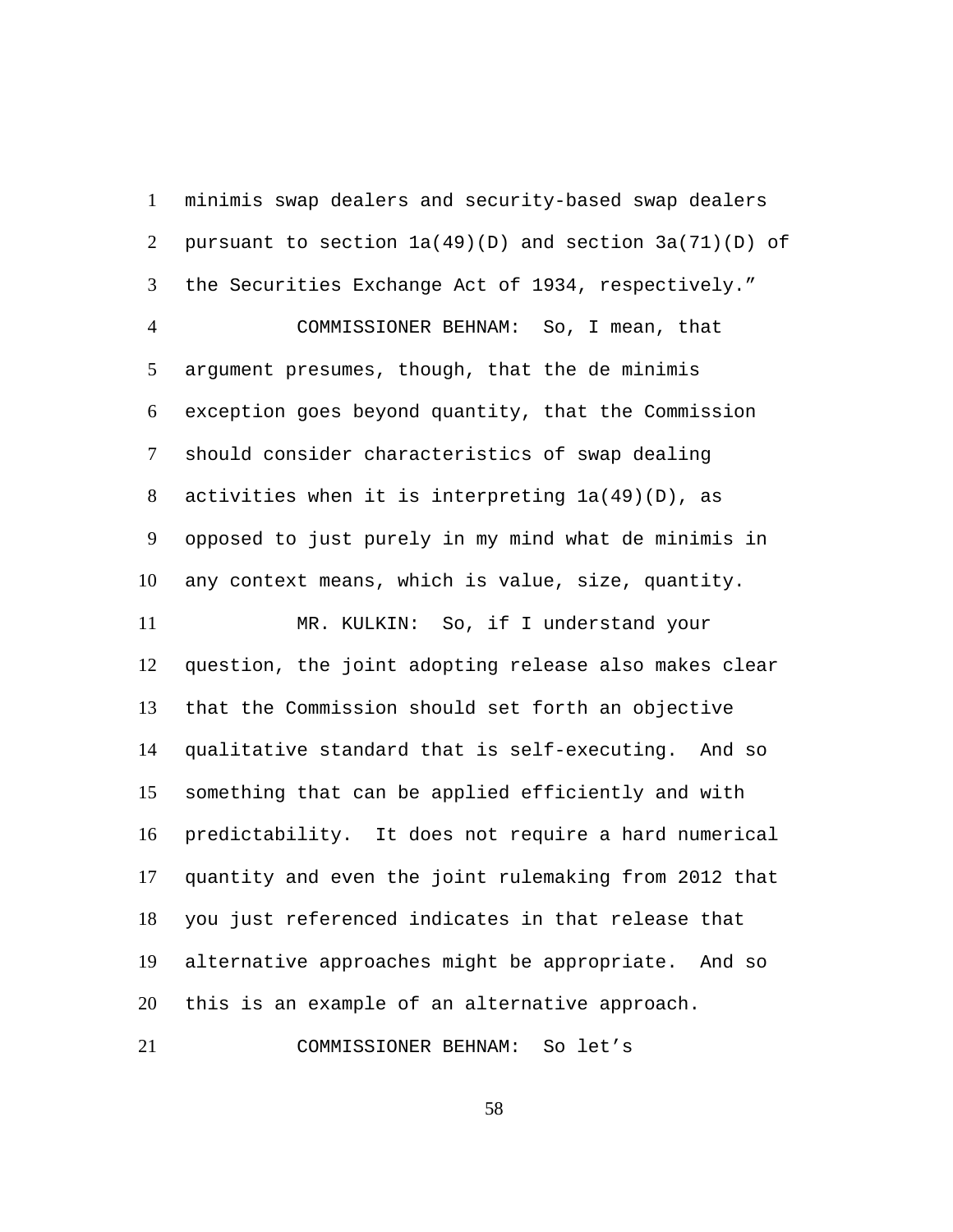minimis swap dealers and security-based swap dealers pursuant to section 1a(49)(D) and section 3a(71)(D) of the Securities Exchange Act of 1934, respectively."

COMMISSIONER BEHNAM: So, I mean, that argument presumes, though, that the de minimis exception goes beyond quantity, that the Commission should consider characteristics of swap dealing activities when it is interpreting 1a(49)(D), as opposed to just purely in my mind what de minimis in any context means, which is value, size, quantity.

MR. KULKIN: So, if I understand your question, the joint adopting release also makes clear that the Commission should set forth an objective qualitative standard that is self-executing. And so something that can be applied efficiently and with predictability. It does not require a hard numerical quantity and even the joint rulemaking from 2012 that you just referenced indicates in that release that alternative approaches might be appropriate. And so this is an example of an alternative approach.

COMMISSIONER BEHNAM: So let's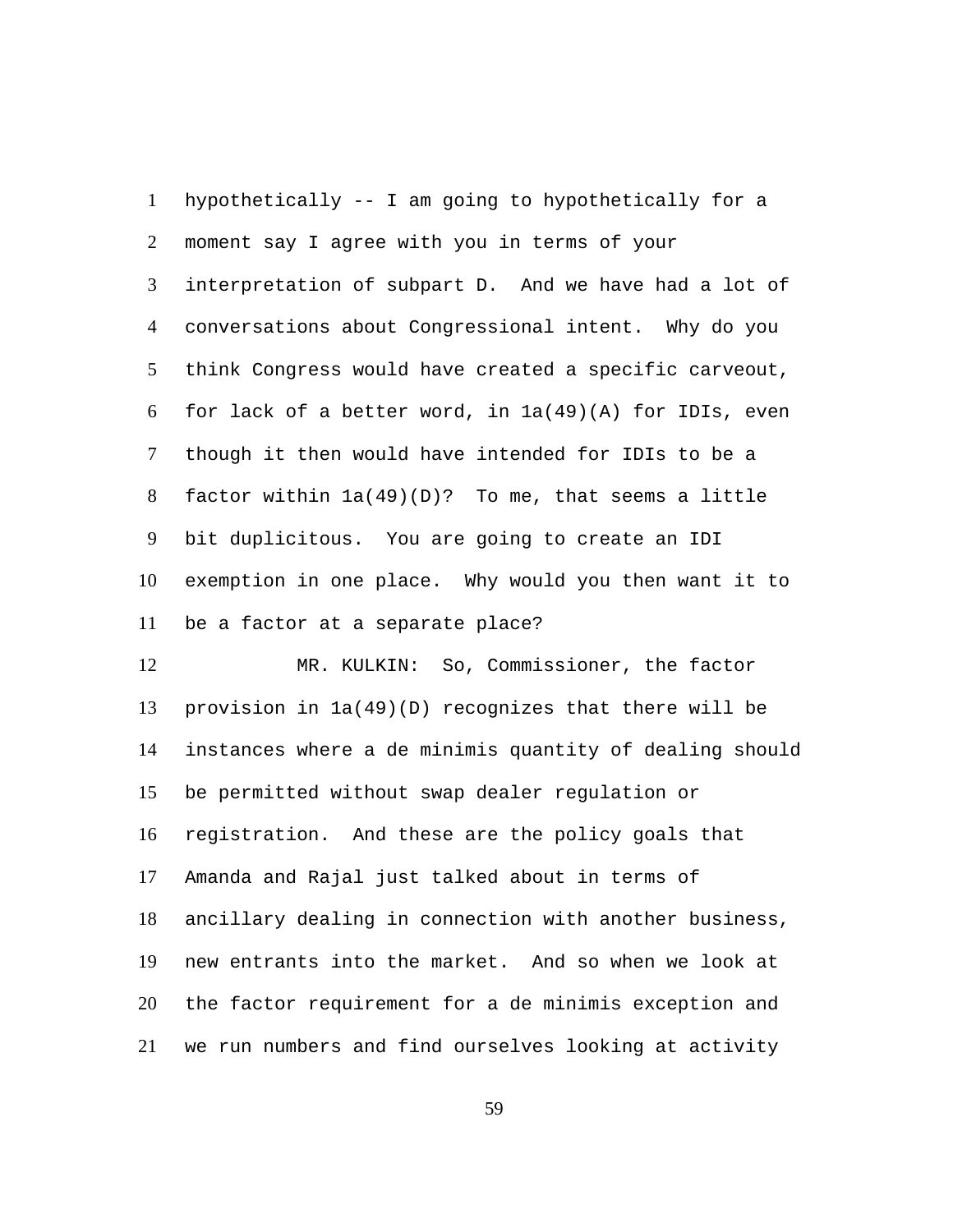hypothetically -- I am going to hypothetically for a moment say I agree with you in terms of your interpretation of subpart D. And we have had a lot of conversations about Congressional intent. Why do you think Congress would have created a specific carveout, for lack of a better word, in 1a(49)(A) for IDIs, even though it then would have intended for IDIs to be a factor within 1a(49)(D)? To me, that seems a little bit duplicitous. You are going to create an IDI exemption in one place. Why would you then want it to be a factor at a separate place?

MR. KULKIN: So, Commissioner, the factor provision in 1a(49)(D) recognizes that there will be instances where a de minimis quantity of dealing should be permitted without swap dealer regulation or registration. And these are the policy goals that Amanda and Rajal just talked about in terms of ancillary dealing in connection with another business, new entrants into the market. And so when we look at the factor requirement for a de minimis exception and we run numbers and find ourselves looking at activity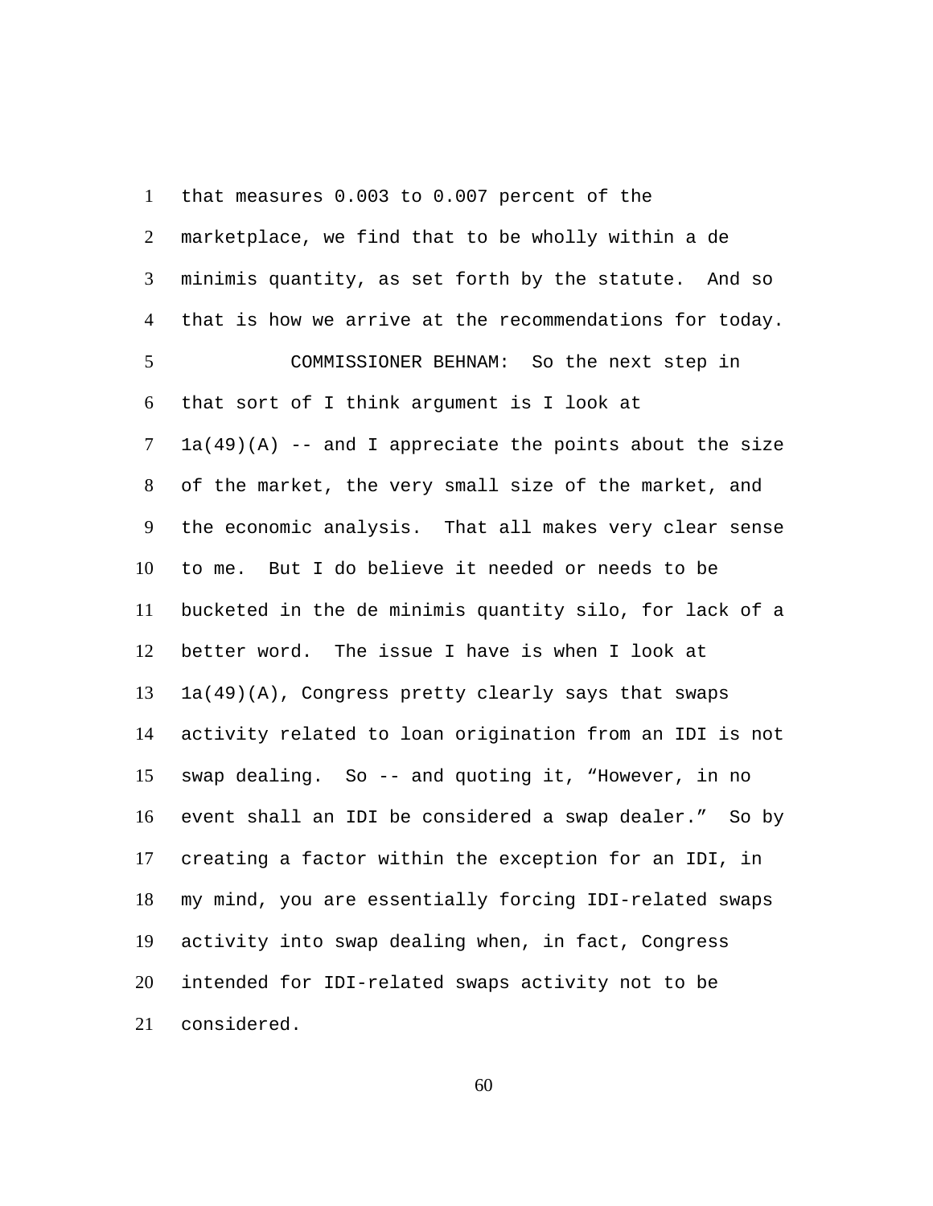that measures 0.003 to 0.007 percent of the marketplace, we find that to be wholly within a de minimis quantity, as set forth by the statute. And so that is how we arrive at the recommendations for today.

COMMISSIONER BEHNAM: So the next step in that sort of I think argument is I look at 1a(49)(A) -- and I appreciate the points about the size of the market, the very small size of the market, and the economic analysis. That all makes very clear sense to me. But I do believe it needed or needs to be bucketed in the de minimis quantity silo, for lack of a better word. The issue I have is when I look at 1a(49)(A), Congress pretty clearly says that swaps activity related to loan origination from an IDI is not swap dealing. So -- and quoting it, "However, in no event shall an IDI be considered a swap dealer." So by creating a factor within the exception for an IDI, in my mind, you are essentially forcing IDI-related swaps activity into swap dealing when, in fact, Congress intended for IDI-related swaps activity not to be considered.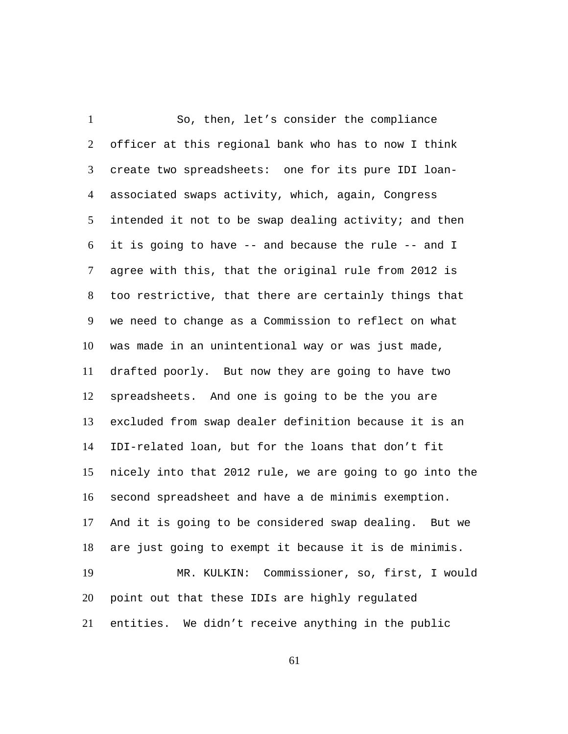So, then, let's consider the compliance officer at this regional bank who has to now I think create two spreadsheets: one for its pure IDI loan-associated swaps activity, which, again, Congress intended it not to be swap dealing activity; and then it is going to have -- and because the rule -- and I agree with this, that the original rule from 2012 is too restrictive, that there are certainly things that we need to change as a Commission to reflect on what was made in an unintentional way or was just made, drafted poorly. But now they are going to have two spreadsheets. And one is going to be the you are excluded from swap dealer definition because it is an IDI-related loan, but for the loans that don't fit nicely into that 2012 rule, we are going to go into the second spreadsheet and have a de minimis exemption. And it is going to be considered swap dealing. But we are just going to exempt it because it is de minimis.

MR. KULKIN: Commissioner, so, first, I would point out that these IDIs are highly regulated entities. We didn't receive anything in the public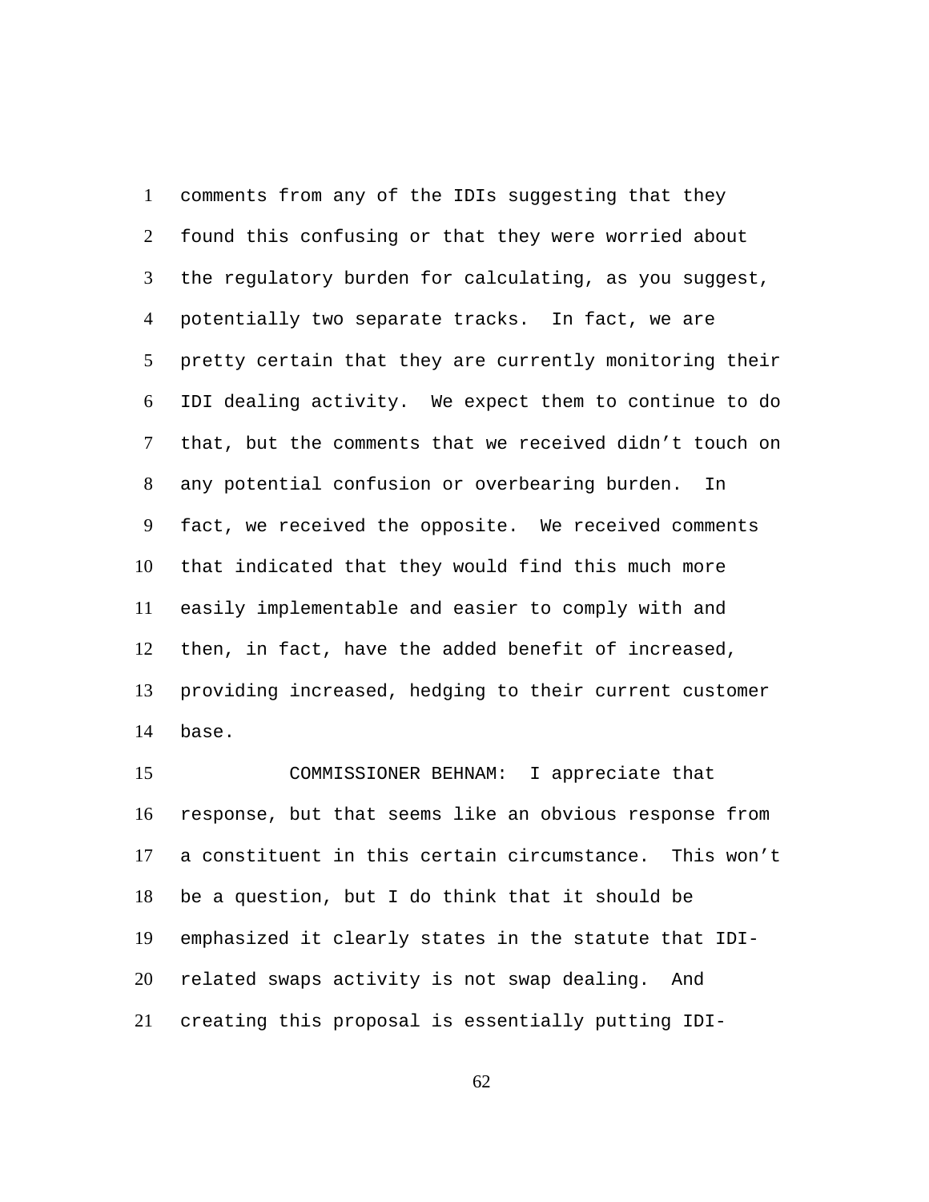comments from any of the IDIs suggesting that they found this confusing or that they were worried about the regulatory burden for calculating, as you suggest, potentially two separate tracks. In fact, we are pretty certain that they are currently monitoring their IDI dealing activity. We expect them to continue to do that, but the comments that we received didn't touch on any potential confusion or overbearing burden. In fact, we received the opposite. We received comments that indicated that they would find this much more easily implementable and easier to comply with and then, in fact, have the added benefit of increased, providing increased, hedging to their current customer base.

COMMISSIONER BEHNAM: I appreciate that response, but that seems like an obvious response from a constituent in this certain circumstance. This won't be a question, but I do think that it should be emphasized it clearly states in the statute that IDI-related swaps activity is not swap dealing. And creating this proposal is essentially putting IDI-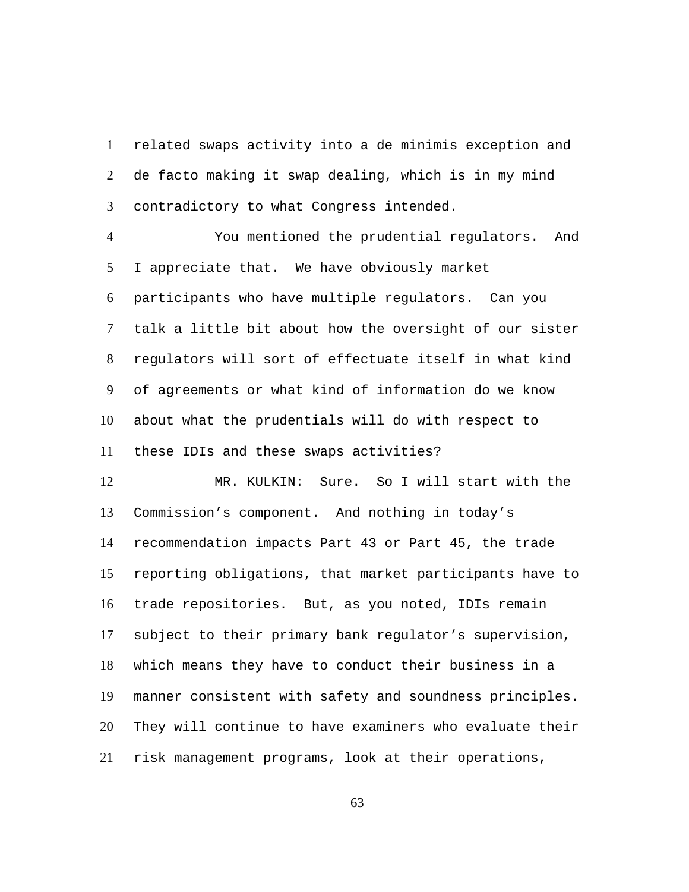related swaps activity into a de minimis exception and de facto making it swap dealing, which is in my mind contradictory to what Congress intended.

You mentioned the prudential regulators. And I appreciate that. We have obviously market participants who have multiple regulators. Can you talk a little bit about how the oversight of our sister regulators will sort of effectuate itself in what kind of agreements or what kind of information do we know about what the prudentials will do with respect to these IDIs and these swaps activities?

MR. KULKIN: Sure. So I will start with the Commission's component. And nothing in today's recommendation impacts Part 43 or Part 45, the trade reporting obligations, that market participants have to trade repositories. But, as you noted, IDIs remain subject to their primary bank regulator's supervision, which means they have to conduct their business in a manner consistent with safety and soundness principles. They will continue to have examiners who evaluate their risk management programs, look at their operations,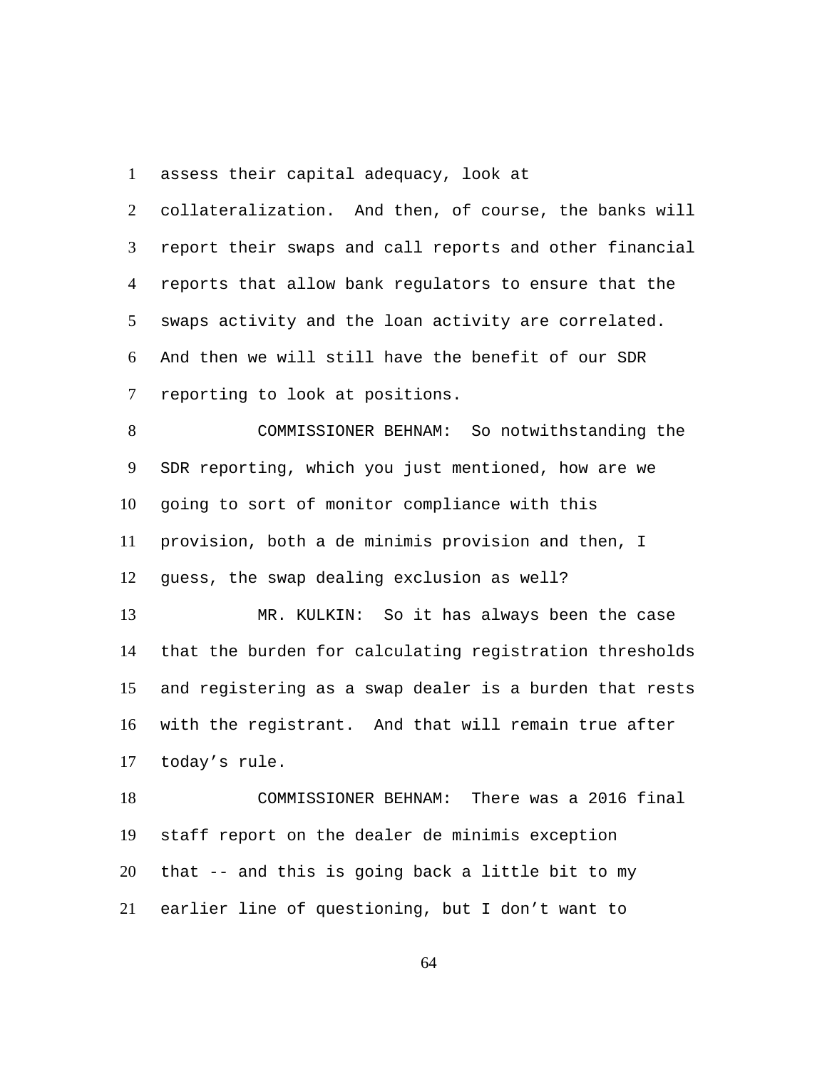assess their capital adequacy, look at collateralization. And then, of course, the banks will report their swaps and call reports and other financial reports that allow bank regulators to ensure that the swaps activity and the loan activity are correlated. And then we will still have the benefit of our SDR reporting to look at positions.

COMMISSIONER BEHNAM: So notwithstanding the SDR reporting, which you just mentioned, how are we going to sort of monitor compliance with this provision, both a de minimis provision and then, I guess, the swap dealing exclusion as well?

MR. KULKIN: So it has always been the case that the burden for calculating registration thresholds and registering as a swap dealer is a burden that rests with the registrant. And that will remain true after today’s rule.

COMMISSIONER BEHNAM: There was a 2016 final staff report on the dealer de minimis exception that -- and this is going back a little bit to my earlier line of questioning, but I don’t want to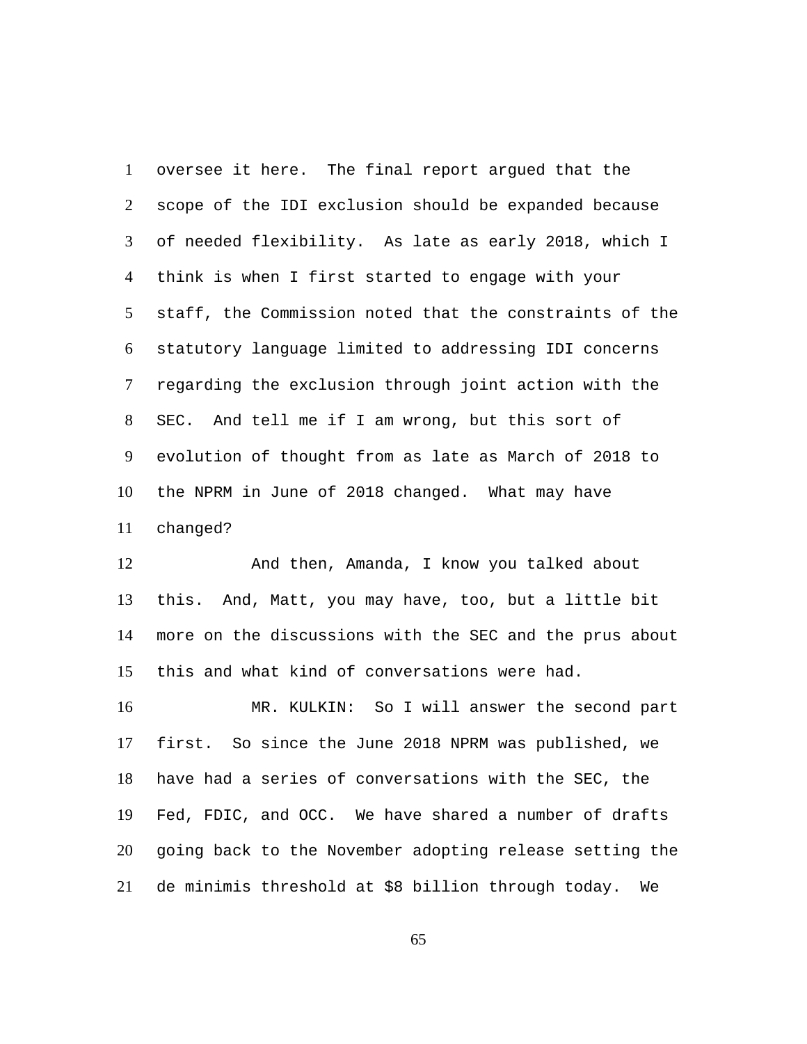oversee it here. The final report argued that the scope of the IDI exclusion should be expanded because of needed flexibility. As late as early 2018, which I think is when I first started to engage with your staff, the Commission noted that the constraints of the statutory language limited to addressing IDI concerns regarding the exclusion through joint action with the SEC. And tell me if I am wrong, but this sort of evolution of thought from as late as March of 2018 to the NPRM in June of 2018 changed. What may have changed?

And then, Amanda, I know you talked about this. And, Matt, you may have, too, but a little bit more on the discussions with the SEC and the prus about this and what kind of conversations were had.

MR. KULKIN: So I will answer the second part first. So since the June 2018 NPRM was published, we have had a series of conversations with the SEC, the Fed, FDIC, and OCC. We have shared a number of drafts going back to the November adopting release setting the de minimis threshold at $8 billion through today. We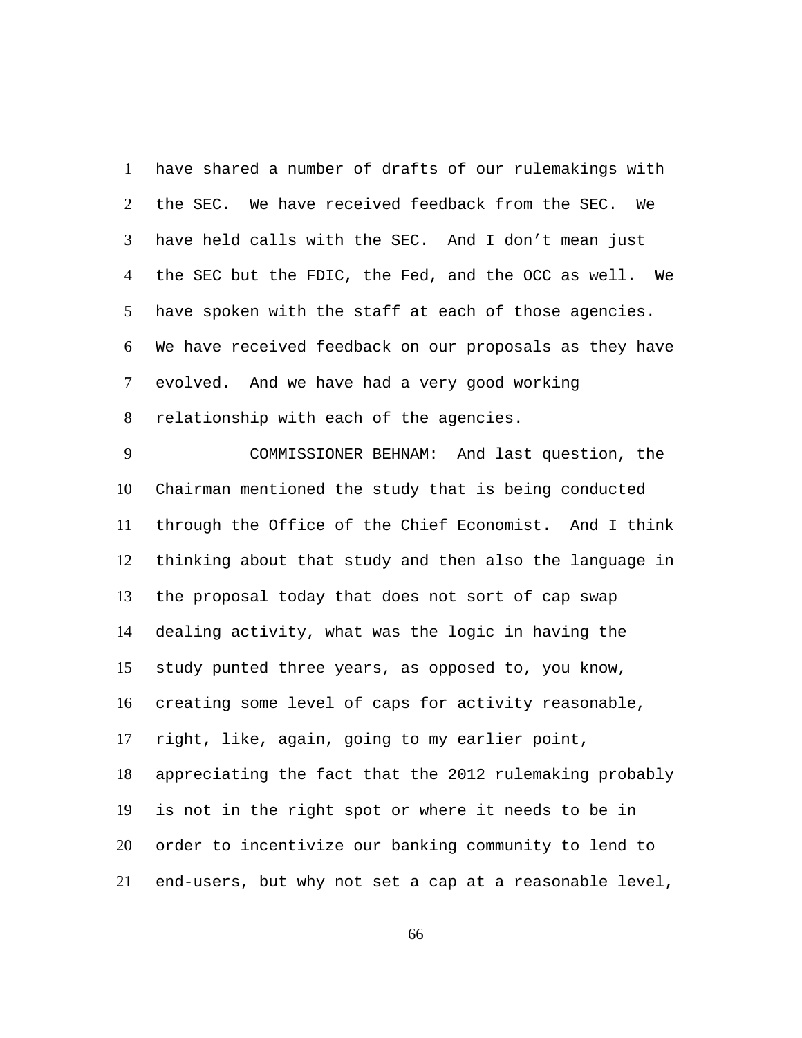have shared a number of drafts of our rulemakings with the SEC. We have received feedback from the SEC. We have held calls with the SEC. And I don't mean just the SEC but the FDIC, the Fed, and the OCC as well. We have spoken with the staff at each of those agencies. We have received feedback on our proposals as they have evolved. And we have had a very good working relationship with each of the agencies.

COMMISSIONER BEHNAM: And last question, the Chairman mentioned the study that is being conducted through the Office of the Chief Economist. And I think thinking about that study and then also the language in the proposal today that does not sort of cap swap dealing activity, what was the logic in having the study punted three years, as opposed to, you know, creating some level of caps for activity reasonable, right, like, again, going to my earlier point, appreciating the fact that the 2012 rulemaking probably is not in the right spot or where it needs to be in order to incentivize our banking community to lend to end-users, but why not set a cap at a reasonable level,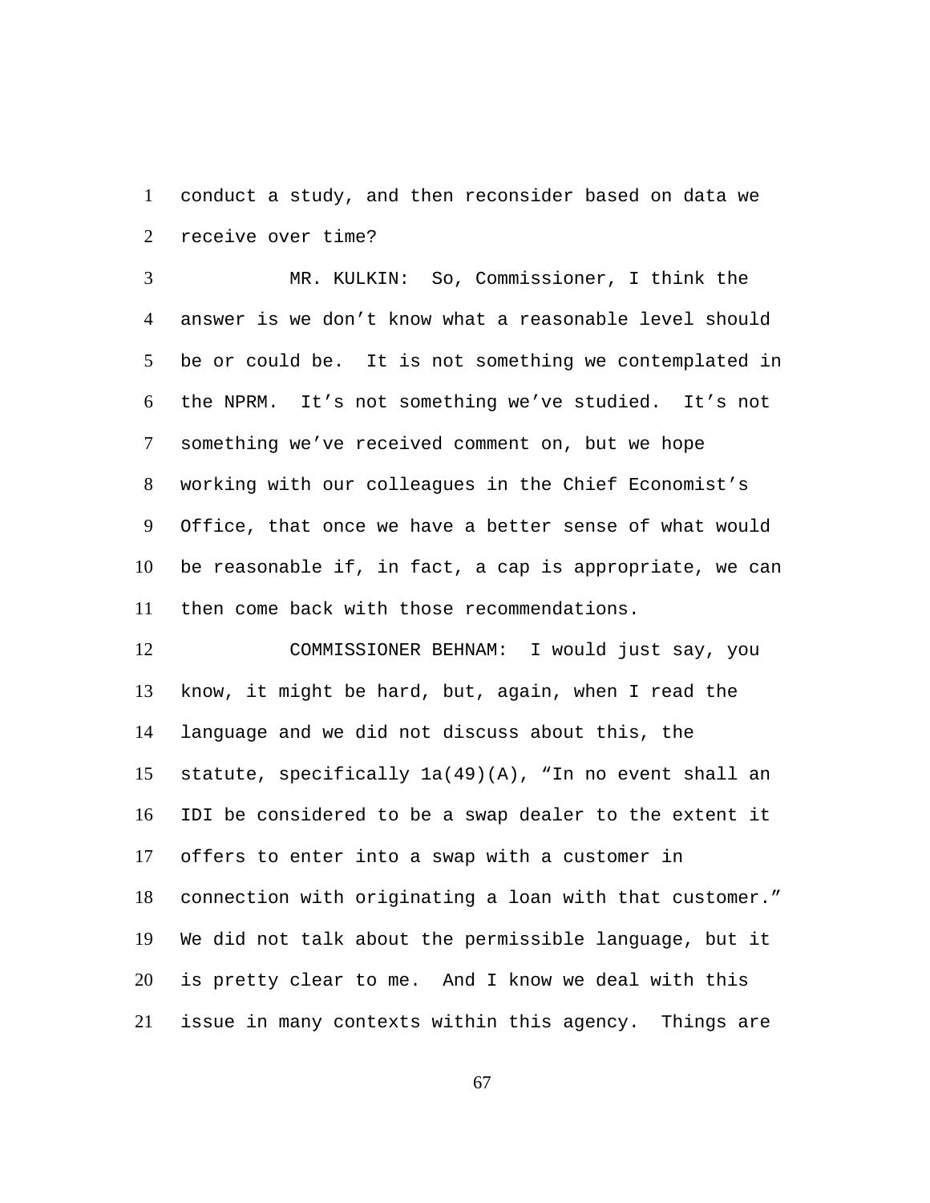conduct a study, and then reconsider based on data we receive over time?

MR. KULKIN: So, Commissioner, I think the answer is we don't know what a reasonable level should be or could be. It is not something we contemplated in the NPRM. It's not something we've studied. It's not something we've received comment on, but we hope working with our colleagues in the Chief Economist's Office, that once we have a better sense of what would be reasonable if, in fact, a cap is appropriate, we can then come back with those recommendations.

COMMISSIONER BEHNAM: I would just say, you know, it might be hard, but, again, when I read the language and we did not discuss about this, the statute, specifically 1a(49)(A), "In no event shall an IDI be considered to be a swap dealer to the extent it offers to enter into a swap with a customer in connection with originating a loan with that customer." We did not talk about the permissible language, but it is pretty clear to me. And I know we deal with this issue in many contexts within this agency. Things are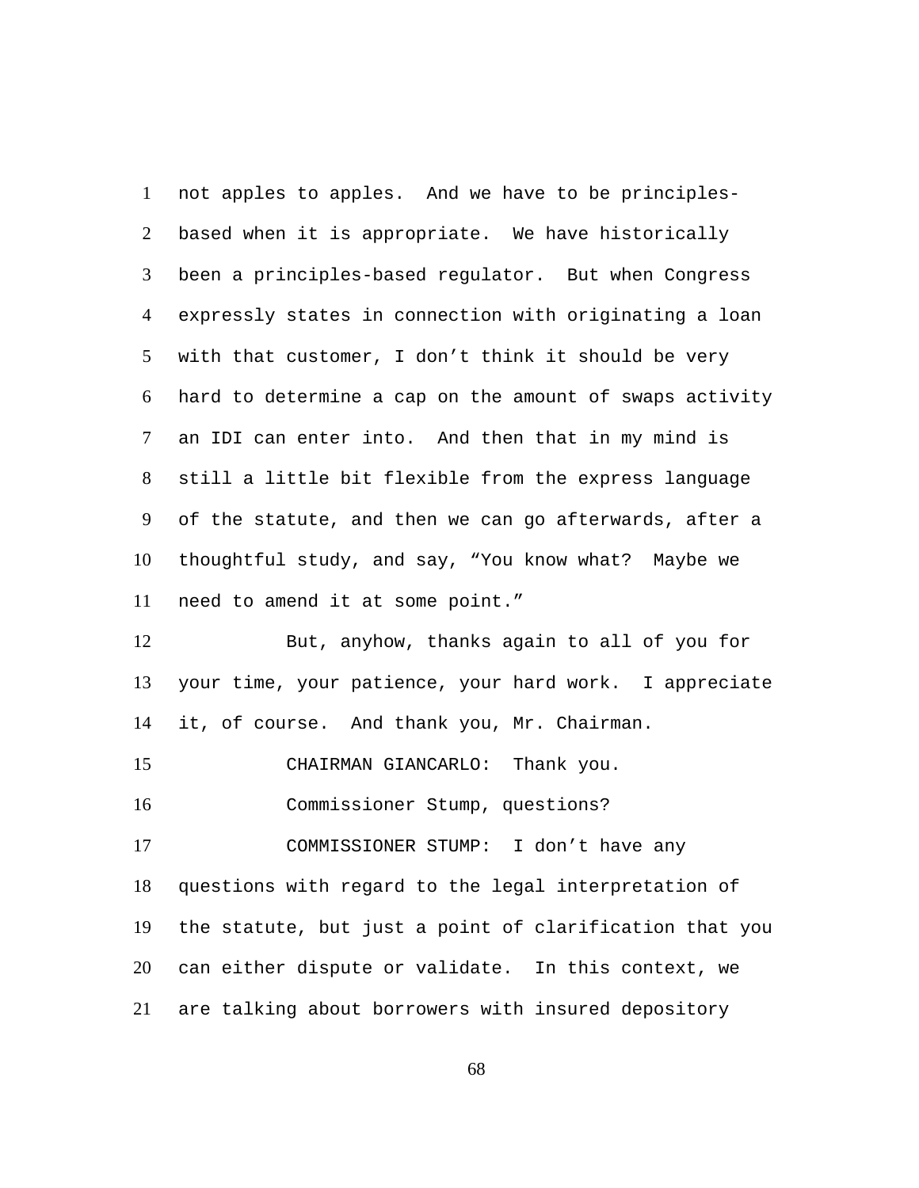not apples to apples. And we have to be principles-based when it is appropriate. We have historically been a principles-based regulator. But when Congress expressly states in connection with originating a loan with that customer, I don't think it should be very hard to determine a cap on the amount of swaps activity an IDI can enter into. And then that in my mind is still a little bit flexible from the express language of the statute, and then we can go afterwards, after a thoughtful study, and say, "You know what? Maybe we need to amend it at some point."

But, anyhow, thanks again to all of you for your time, your patience, your hard work. I appreciate it, of course. And thank you, Mr. Chairman.

CHAIRMAN GIANCARLO: Thank you.

Commissioner Stump, questions?

COMMISSIONER STUMP: I don't have any questions with regard to the legal interpretation of the statute, but just a point of clarification that you can either dispute or validate. In this context, we are talking about borrowers with insured depository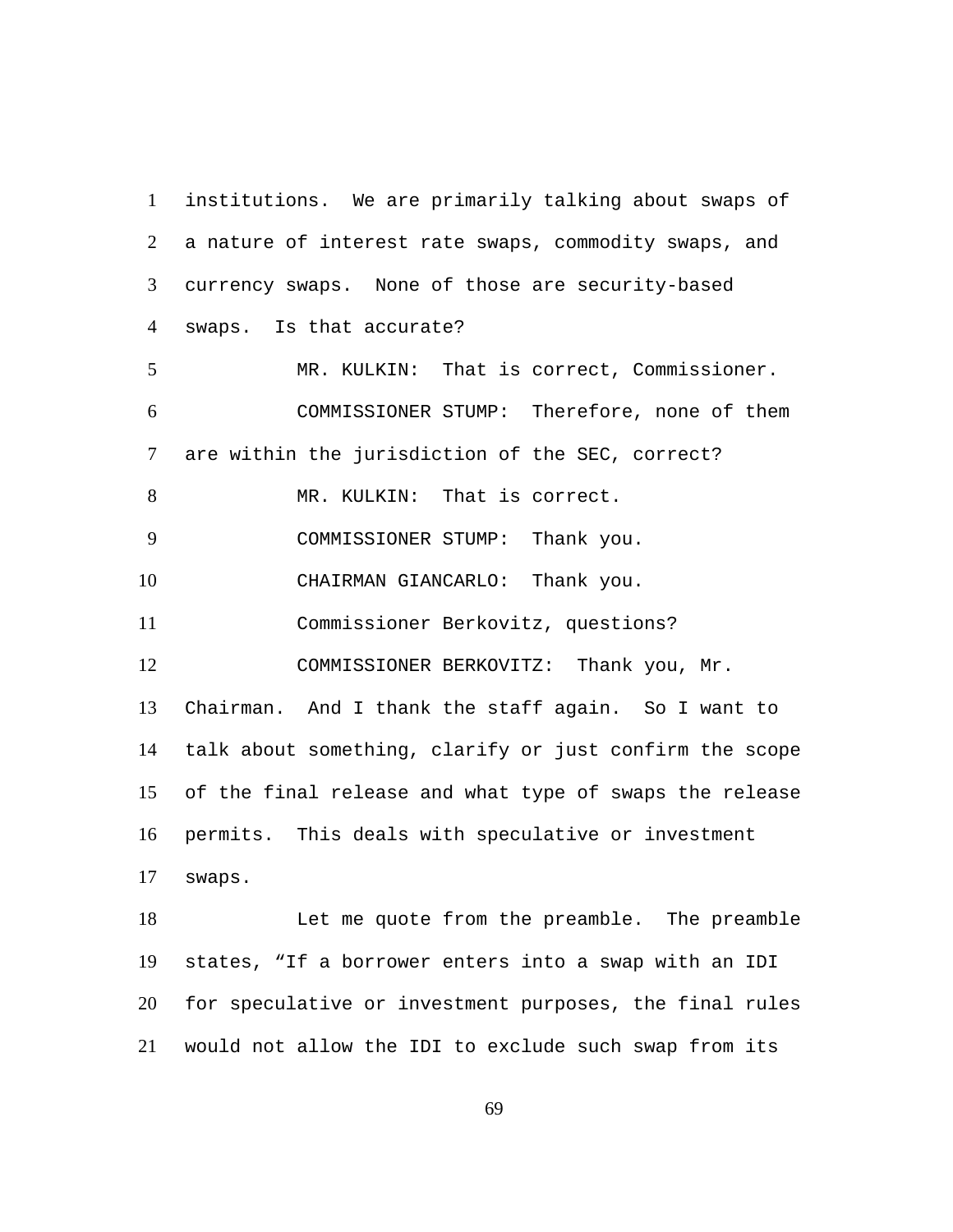institutions. We are primarily talking about swaps of a nature of interest rate swaps, commodity swaps, and currency swaps. None of those are security-based swaps. Is that accurate?

MR. KULKIN: That is correct, Commissioner.

COMMISSIONER STUMP: Therefore, none of them are within the jurisdiction of the SEC, correct?

MR. KULKIN: That is correct.

COMMISSIONER STUMP: Thank you.

CHAIRMAN GIANCARLO: Thank you.

Commissioner Berkovitz, questions?

COMMISSIONER BERKOVITZ: Thank you, Mr. Chairman. And I thank the staff again. So I want to talk about something, clarify or just confirm the scope of the final release and what type of swaps the release permits. This deals with speculative or investment swaps.

Let me quote from the preamble. The preamble states, "If a borrower enters into a swap with an IDI for speculative or investment purposes, the final rules would not allow the IDI to exclude such swap from its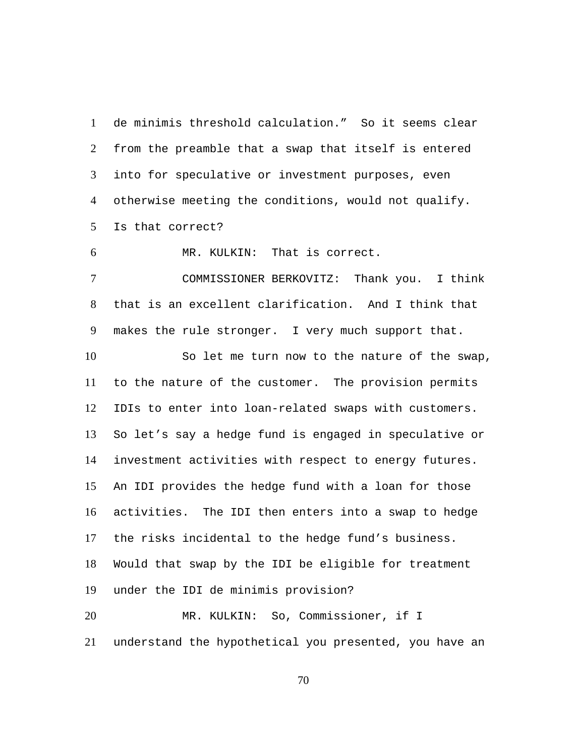de minimis threshold calculation." So it seems clear from the preamble that a swap that itself is entered into for speculative or investment purposes, even otherwise meeting the conditions, would not qualify. Is that correct?

MR. KULKIN: That is correct.

COMMISSIONER BERKOVITZ: Thank you. I think that is an excellent clarification. And I think that makes the rule stronger. I very much support that.

So let me turn now to the nature of the swap, to the nature of the customer. The provision permits IDIs to enter into loan-related swaps with customers. So let's say a hedge fund is engaged in speculative or investment activities with respect to energy futures. An IDI provides the hedge fund with a loan for those activities. The IDI then enters into a swap to hedge the risks incidental to the hedge fund's business. Would that swap by the IDI be eligible for treatment under the IDI de minimis provision?

MR. KULKIN: So, Commissioner, if I understand the hypothetical you presented, you have an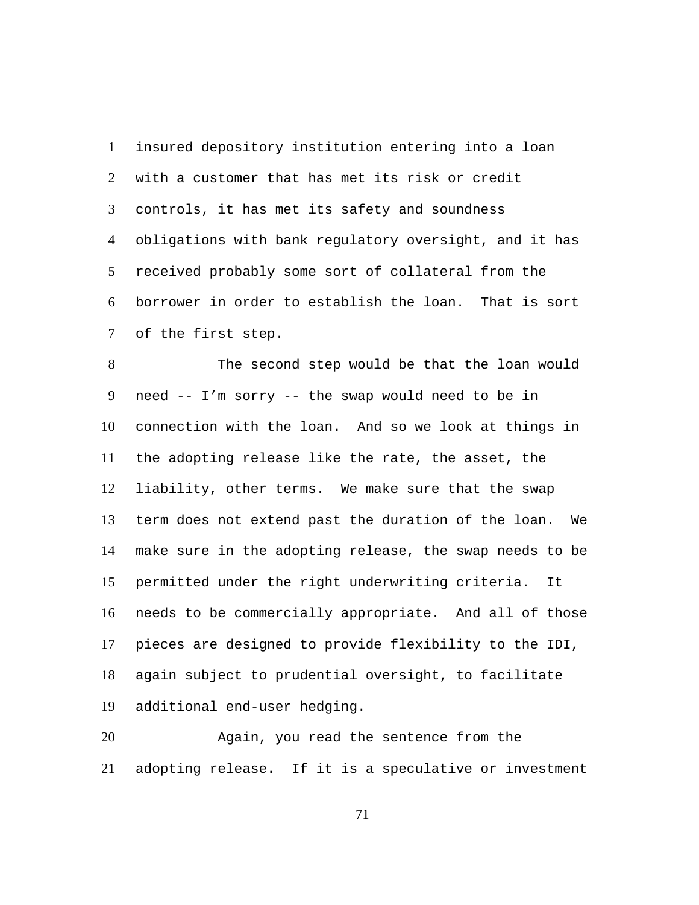insured depository institution entering into a loan with a customer that has met its risk or credit controls, it has met its safety and soundness obligations with bank regulatory oversight, and it has received probably some sort of collateral from the borrower in order to establish the loan. That is sort of the first step.

The second step would be that the loan would need -- I'm sorry -- the swap would need to be in connection with the loan. And so we look at things in the adopting release like the rate, the asset, the liability, other terms. We make sure that the swap term does not extend past the duration of the loan. We make sure in the adopting release, the swap needs to be permitted under the right underwriting criteria. It needs to be commercially appropriate. And all of those pieces are designed to provide flexibility to the IDI, again subject to prudential oversight, to facilitate additional end-user hedging.

Again, you read the sentence from the adopting release. If it is a speculative or investment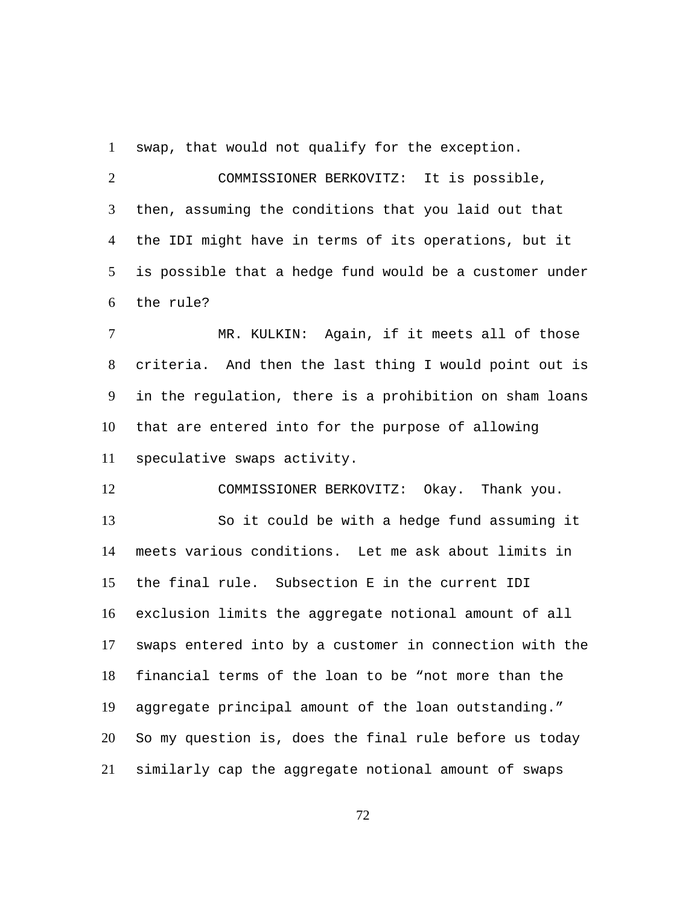swap, that would not qualify for the exception.

COMMISSIONER BERKOVITZ: It is possible, then, assuming the conditions that you laid out that the IDI might have in terms of its operations, but it is possible that a hedge fund would be a customer under the rule?

MR. KULKIN: Again, if it meets all of those criteria. And then the last thing I would point out is in the regulation, there is a prohibition on sham loans that are entered into for the purpose of allowing speculative swaps activity.

COMMISSIONER BERKOVITZ: Okay. Thank you.

So it could be with a hedge fund assuming it meets various conditions. Let me ask about limits in the final rule. Subsection E in the current IDI exclusion limits the aggregate notional amount of all swaps entered into by a customer in connection with the financial terms of the loan to be "not more than the aggregate principal amount of the loan outstanding." So my question is, does the final rule before us today similarly cap the aggregate notional amount of swaps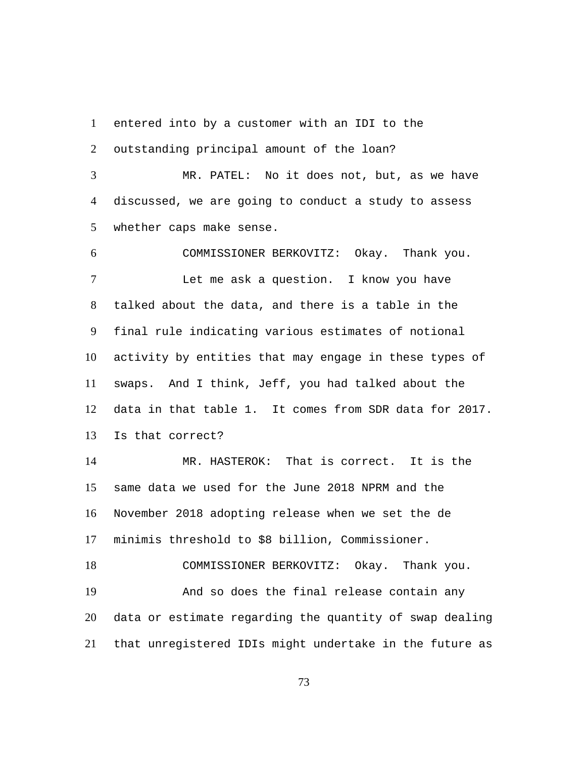entered into by a customer with an IDI to the outstanding principal amount of the loan?

MR. PATEL: No it does not, but, as we have discussed, we are going to conduct a study to assess whether caps make sense.

COMMISSIONER BERKOVITZ: Okay. Thank you.

Let me ask a question. I know you have talked about the data, and there is a table in the final rule indicating various estimates of notional activity by entities that may engage in these types of swaps. And I think, Jeff, you had talked about the data in that table 1. It comes from SDR data for 2017. Is that correct?

MR. HASTEROK: That is correct. It is the same data we used for the June 2018 NPRM and the November 2018 adopting release when we set the de minimis threshold to $8 billion, Commissioner.

COMMISSIONER BERKOVITZ: Okay. Thank you.

And so does the final release contain any data or estimate regarding the quantity of swap dealing that unregistered IDIs might undertake in the future as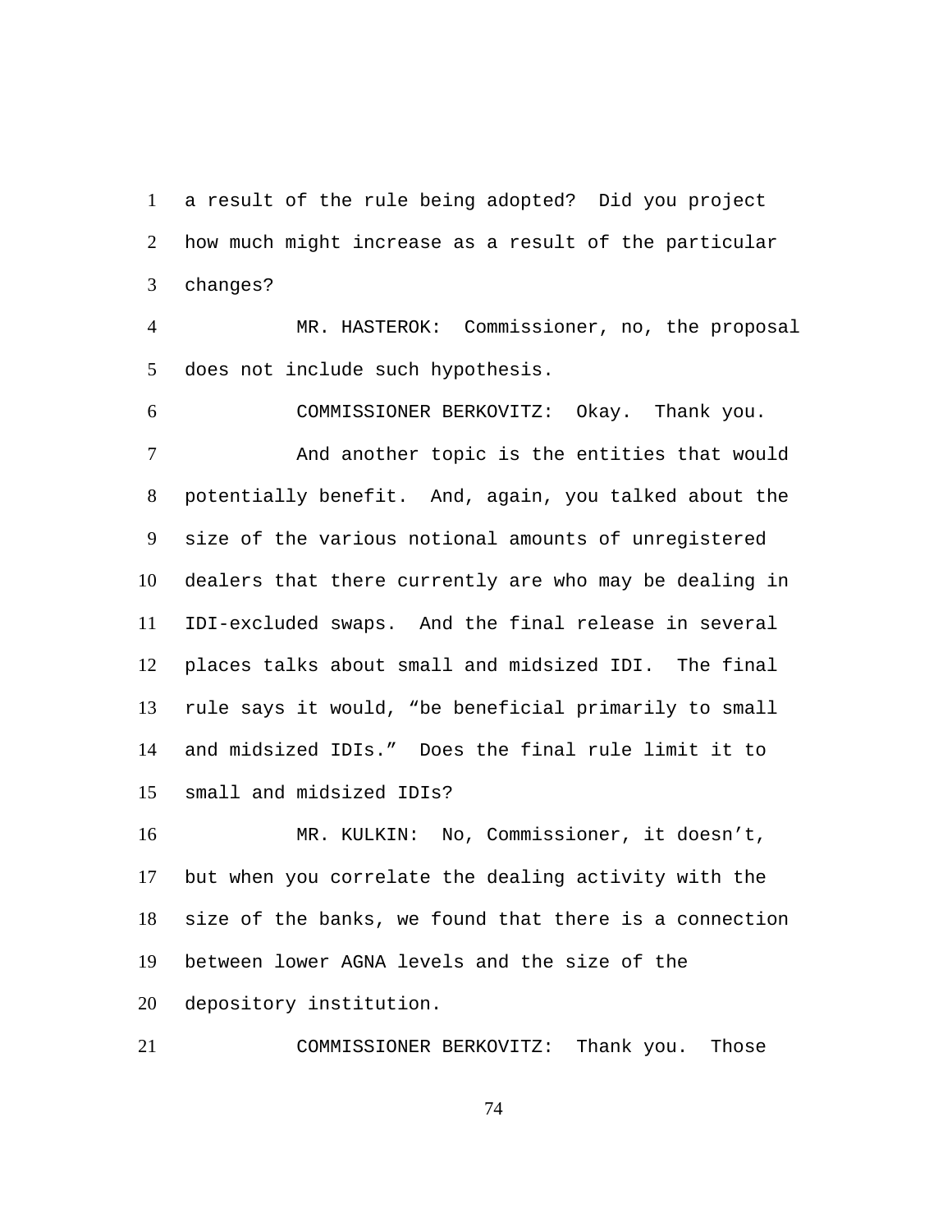a result of the rule being adopted? Did you project how much might increase as a result of the particular changes?

MR. HASTEROK: Commissioner, no, the proposal does not include such hypothesis.

COMMISSIONER BERKOVITZ: Okay. Thank you.

And another topic is the entities that would potentially benefit. And, again, you talked about the size of the various notional amounts of unregistered dealers that there currently are who may be dealing in IDI-excluded swaps. And the final release in several places talks about small and midsized IDI. The final rule says it would, “be beneficial primarily to small and midsized IDIs.” Does the final rule limit it to small and midsized IDIs?

MR. KULKIN: No, Commissioner, it doesn’t, but when you correlate the dealing activity with the size of the banks, we found that there is a connection between lower AGNA levels and the size of the depository institution.

COMMISSIONER BERKOVITZ: Thank you. Those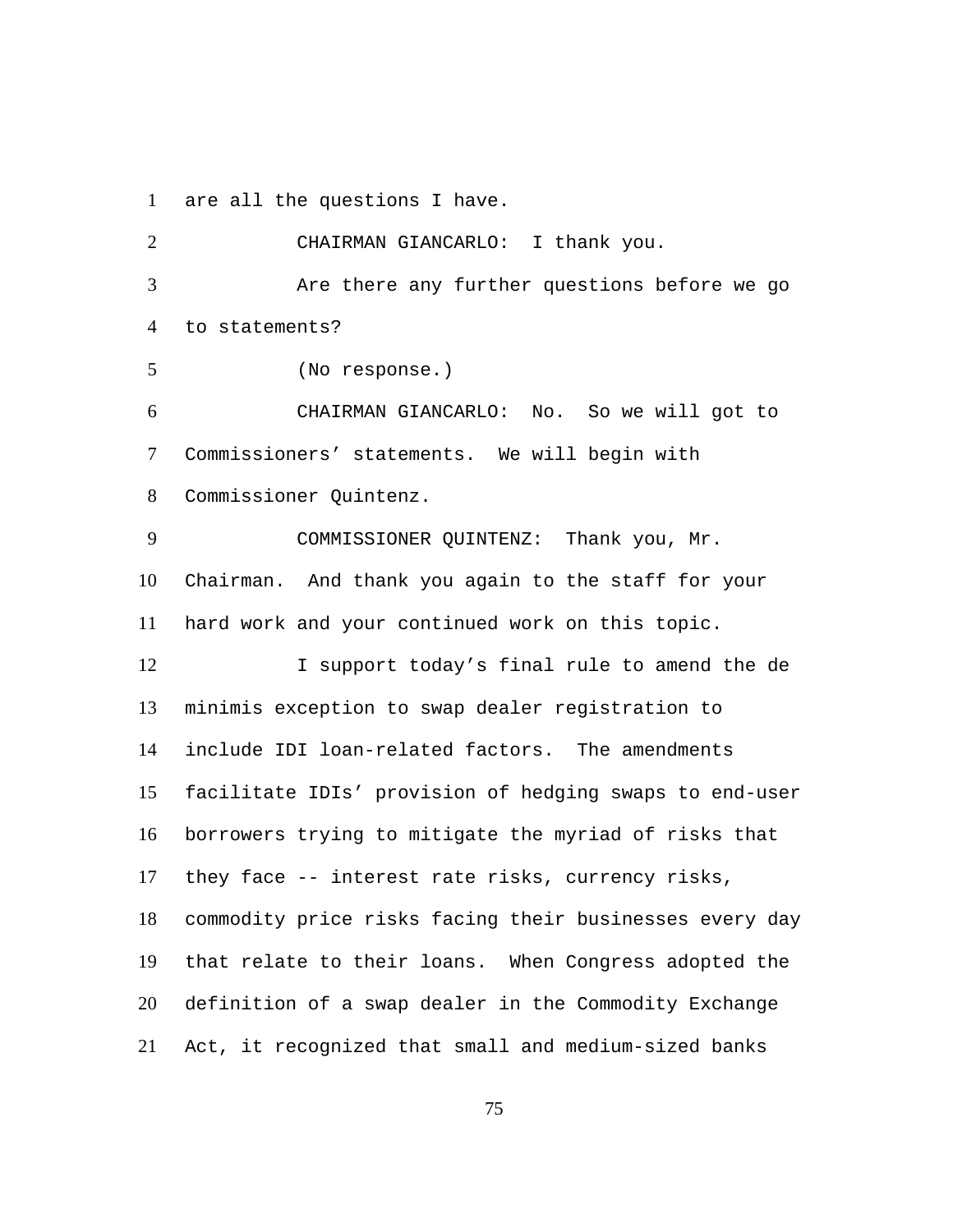are all the questions I have.

CHAIRMAN GIANCARLO: I thank you.

Are there any further questions before we go to statements?

(No response.)

CHAIRMAN GIANCARLO: No. So we will got to Commissioners' statements. We will begin with Commissioner Quintenz.

COMMISSIONER QUINTENZ: Thank you, Mr. Chairman. And thank you again to the staff for your hard work and your continued work on this topic.

I support today's final rule to amend the de minimis exception to swap dealer registration to include IDI loan-related factors. The amendments facilitate IDIs' provision of hedging swaps to end-user borrowers trying to mitigate the myriad of risks that they face -- interest rate risks, currency risks, commodity price risks facing their businesses every day that relate to their loans. When Congress adopted the definition of a swap dealer in the Commodity Exchange Act, it recognized that small and medium-sized banks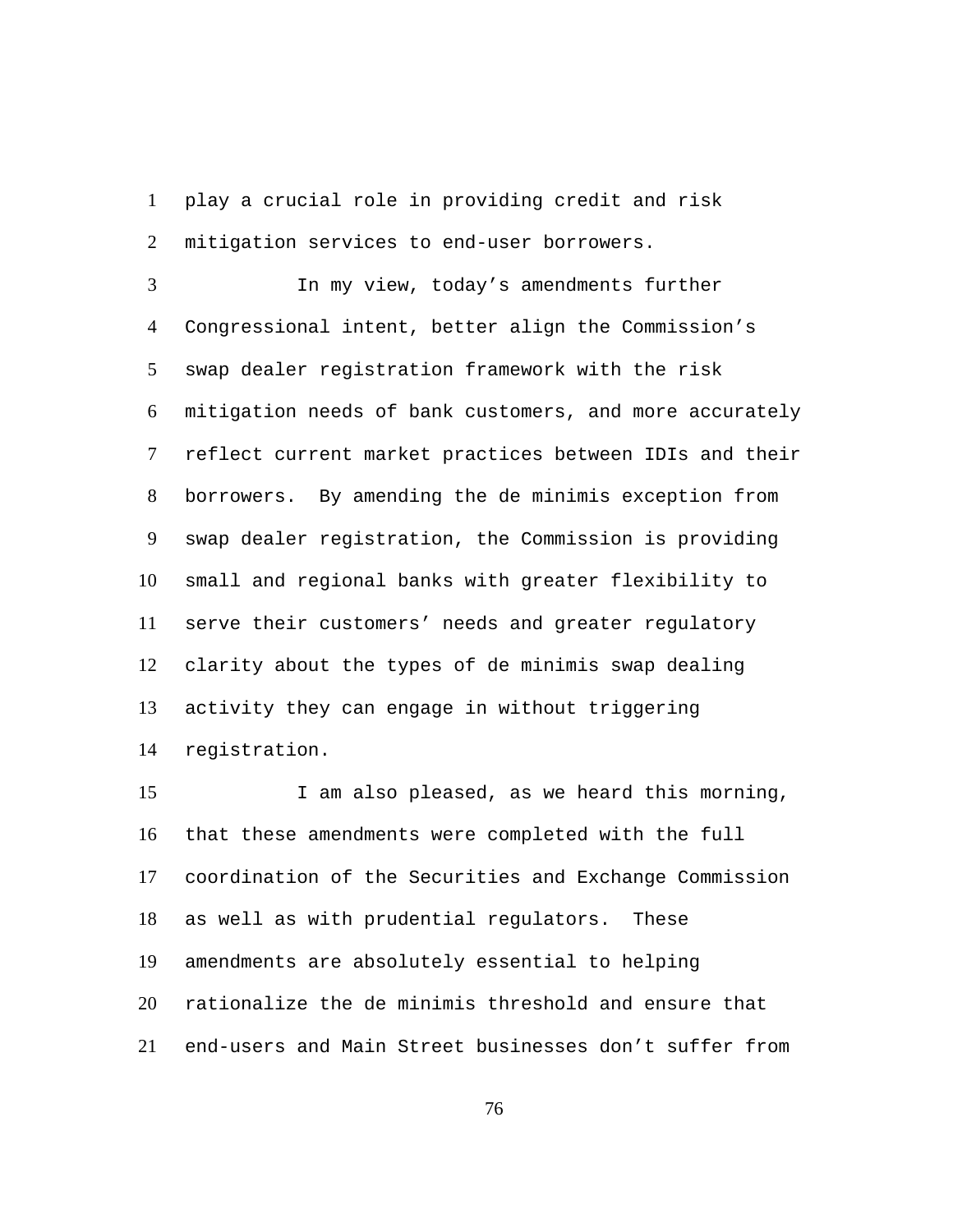play a crucial role in providing credit and risk mitigation services to end-user borrowers.

In my view, today's amendments further Congressional intent, better align the Commission's swap dealer registration framework with the risk mitigation needs of bank customers, and more accurately reflect current market practices between IDIs and their borrowers. By amending the de minimis exception from swap dealer registration, the Commission is providing small and regional banks with greater flexibility to serve their customers' needs and greater regulatory clarity about the types of de minimis swap dealing activity they can engage in without triggering registration.

I am also pleased, as we heard this morning, that these amendments were completed with the full coordination of the Securities and Exchange Commission as well as with prudential regulators. These amendments are absolutely essential to helping rationalize the de minimis threshold and ensure that end-users and Main Street businesses don't suffer from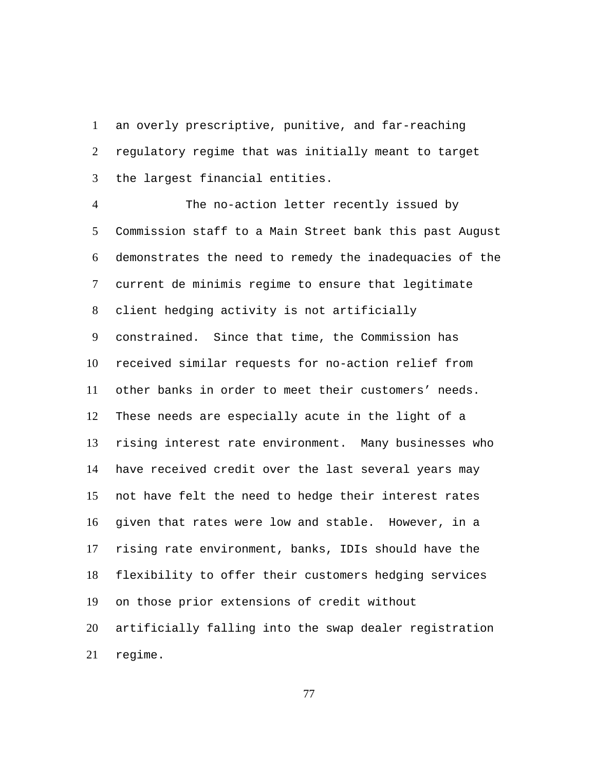an overly prescriptive, punitive, and far-reaching regulatory regime that was initially meant to target the largest financial entities.

The no-action letter recently issued by Commission staff to a Main Street bank this past August demonstrates the need to remedy the inadequacies of the current de minimis regime to ensure that legitimate client hedging activity is not artificially constrained. Since that time, the Commission has received similar requests for no-action relief from other banks in order to meet their customers' needs. These needs are especially acute in the light of a rising interest rate environment. Many businesses who have received credit over the last several years may not have felt the need to hedge their interest rates given that rates were low and stable. However, in a rising rate environment, banks, IDIs should have the flexibility to offer their customers hedging services on those prior extensions of credit without artificially falling into the swap dealer registration regime.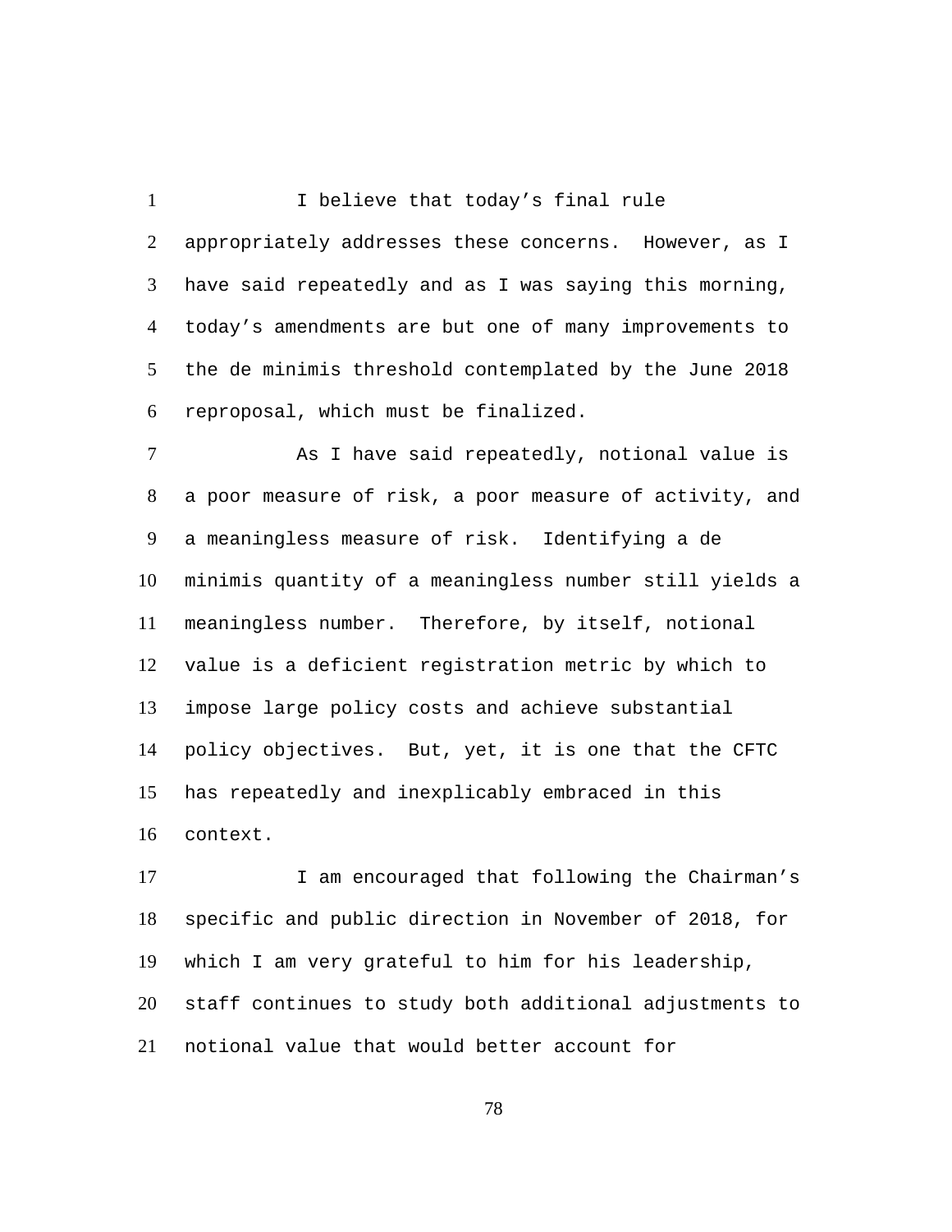I believe that today's final rule appropriately addresses these concerns. However, as I have said repeatedly and as I was saying this morning, today's amendments are but one of many improvements to the de minimis threshold contemplated by the June 2018 reproposal, which must be finalized.

As I have said repeatedly, notional value is a poor measure of risk, a poor measure of activity, and a meaningless measure of risk. Identifying a de minimis quantity of a meaningless number still yields a meaningless number. Therefore, by itself, notional value is a deficient registration metric by which to impose large policy costs and achieve substantial policy objectives. But, yet, it is one that the CFTC has repeatedly and inexplicably embraced in this context.

I am encouraged that following the Chairman's specific and public direction in November of 2018, for which I am very grateful to him for his leadership, staff continues to study both additional adjustments to notional value that would better account for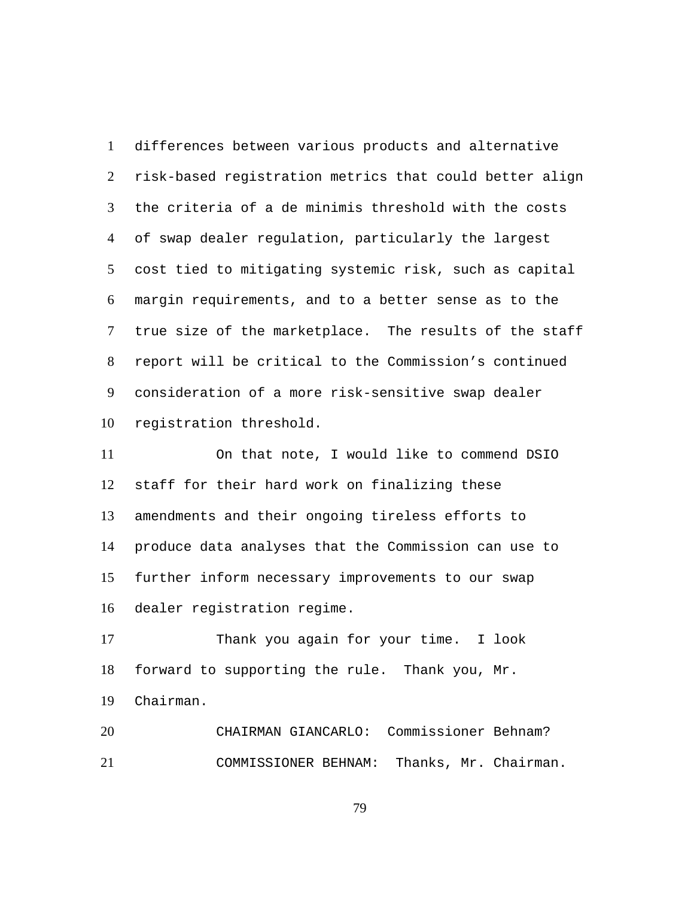differences between various products and alternative risk-based registration metrics that could better align the criteria of a de minimis threshold with the costs of swap dealer regulation, particularly the largest cost tied to mitigating systemic risk, such as capital margin requirements, and to a better sense as to the true size of the marketplace. The results of the staff report will be critical to the Commission’s continued consideration of a more risk-sensitive swap dealer registration threshold.

On that note, I would like to commend DSIO staff for their hard work on finalizing these amendments and their ongoing tireless efforts to produce data analyses that the Commission can use to further inform necessary improvements to our swap dealer registration regime.

Thank you again for your time. I look forward to supporting the rule. Thank you, Mr. Chairman.

CHAIRMAN GIANCARLO: Commissioner Behnam?

COMMISSIONER BEHNAM: Thanks, Mr. Chairman.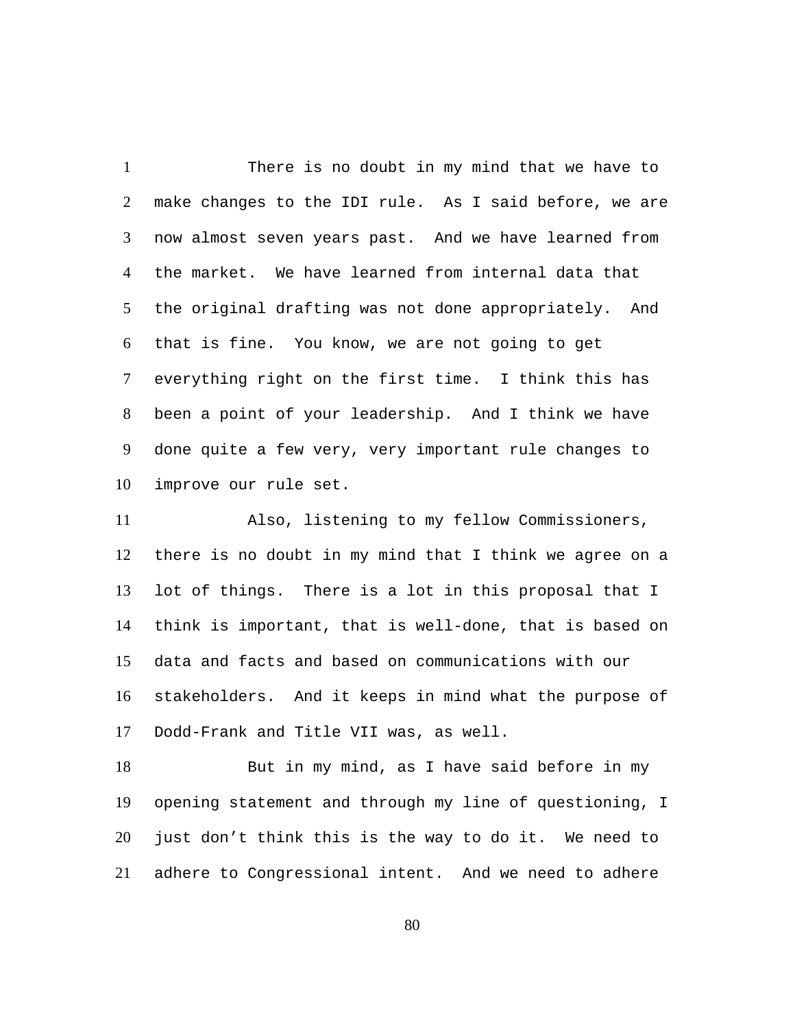There is no doubt in my mind that we have to make changes to the IDI rule. As I said before, we are now almost seven years past. And we have learned from the market. We have learned from internal data that the original drafting was not done appropriately. And that is fine. You know, we are not going to get everything right on the first time. I think this has been a point of your leadership. And I think we have done quite a few very, very important rule changes to improve our rule set.

Also, listening to my fellow Commissioners, there is no doubt in my mind that I think we agree on a lot of things. There is a lot in this proposal that I think is important, that is well-done, that is based on data and facts and based on communications with our stakeholders. And it keeps in mind what the purpose of Dodd-Frank and Title VII was, as well.

But in my mind, as I have said before in my opening statement and through my line of questioning, I just don't think this is the way to do it. We need to adhere to Congressional intent. And we need to adhere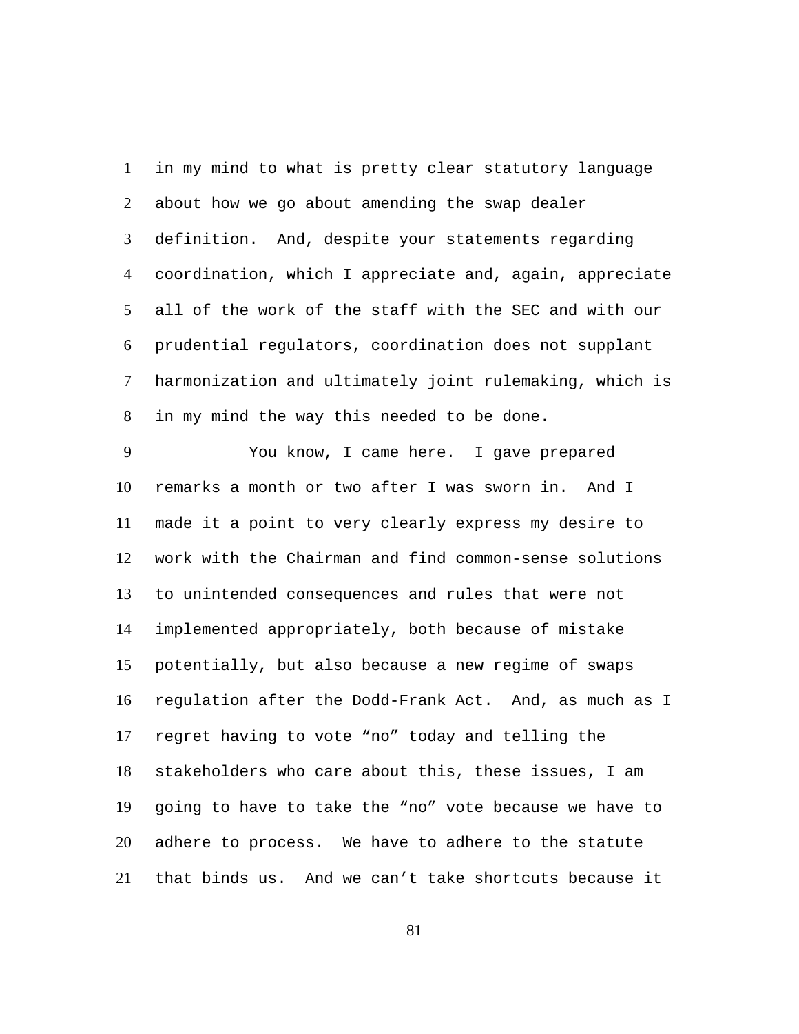in my mind to what is pretty clear statutory language about how we go about amending the swap dealer definition. And, despite your statements regarding coordination, which I appreciate and, again, appreciate all of the work of the staff with the SEC and with our prudential regulators, coordination does not supplant harmonization and ultimately joint rulemaking, which is in my mind the way this needed to be done.

You know, I came here. I gave prepared remarks a month or two after I was sworn in. And I made it a point to very clearly express my desire to work with the Chairman and find common-sense solutions to unintended consequences and rules that were not implemented appropriately, both because of mistake potentially, but also because a new regime of swaps regulation after the Dodd-Frank Act. And, as much as I regret having to vote “no” today and telling the stakeholders who care about this, these issues, I am going to have to take the “no” vote because we have to adhere to process. We have to adhere to the statute that binds us. And we can’t take shortcuts because it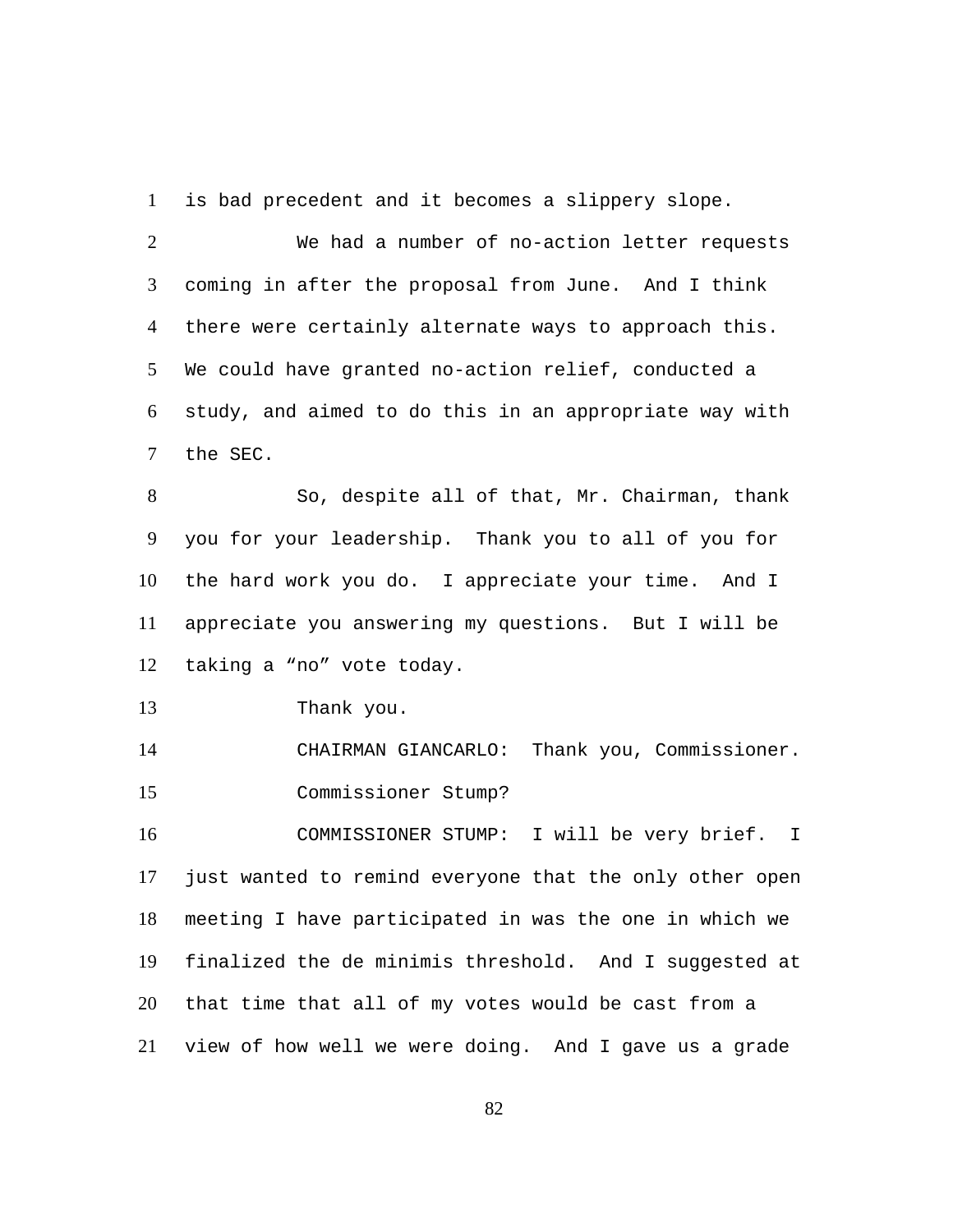is bad precedent and it becomes a slippery slope.

We had a number of no-action letter requests coming in after the proposal from June. And I think there were certainly alternate ways to approach this. We could have granted no-action relief, conducted a study, and aimed to do this in an appropriate way with the SEC.

So, despite all of that, Mr. Chairman, thank you for your leadership. Thank you to all of you for the hard work you do. I appreciate your time. And I appreciate you answering my questions. But I will be taking a “no” vote today.

Thank you.

CHAIRMAN GIANCARLO: Thank you, Commissioner.

Commissioner Stump?

COMMISSIONER STUMP: I will be very brief. I just wanted to remind everyone that the only other open meeting I have participated in was the one in which we finalized the de minimis threshold. And I suggested at that time that all of my votes would be cast from a view of how well we were doing. And I gave us a grade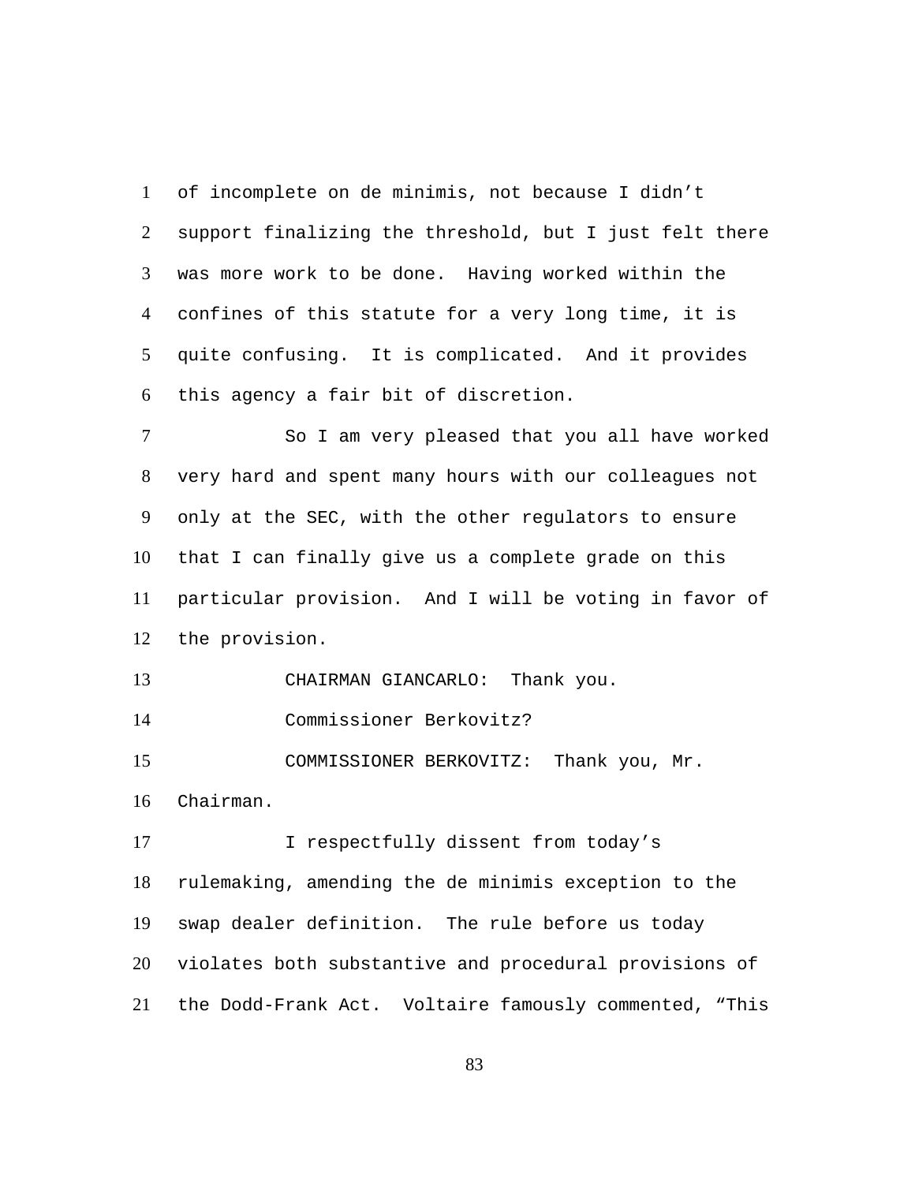of incomplete on de minimis, not because I didn't support finalizing the threshold, but I just felt there was more work to be done. Having worked within the confines of this statute for a very long time, it is quite confusing. It is complicated. And it provides this agency a fair bit of discretion.

So I am very pleased that you all have worked very hard and spent many hours with our colleagues not only at the SEC, with the other regulators to ensure that I can finally give us a complete grade on this particular provision. And I will be voting in favor of the provision.

CHAIRMAN GIANCARLO: Thank you.

Commissioner Berkovitz?

COMMISSIONER BERKOVITZ: Thank you, Mr. Chairman.

I respectfully dissent from today's rulemaking, amending the de minimis exception to the swap dealer definition. The rule before us today violates both substantive and procedural provisions of the Dodd-Frank Act. Voltaire famously commented, "This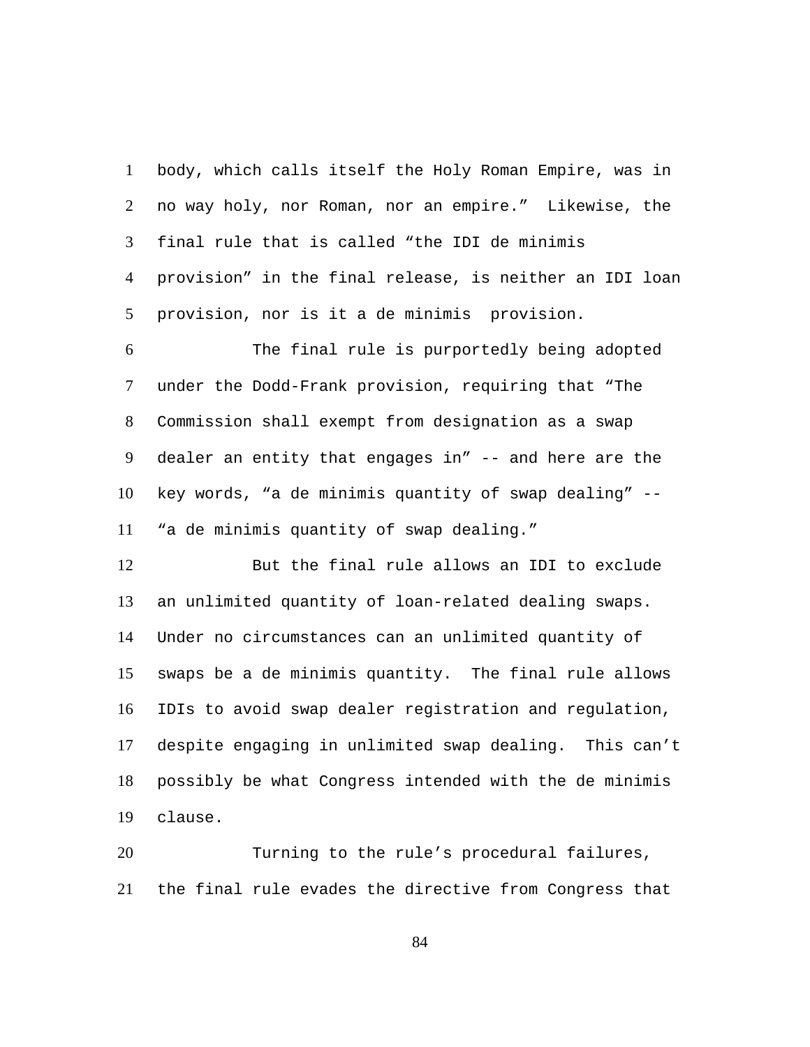body, which calls itself the Holy Roman Empire, was in no way holy, nor Roman, nor an empire." Likewise, the final rule that is called "the IDI de minimis provision" in the final release, is neither an IDI loan provision, nor is it a de minimis provision.

The final rule is purportedly being adopted under the Dodd-Frank provision, requiring that "The Commission shall exempt from designation as a swap dealer an entity that engages in" -- and here are the key words, "a de minimis quantity of swap dealing" -- "a de minimis quantity of swap dealing."

But the final rule allows an IDI to exclude an unlimited quantity of loan-related dealing swaps. Under no circumstances can an unlimited quantity of swaps be a de minimis quantity. The final rule allows IDIs to avoid swap dealer registration and regulation, despite engaging in unlimited swap dealing. This can't possibly be what Congress intended with the de minimis clause.

Turning to the rule's procedural failures, the final rule evades the directive from Congress that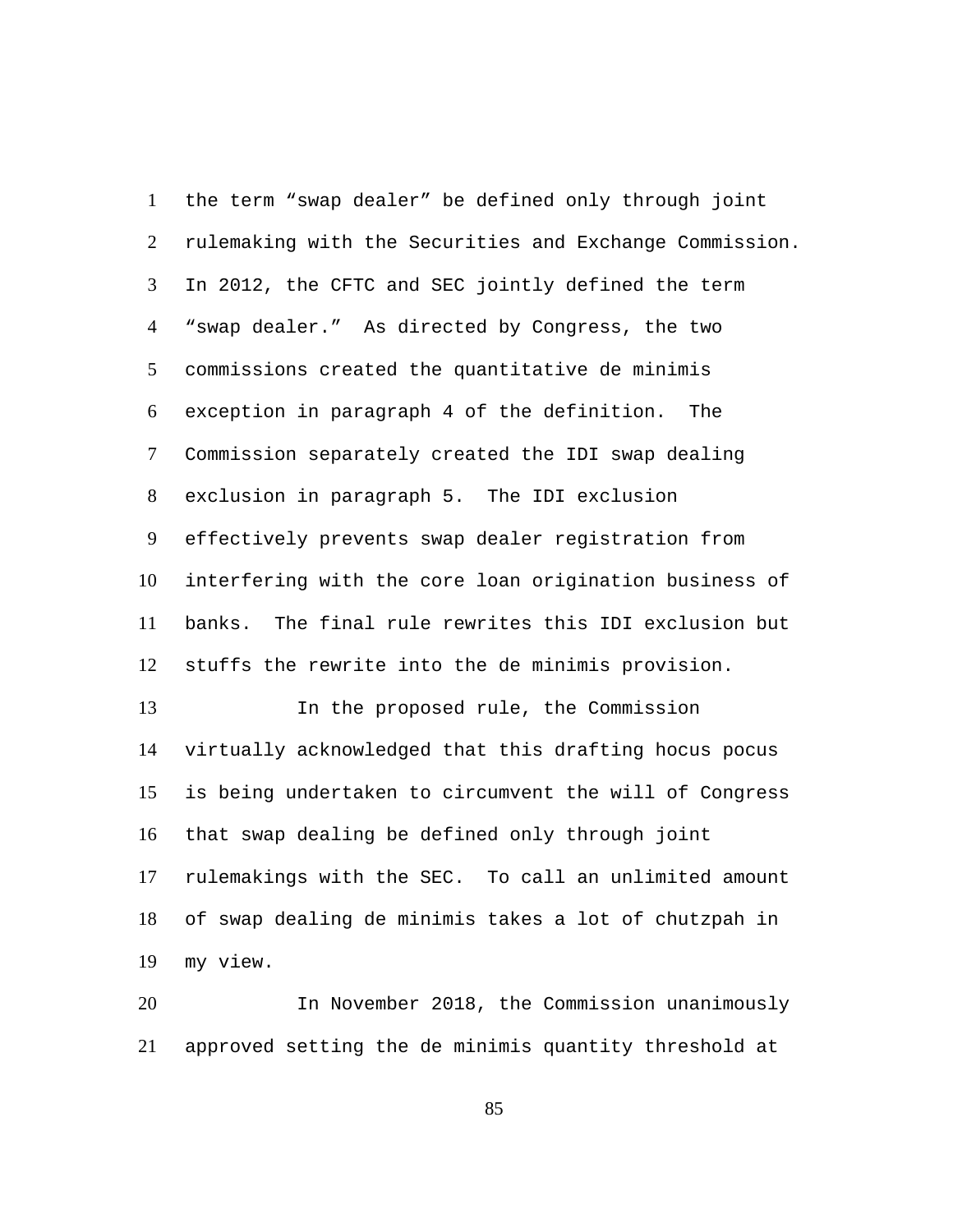the term “swap dealer” be defined only through joint rulemaking with the Securities and Exchange Commission. In 2012, the CFTC and SEC jointly defined the term “swap dealer.” As directed by Congress, the two commissions created the quantitative de minimis exception in paragraph 4 of the definition. The Commission separately created the IDI swap dealing exclusion in paragraph 5. The IDI exclusion effectively prevents swap dealer registration from interfering with the core loan origination business of banks. The final rule rewrites this IDI exclusion but stuffs the rewrite into the de minimis provision.

In the proposed rule, the Commission virtually acknowledged that this drafting hocus pocus is being undertaken to circumvent the will of Congress that swap dealing be defined only through joint rulemakings with the SEC. To call an unlimited amount of swap dealing de minimis takes a lot of chutzpah in my view.

In November 2018, the Commission unanimously approved setting the de minimis quantity threshold at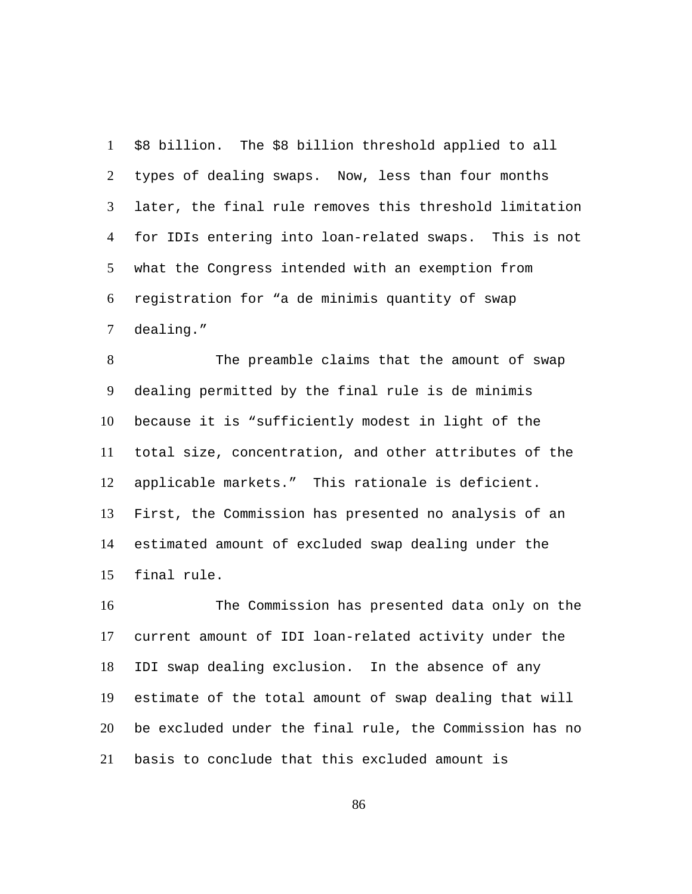$8 billion. The $8 billion threshold applied to all types of dealing swaps. Now, less than four months later, the final rule removes this threshold limitation for IDIs entering into loan-related swaps. This is not what the Congress intended with an exemption from registration for "a de minimis quantity of swap dealing."

The preamble claims that the amount of swap dealing permitted by the final rule is de minimis because it is "sufficiently modest in light of the total size, concentration, and other attributes of the applicable markets." This rationale is deficient. First, the Commission has presented no analysis of an estimated amount of excluded swap dealing under the final rule.

The Commission has presented data only on the current amount of IDI loan-related activity under the IDI swap dealing exclusion. In the absence of any estimate of the total amount of swap dealing that will be excluded under the final rule, the Commission has no basis to conclude that this excluded amount is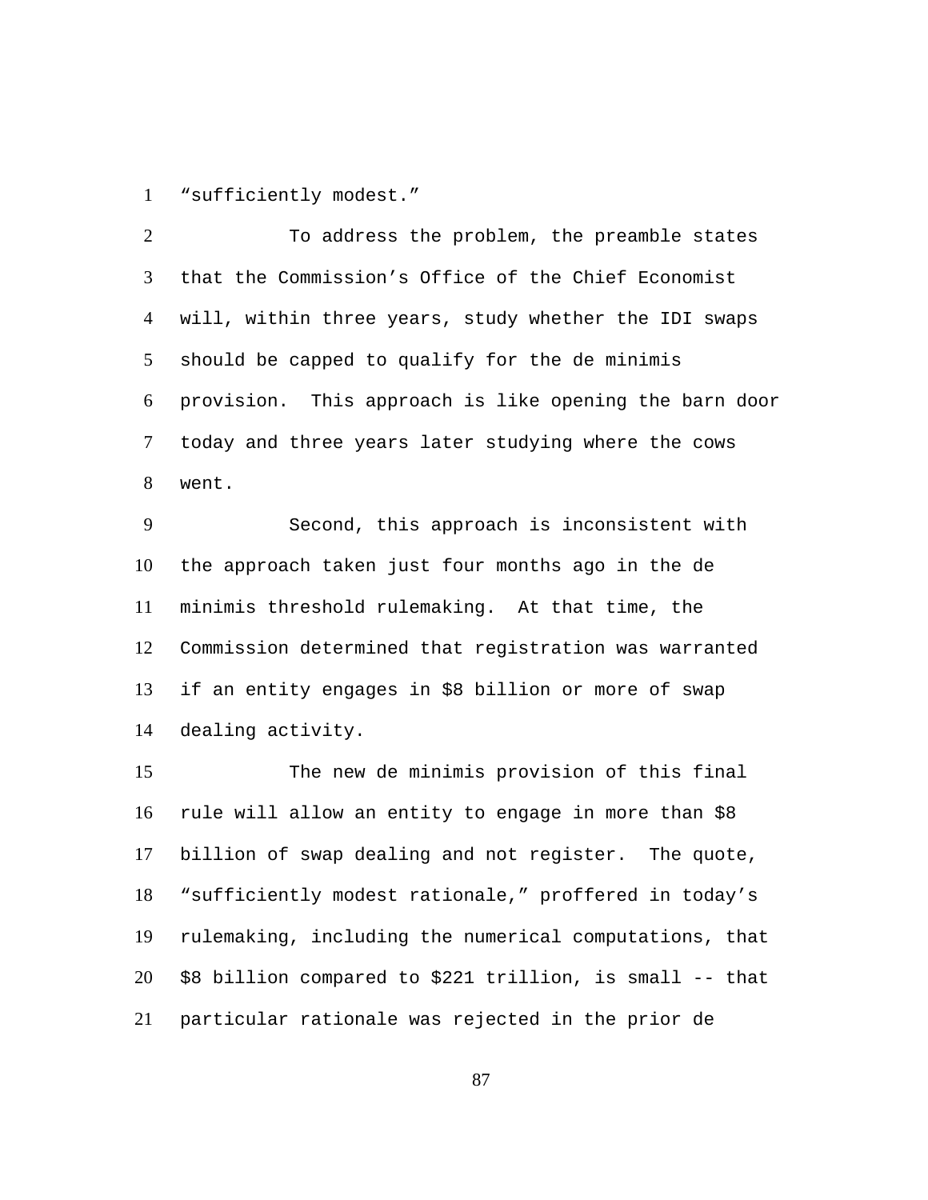"sufficiently modest."

To address the problem, the preamble states that the Commission's Office of the Chief Economist will, within three years, study whether the IDI swaps should be capped to qualify for the de minimis provision. This approach is like opening the barn door today and three years later studying where the cows went.

Second, this approach is inconsistent with the approach taken just four months ago in the de minimis threshold rulemaking. At that time, the Commission determined that registration was warranted if an entity engages in $8 billion or more of swap dealing activity.

The new de minimis provision of this final rule will allow an entity to engage in more than $8 billion of swap dealing and not register. The quote, "sufficiently modest rationale," proffered in today's rulemaking, including the numerical computations, that $8 billion compared to $221 trillion, is small -- that particular rationale was rejected in the prior de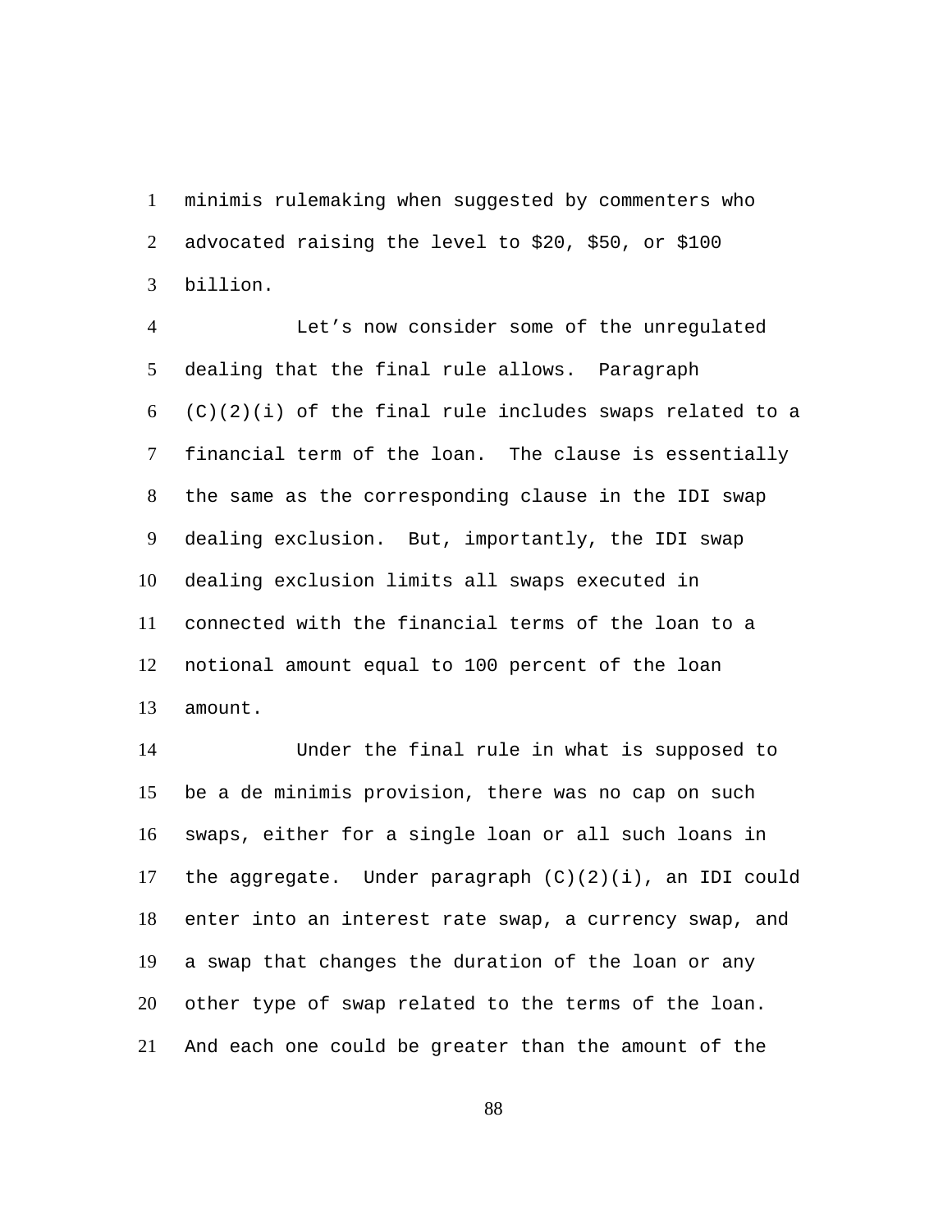minimis rulemaking when suggested by commenters who advocated raising the level to $20, $50, or $100 billion.

Let’s now consider some of the unregulated dealing that the final rule allows. Paragraph (C)(2)(i) of the final rule includes swaps related to a financial term of the loan. The clause is essentially the same as the corresponding clause in the IDI swap dealing exclusion. But, importantly, the IDI swap dealing exclusion limits all swaps executed in connected with the financial terms of the loan to a notional amount equal to 100 percent of the loan amount.

Under the final rule in what is supposed to be a de minimis provision, there was no cap on such swaps, either for a single loan or all such loans in the aggregate. Under paragraph (C)(2)(i), an IDI could enter into an interest rate swap, a currency swap, and a swap that changes the duration of the loan or any other type of swap related to the terms of the loan. And each one could be greater than the amount of the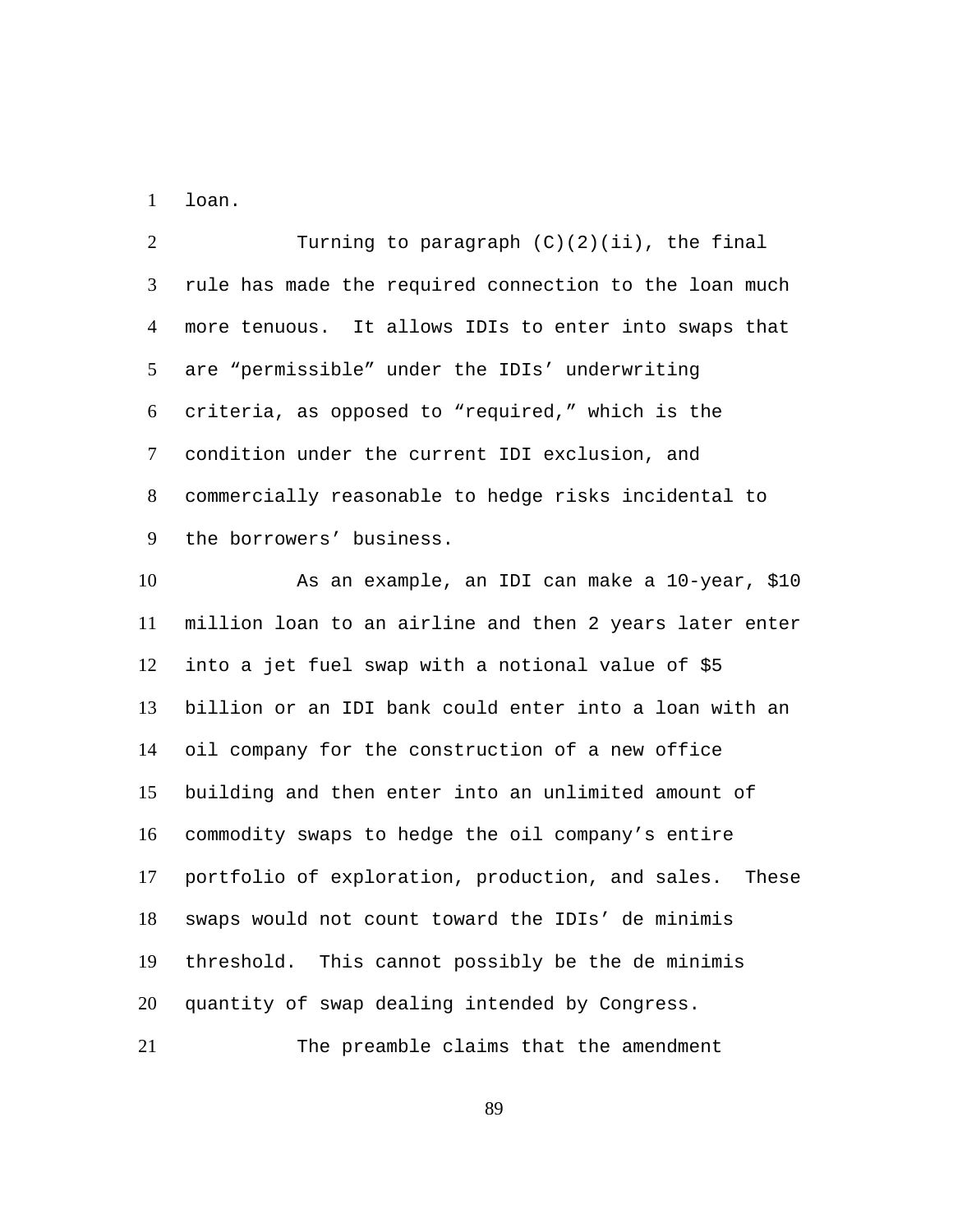loan.

Turning to paragraph (C)(2)(ii), the final rule has made the required connection to the loan much more tenuous. It allows IDIs to enter into swaps that are “permissible” under the IDIs’ underwriting criteria, as opposed to “required,” which is the condition under the current IDI exclusion, and commercially reasonable to hedge risks incidental to the borrowers’ business.

As an example, an IDI can make a 10-year, $10 million loan to an airline and then 2 years later enter into a jet fuel swap with a notional value of $5 billion or an IDI bank could enter into a loan with an oil company for the construction of a new office building and then enter into an unlimited amount of commodity swaps to hedge the oil company’s entire portfolio of exploration, production, and sales. These swaps would not count toward the IDIs’ de minimis threshold. This cannot possibly be the de minimis quantity of swap dealing intended by Congress.

The preamble claims that the amendment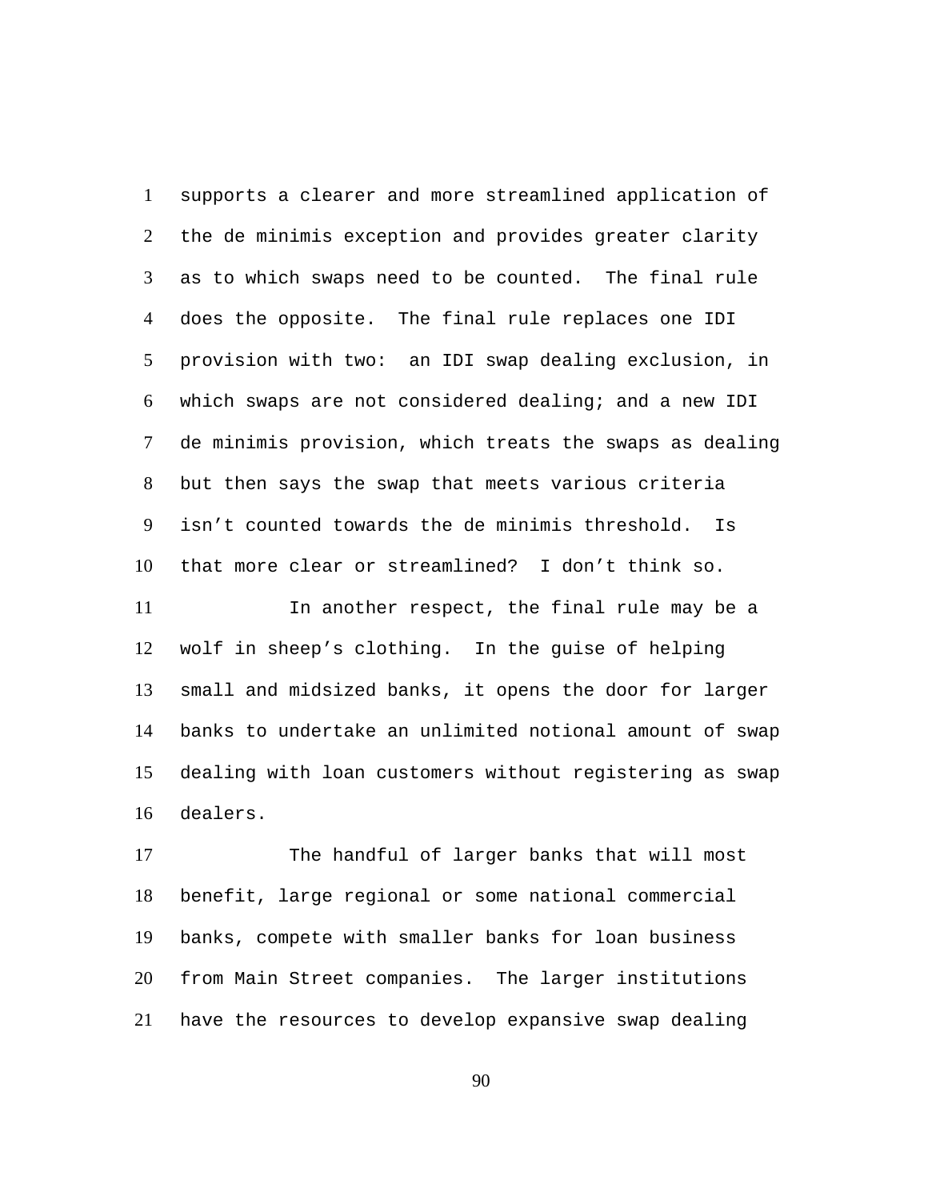supports a clearer and more streamlined application of the de minimis exception and provides greater clarity as to which swaps need to be counted. The final rule does the opposite. The final rule replaces one IDI provision with two: an IDI swap dealing exclusion, in which swaps are not considered dealing; and a new IDI de minimis provision, which treats the swaps as dealing but then says the swap that meets various criteria isn't counted towards the de minimis threshold. Is that more clear or streamlined? I don't think so.

In another respect, the final rule may be a wolf in sheep's clothing. In the guise of helping small and midsized banks, it opens the door for larger banks to undertake an unlimited notional amount of swap dealing with loan customers without registering as swap dealers.

The handful of larger banks that will most benefit, large regional or some national commercial banks, compete with smaller banks for loan business from Main Street companies. The larger institutions have the resources to develop expansive swap dealing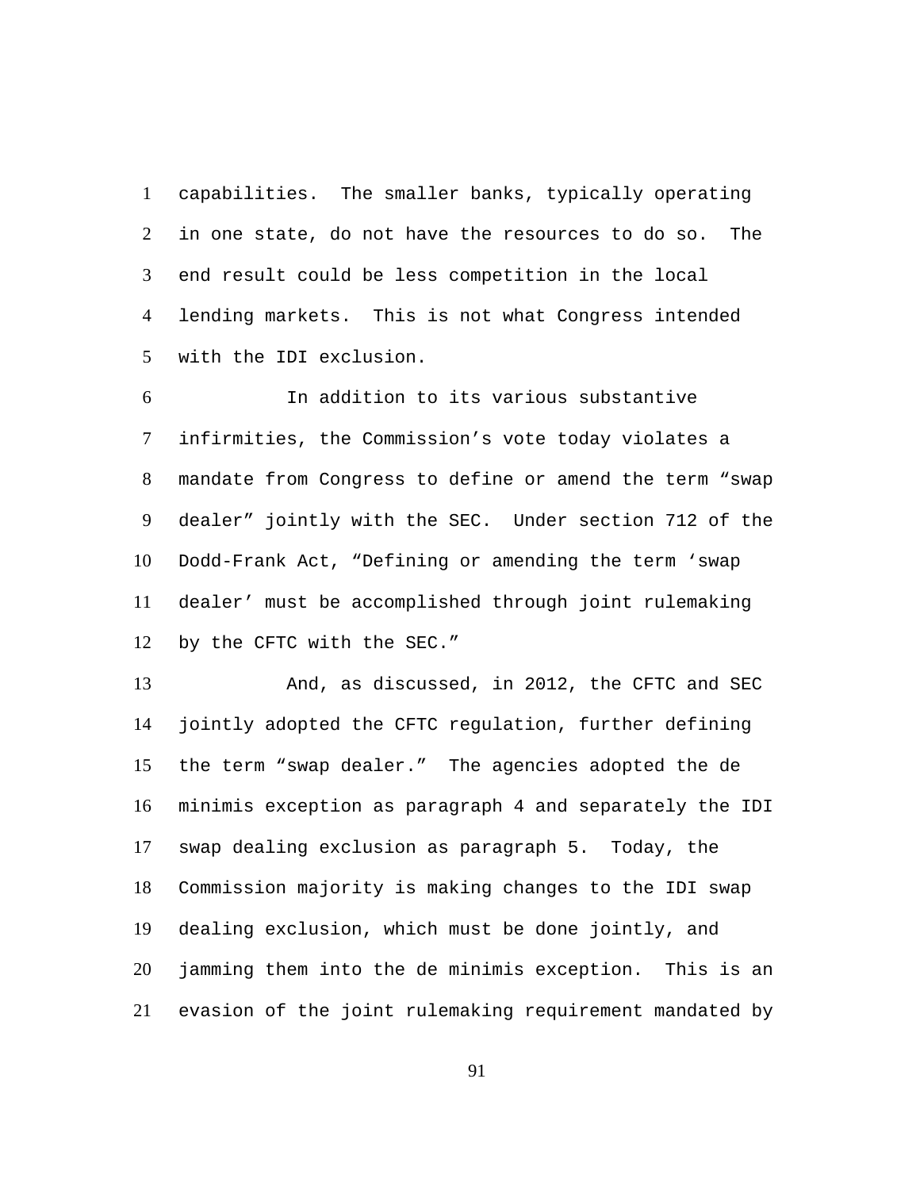capabilities. The smaller banks, typically operating in one state, do not have the resources to do so. The end result could be less competition in the local lending markets. This is not what Congress intended with the IDI exclusion.

In addition to its various substantive infirmities, the Commission's vote today violates a mandate from Congress to define or amend the term "swap dealer" jointly with the SEC. Under section 712 of the Dodd-Frank Act, "Defining or amending the term 'swap dealer' must be accomplished through joint rulemaking by the CFTC with the SEC."

And, as discussed, in 2012, the CFTC and SEC jointly adopted the CFTC regulation, further defining the term "swap dealer." The agencies adopted the de minimis exception as paragraph 4 and separately the IDI swap dealing exclusion as paragraph 5. Today, the Commission majority is making changes to the IDI swap dealing exclusion, which must be done jointly, and jamming them into the de minimis exception. This is an evasion of the joint rulemaking requirement mandated by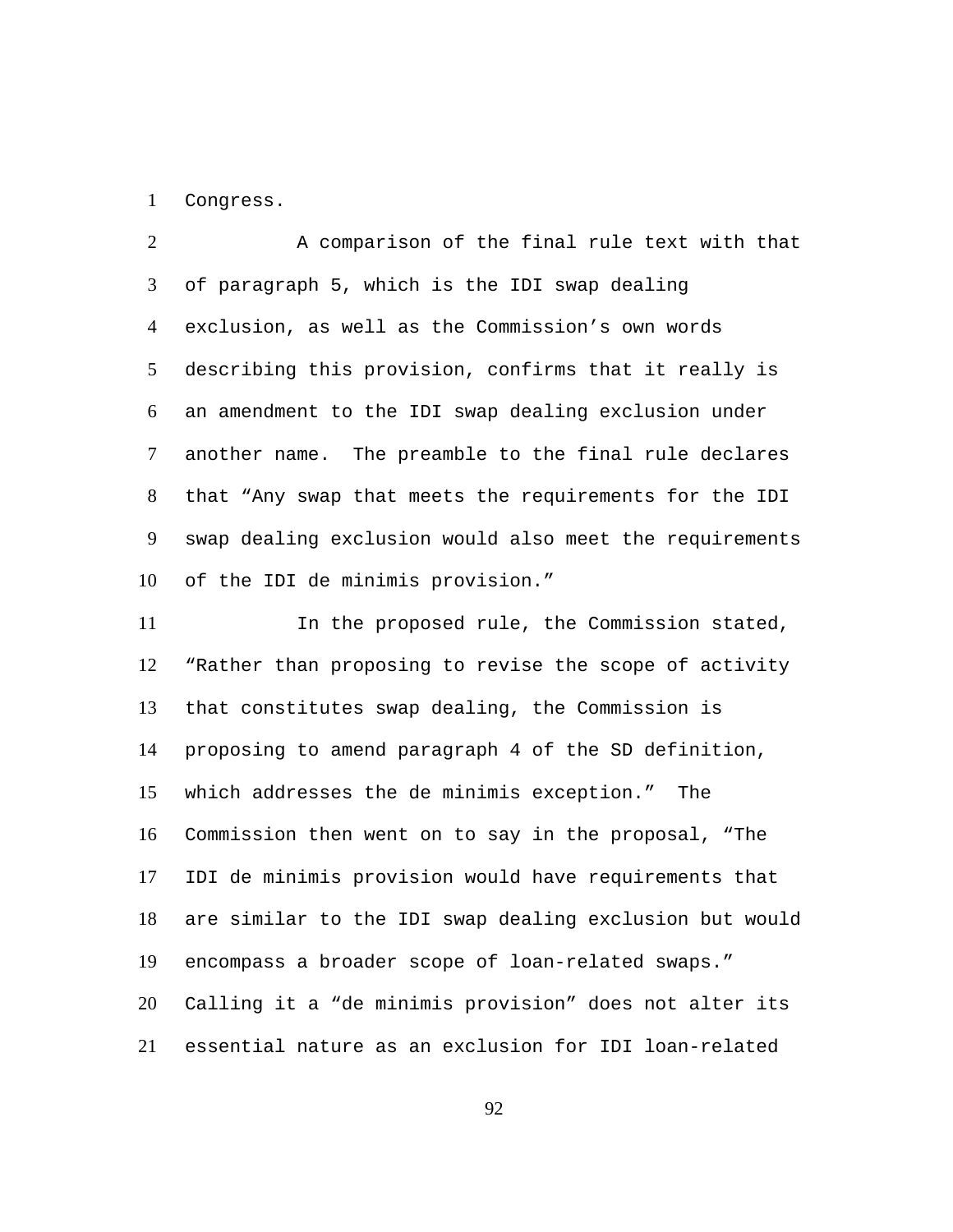Congress.

A comparison of the final rule text with that of paragraph 5, which is the IDI swap dealing exclusion, as well as the Commission's own words describing this provision, confirms that it really is an amendment to the IDI swap dealing exclusion under another name. The preamble to the final rule declares that "Any swap that meets the requirements for the IDI swap dealing exclusion would also meet the requirements of the IDI de minimis provision."

In the proposed rule, the Commission stated, "Rather than proposing to revise the scope of activity that constitutes swap dealing, the Commission is proposing to amend paragraph 4 of the SD definition, which addresses the de minimis exception." The Commission then went on to say in the proposal, "The IDI de minimis provision would have requirements that are similar to the IDI swap dealing exclusion but would encompass a broader scope of loan-related swaps." Calling it a "de minimis provision" does not alter its essential nature as an exclusion for IDI loan-related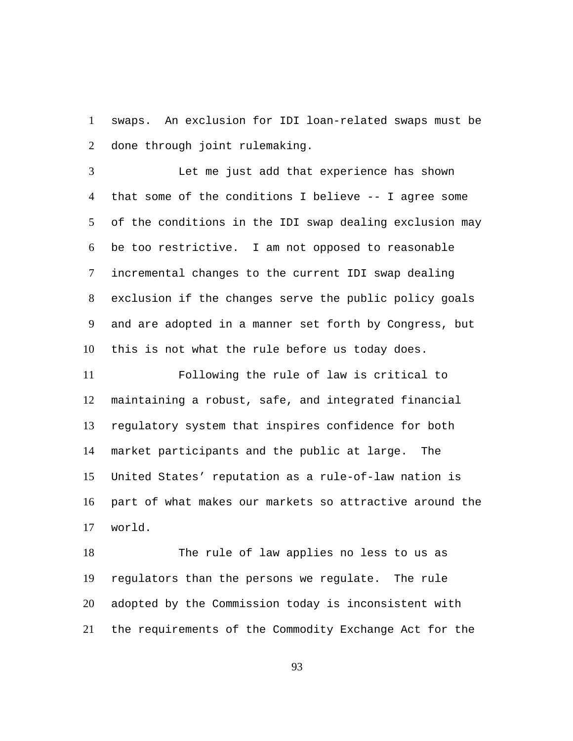swaps. An exclusion for IDI loan-related swaps must be done through joint rulemaking.

Let me just add that experience has shown that some of the conditions I believe -- I agree some of the conditions in the IDI swap dealing exclusion may be too restrictive. I am not opposed to reasonable incremental changes to the current IDI swap dealing exclusion if the changes serve the public policy goals and are adopted in a manner set forth by Congress, but this is not what the rule before us today does.

Following the rule of law is critical to maintaining a robust, safe, and integrated financial regulatory system that inspires confidence for both market participants and the public at large. The United States' reputation as a rule-of-law nation is part of what makes our markets so attractive around the world.

The rule of law applies no less to us as regulators than the persons we regulate. The rule adopted by the Commission today is inconsistent with the requirements of the Commodity Exchange Act for the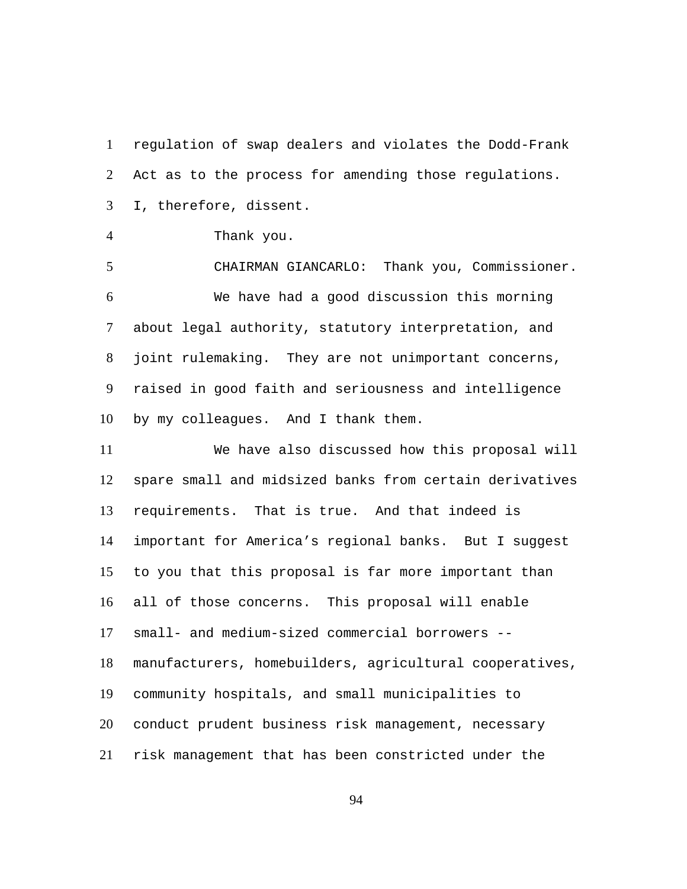regulation of swap dealers and violates the Dodd-Frank Act as to the process for amending those regulations. I, therefore, dissent.

Thank you.

CHAIRMAN GIANCARLO: Thank you, Commissioner.

We have had a good discussion this morning about legal authority, statutory interpretation, and joint rulemaking. They are not unimportant concerns, raised in good faith and seriousness and intelligence by my colleagues. And I thank them.

We have also discussed how this proposal will spare small and midsized banks from certain derivatives requirements. That is true. And that indeed is important for America's regional banks. But I suggest to you that this proposal is far more important than all of those concerns. This proposal will enable small- and medium-sized commercial borrowers -- manufacturers, homebuilders, agricultural cooperatives, community hospitals, and small municipalities to conduct prudent business risk management, necessary risk management that has been constricted under the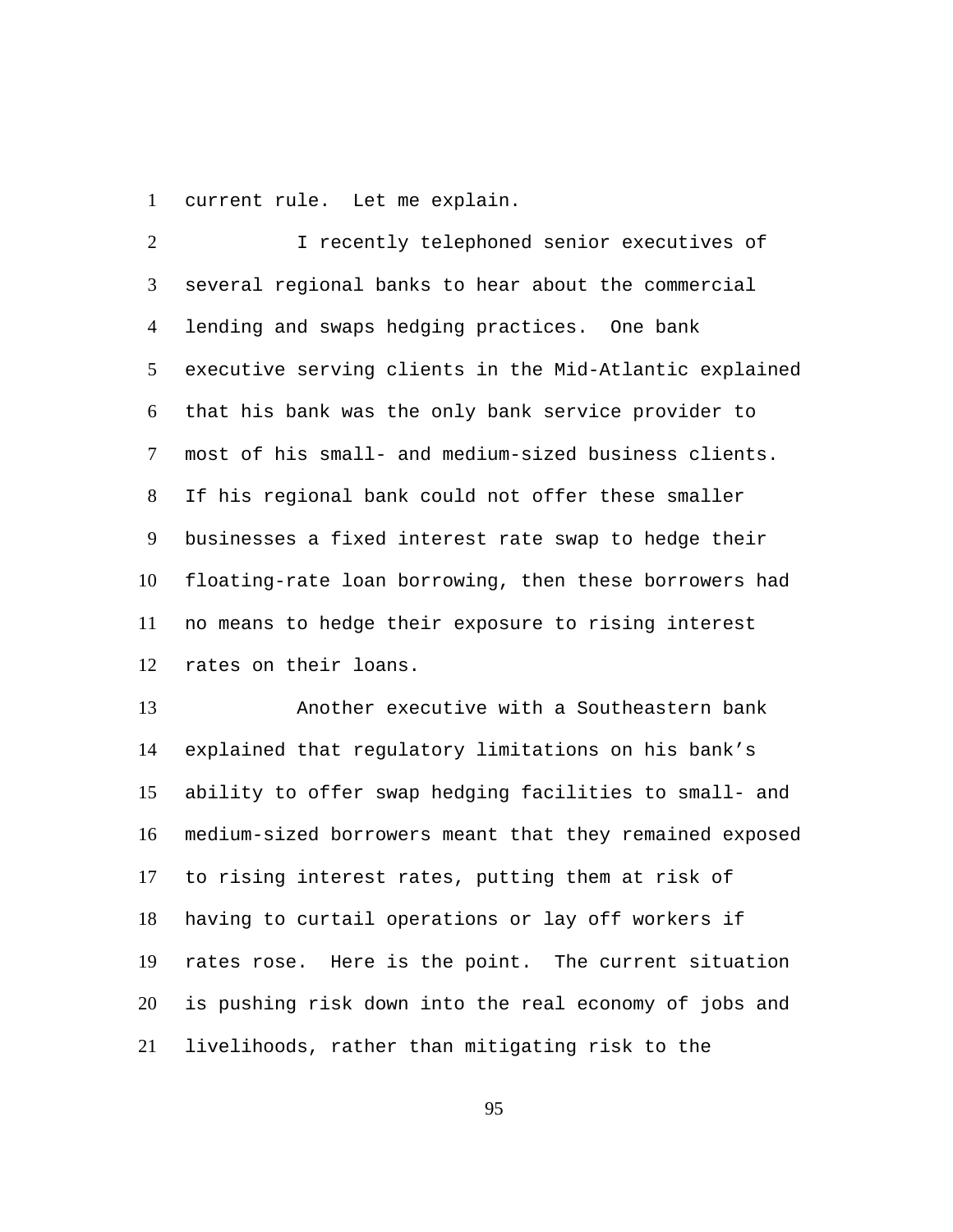current rule. Let me explain.

I recently telephoned senior executives of several regional banks to hear about the commercial lending and swaps hedging practices. One bank executive serving clients in the Mid-Atlantic explained that his bank was the only bank service provider to most of his small- and medium-sized business clients. If his regional bank could not offer these smaller businesses a fixed interest rate swap to hedge their floating-rate loan borrowing, then these borrowers had no means to hedge their exposure to rising interest rates on their loans.

Another executive with a Southeastern bank explained that regulatory limitations on his bank's ability to offer swap hedging facilities to small- and medium-sized borrowers meant that they remained exposed to rising interest rates, putting them at risk of having to curtail operations or lay off workers if rates rose. Here is the point. The current situation is pushing risk down into the real economy of jobs and livelihoods, rather than mitigating risk to the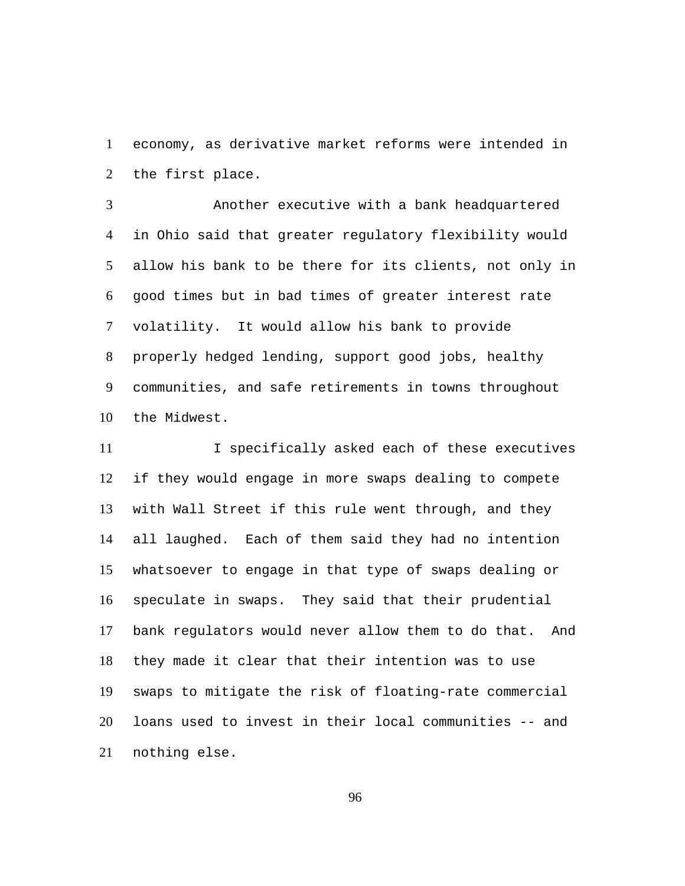economy, as derivative market reforms were intended in the first place.

Another executive with a bank headquartered in Ohio said that greater regulatory flexibility would allow his bank to be there for its clients, not only in good times but in bad times of greater interest rate volatility. It would allow his bank to provide properly hedged lending, support good jobs, healthy communities, and safe retirements in towns throughout the Midwest.

I specifically asked each of these executives if they would engage in more swaps dealing to compete with Wall Street if this rule went through, and they all laughed. Each of them said they had no intention whatsoever to engage in that type of swaps dealing or speculate in swaps. They said that their prudential bank regulators would never allow them to do that. And they made it clear that their intention was to use swaps to mitigate the risk of floating-rate commercial loans used to invest in their local communities -- and nothing else.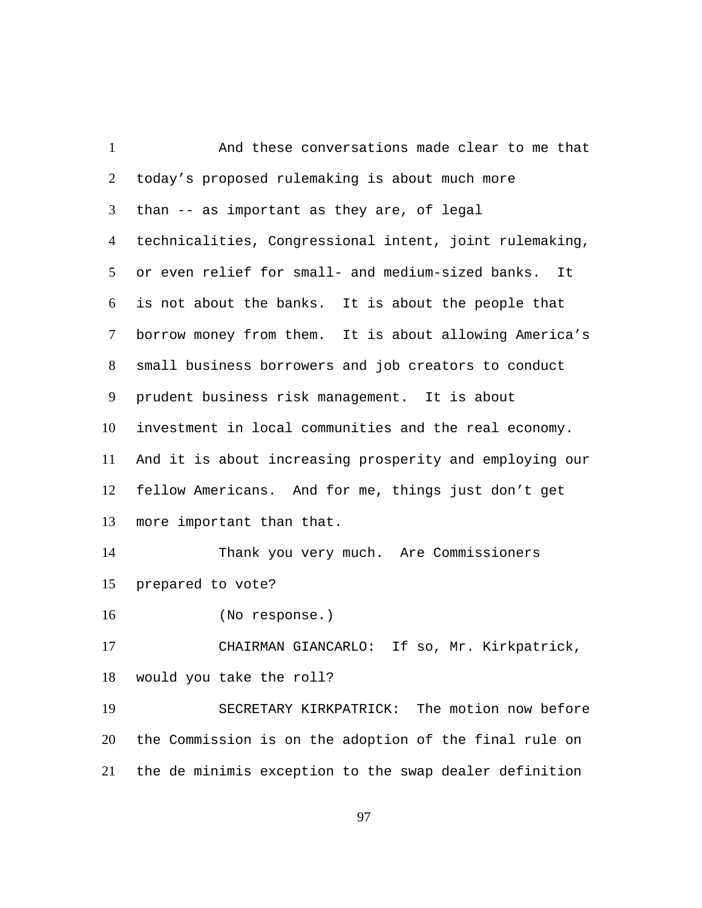And these conversations made clear to me that today's proposed rulemaking is about much more than -- as important as they are, of legal technicalities, Congressional intent, joint rulemaking, or even relief for small- and medium-sized banks. It is not about the banks. It is about the people that borrow money from them. It is about allowing America's small business borrowers and job creators to conduct prudent business risk management. It is about investment in local communities and the real economy. And it is about increasing prosperity and employing our fellow Americans. And for me, things just don't get more important than that.

Thank you very much. Are Commissioners prepared to vote?

(No response.)

CHAIRMAN GIANCARLO: If so, Mr. Kirkpatrick, would you take the roll?

SECRETARY KIRKPATRICK: The motion now before the Commission is on the adoption of the final rule on the de minimis exception to the swap dealer definition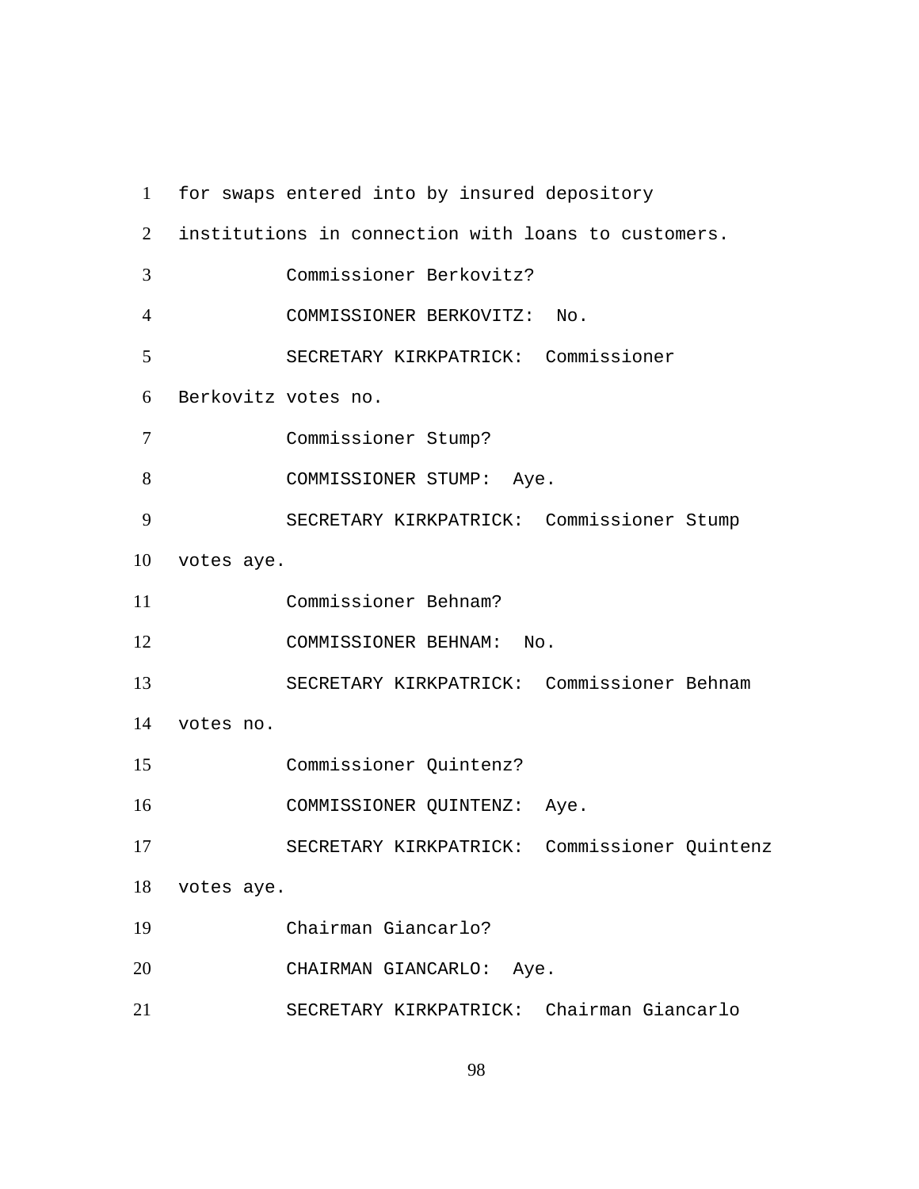for swaps entered into by insured depository institutions in connection with loans to customers.

Commissioner Berkovitz?

COMMISSIONER BERKOVITZ: No.

SECRETARY KIRKPATRICK: Commissioner Berkovitz votes no.

Commissioner Stump?

COMMISSIONER STUMP: Aye.

SECRETARY KIRKPATRICK: Commissioner Stump votes aye.

Commissioner Behnam?

COMMISSIONER BEHNAM: No.

SECRETARY KIRKPATRICK: Commissioner Behnam votes no.

Commissioner Quintenz?

COMMISSIONER QUINTENZ: Aye.

SECRETARY KIRKPATRICK: Commissioner Quintenz votes aye.

Chairman Giancarlo?

CHAIRMAN GIANCARLO: Aye.

SECRETARY KIRKPATRICK: Chairman Giancarlo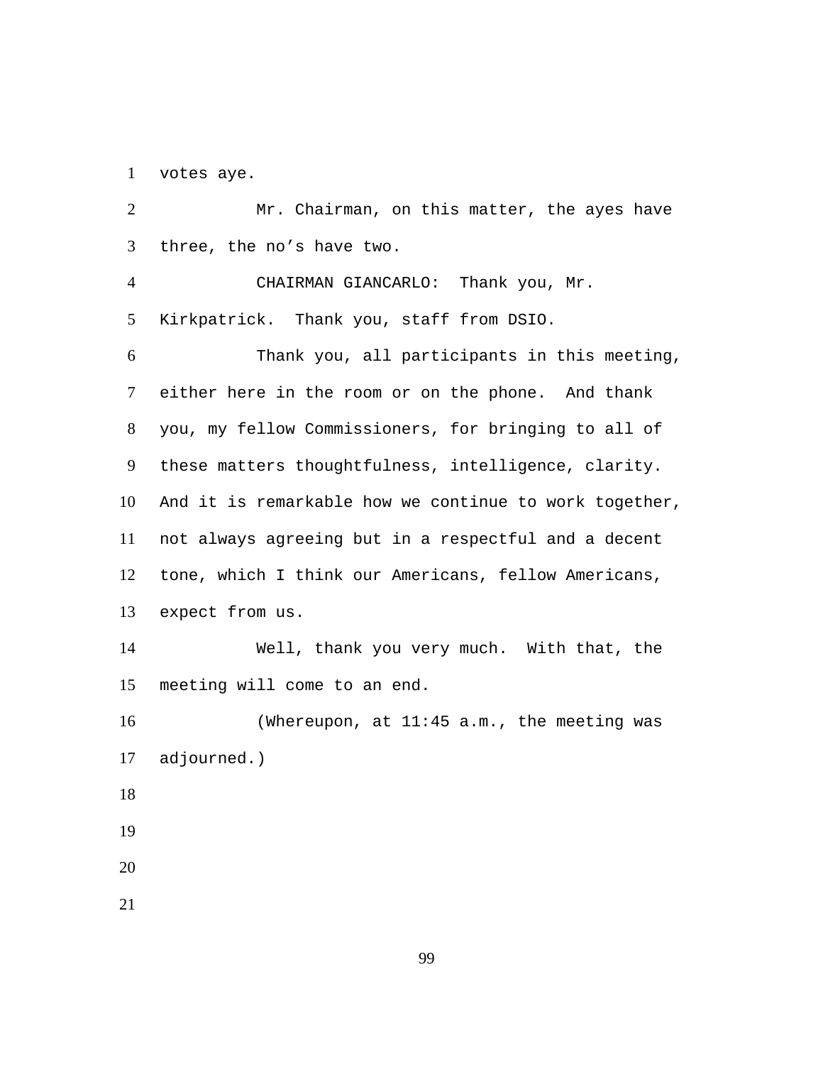votes aye.

Mr. Chairman, on this matter, the ayes have three, the no's have two.

CHAIRMAN GIANCARLO: Thank you, Mr. Kirkpatrick. Thank you, staff from DSIO.

Thank you, all participants in this meeting, either here in the room or on the phone. And thank you, my fellow Commissioners, for bringing to all of these matters thoughtfulness, intelligence, clarity. And it is remarkable how we continue to work together, not always agreeing but in a respectful and a decent tone, which I think our Americans, fellow Americans, expect from us.

Well, thank you very much. With that, the meeting will come to an end.

(Whereupon, at 11:45 a.m., the meeting was adjourned.)